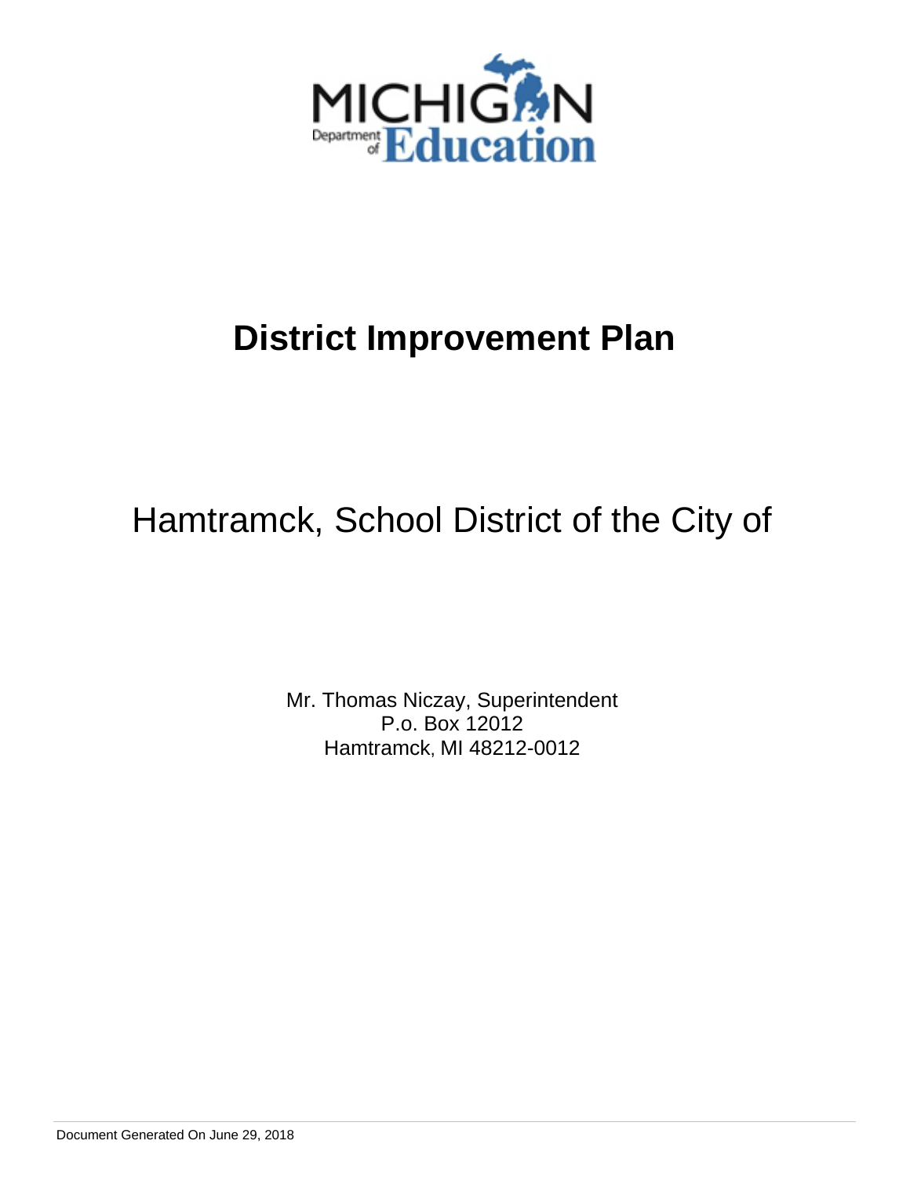# District Improvement Plan

## Hamtramck, School District of the City of

Mr. Thomas Niczay, Superintendent
P.o. Box 12012
Hamtramck, MI 48212-0012

Document Generated On June 29, 2018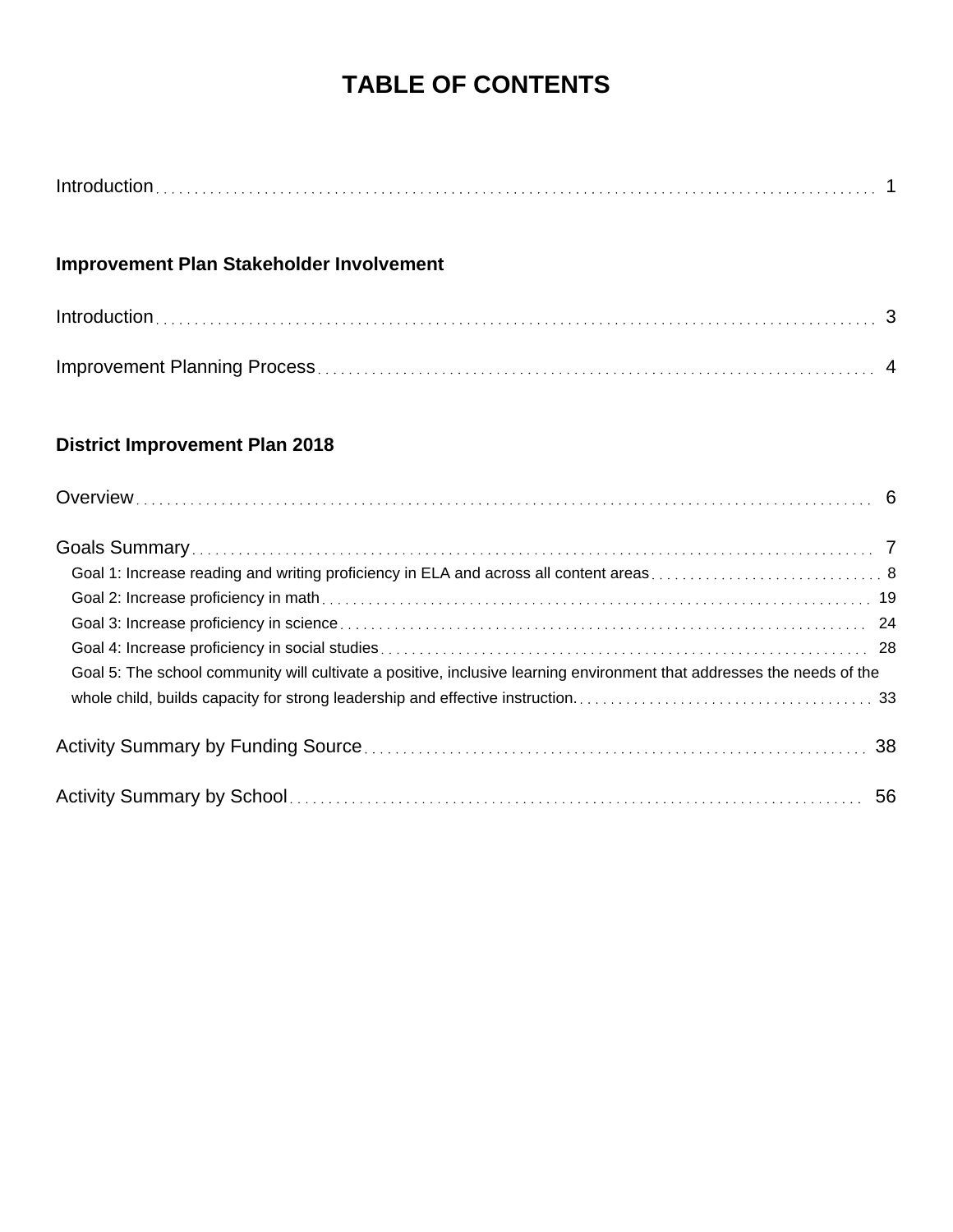# TABLE OF CONTENTS

Introduction ........ 1

## Improvement Plan Stakeholder Involvement

Introduction ........ 3

Improvement Planning Process ........ 4

## District Improvement Plan 2018

Overview ........ 6

Goals Summary ........ 7

- Goal 1: Increase reading and writing proficiency in ELA and across all content areas ........ 8
- Goal 2: Increase proficiency in math ........ 19
- Goal 3: Increase proficiency in science ........ 24
- Goal 4: Increase proficiency in social studies ........ 28
- Goal 5: The school community will cultivate a positive, inclusive learning environment that addresses the needs of the whole child, builds capacity for strong leadership and effective instruction. ........ 33

Activity Summary by Funding Source ........ 38

Activity Summary by School ........ 56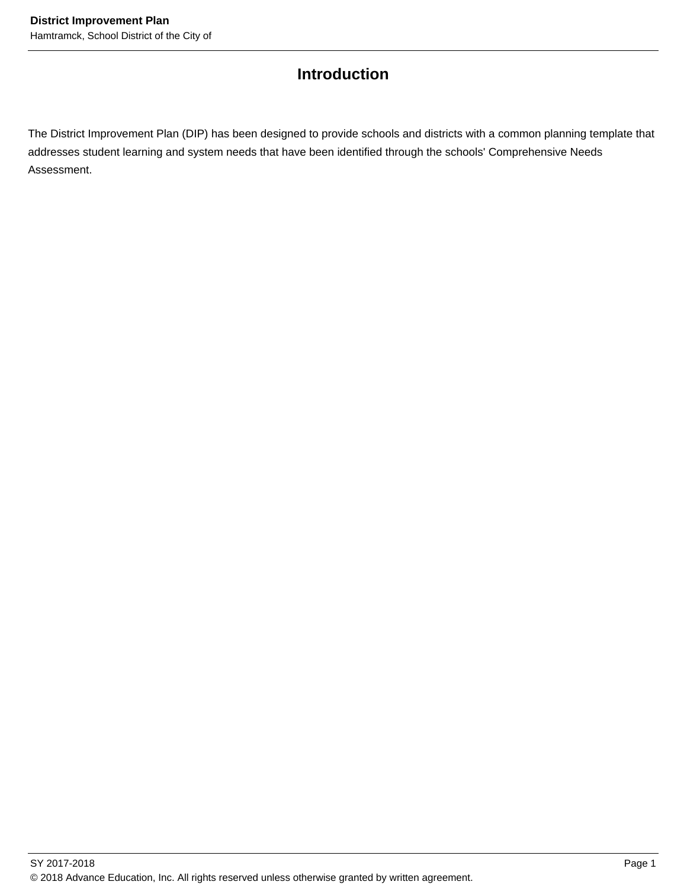# Introduction

The District Improvement Plan (DIP) has been designed to provide schools and districts with a common planning template that addresses student learning and system needs that have been identified through the schools' Comprehensive Needs Assessment.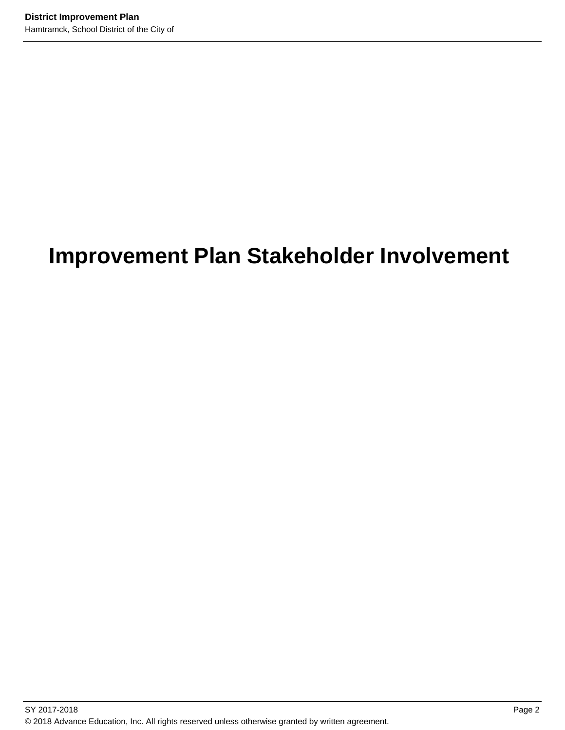# Improvement Plan Stakeholder Involvement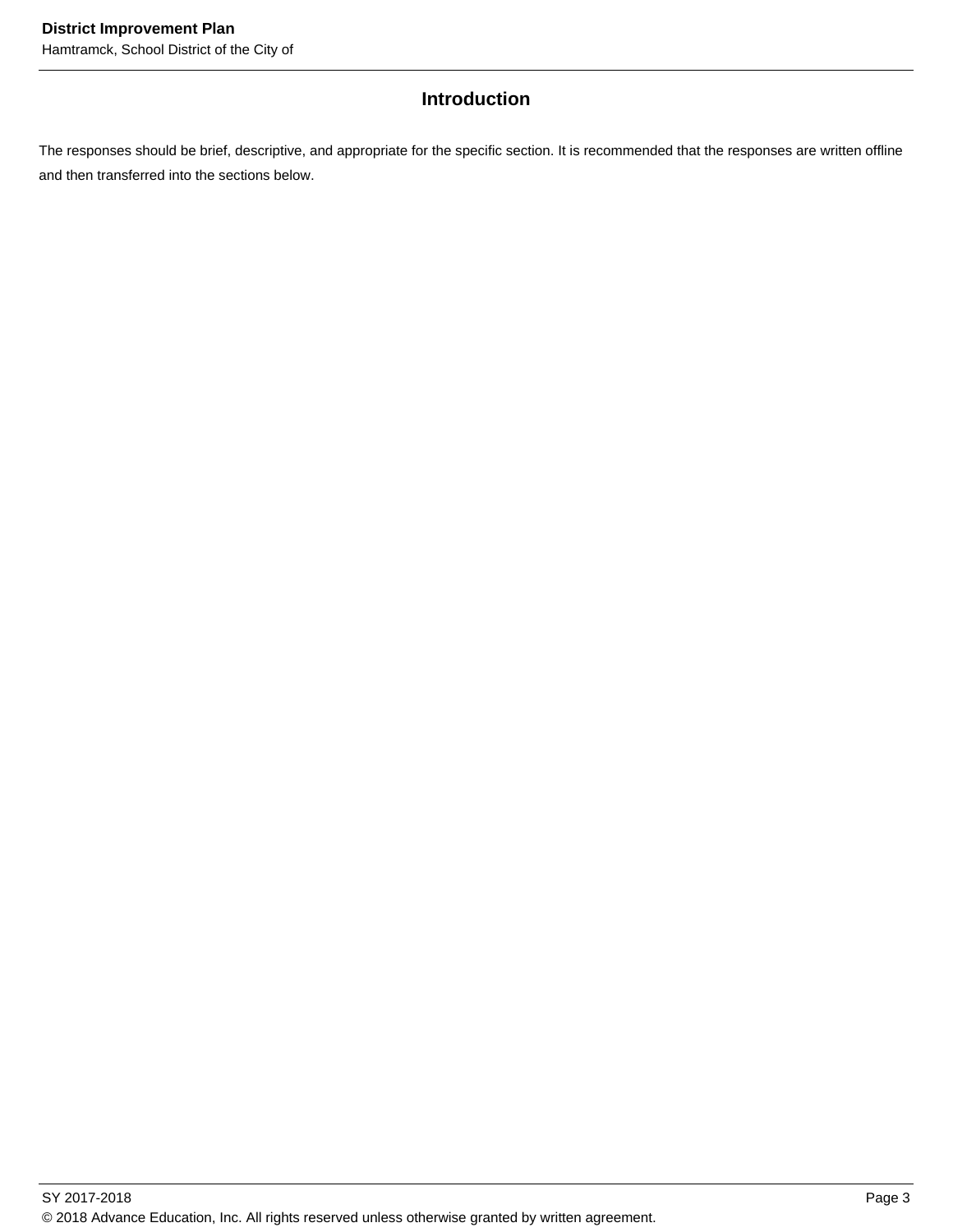## Introduction

The responses should be brief, descriptive, and appropriate for the specific section. It is recommended that the responses are written offline and then transferred into the sections below.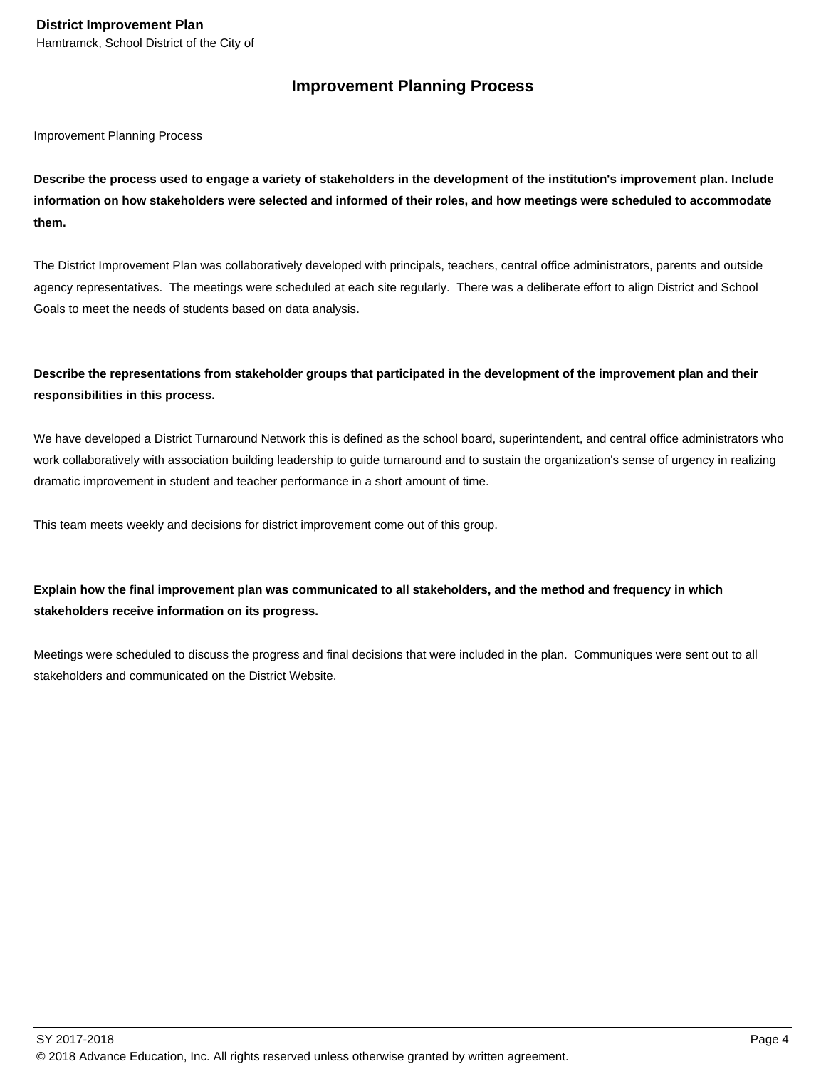## Improvement Planning Process

Improvement Planning Process

**Describe the process used to engage a variety of stakeholders in the development of the institution's improvement plan. Include information on how stakeholders were selected and informed of their roles, and how meetings were scheduled to accommodate them.**

The District Improvement Plan was collaboratively developed with principals, teachers, central office administrators, parents and outside agency representatives. The meetings were scheduled at each site regularly. There was a deliberate effort to align District and School Goals to meet the needs of students based on data analysis.

**Describe the representations from stakeholder groups that participated in the development of the improvement plan and their responsibilities in this process.**

We have developed a District Turnaround Network this is defined as the school board, superintendent, and central office administrators who work collaboratively with association building leadership to guide turnaround and to sustain the organization's sense of urgency in realizing dramatic improvement in student and teacher performance in a short amount of time.

This team meets weekly and decisions for district improvement come out of this group.

**Explain how the final improvement plan was communicated to all stakeholders, and the method and frequency in which stakeholders receive information on its progress.**

Meetings were scheduled to discuss the progress and final decisions that were included in the plan. Communiques were sent out to all stakeholders and communicated on the District Website.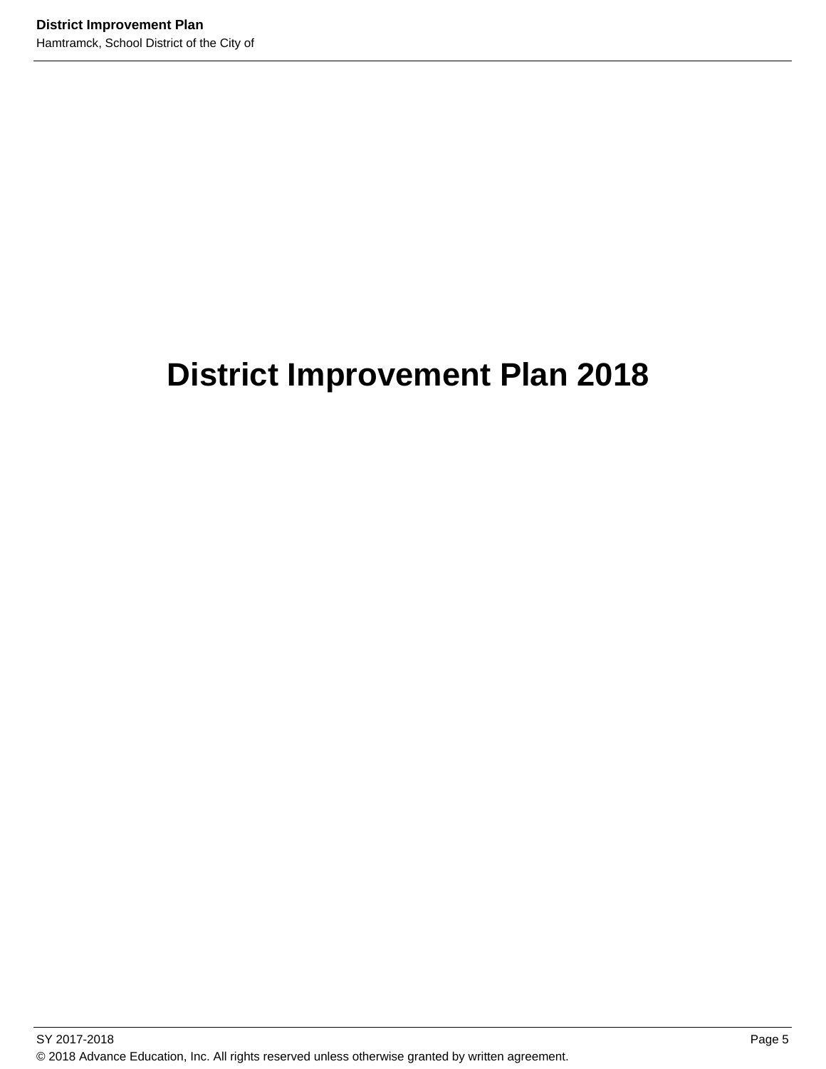# District Improvement Plan 2018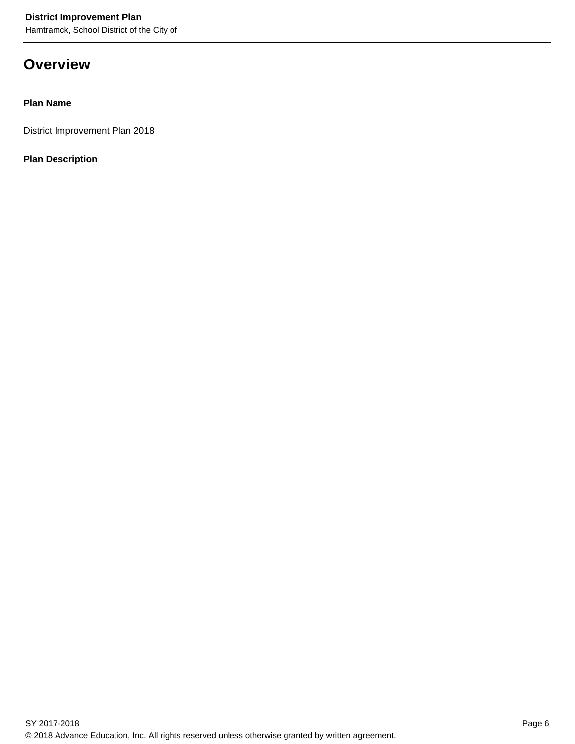# Overview

**Plan Name**

District Improvement Plan 2018

**Plan Description**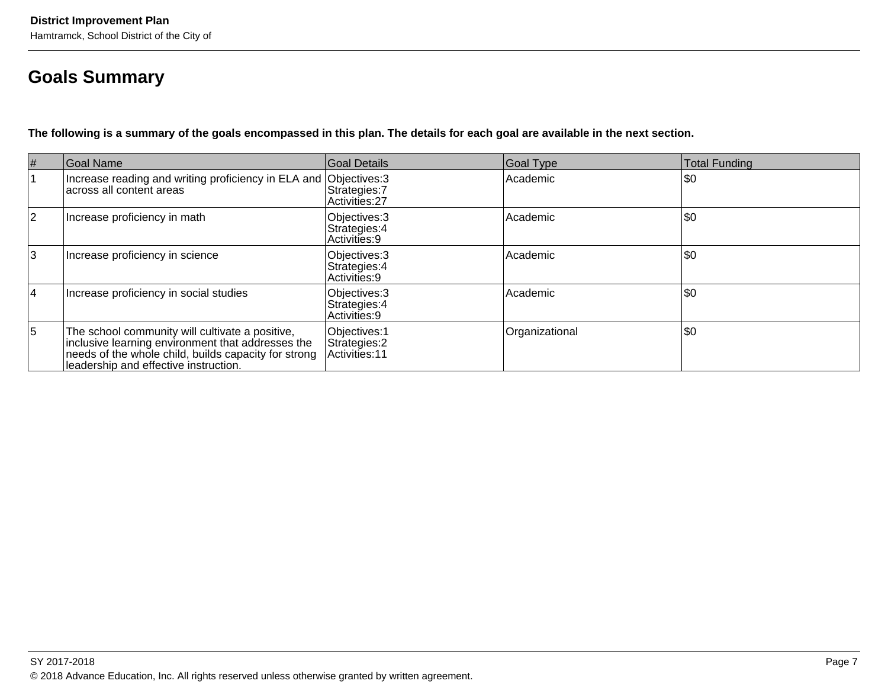# Goals Summary

**The following is a summary of the goals encompassed in this plan. The details for each goal are available in the next section.**

| # | Goal Name | Goal Details | Goal Type | Total Funding |
|---|---|---|---|---|
| 1 | Increase reading and writing proficiency in ELA and across all content areas | Objectives:3<br>Strategies:7<br>Activities:27 | Academic | $0 |
| 2 | Increase proficiency in math | Objectives:3<br>Strategies:4<br>Activities:9 | Academic | $0 |
| 3 | Increase proficiency in science | Objectives:3<br>Strategies:4<br>Activities:9 | Academic | $0 |
| 4 | Increase proficiency in social studies | Objectives:3<br>Strategies:4<br>Activities:9 | Academic | $0 |
| 5 | The school community will cultivate a positive, inclusive learning environment that addresses the needs of the whole child, builds capacity for strong leadership and effective instruction. | Objectives:1<br>Strategies:2<br>Activities:11 | Organizational | $0 |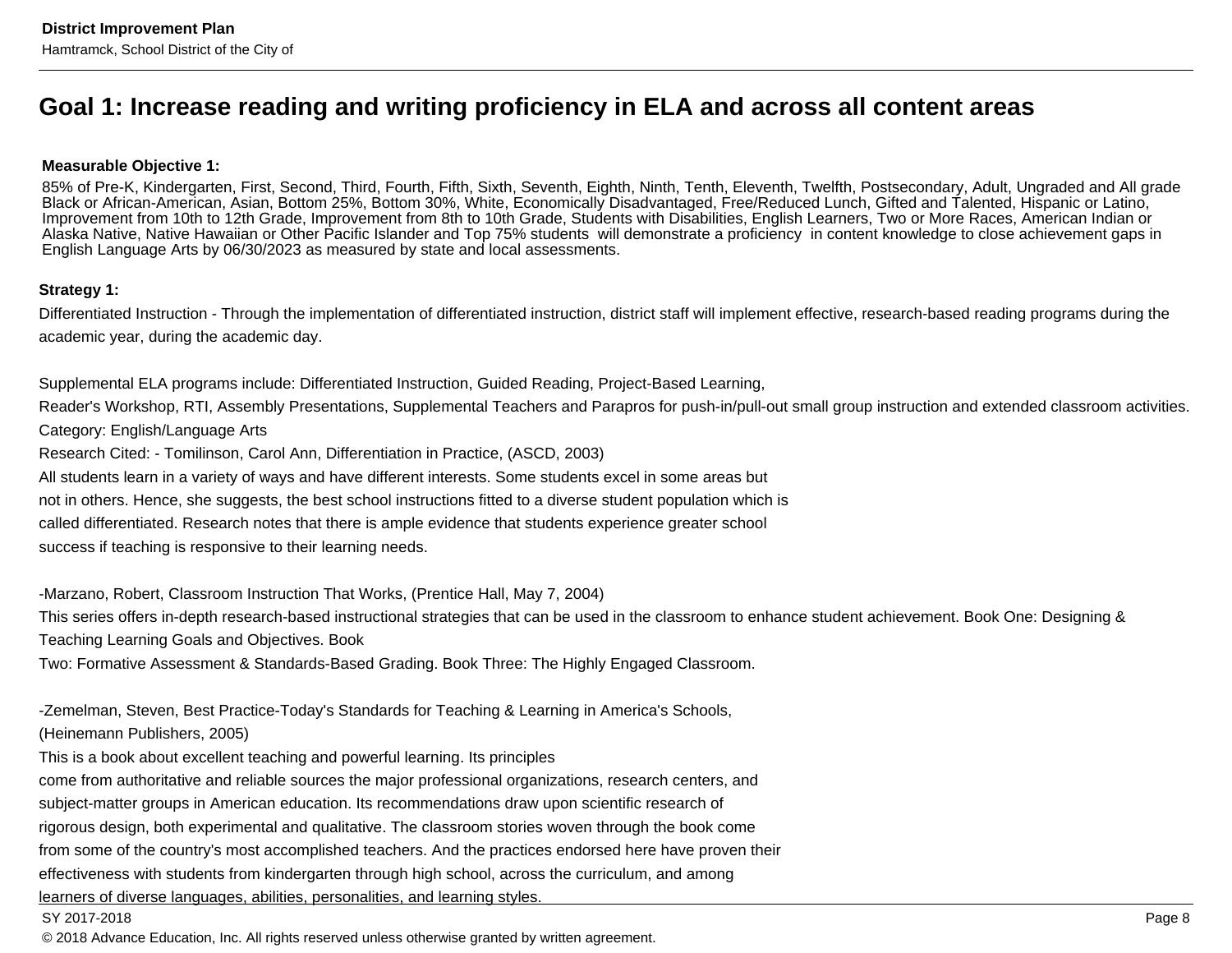# Goal 1: Increase reading and writing proficiency in ELA and across all content areas

**Measurable Objective 1:**

85% of Pre-K, Kindergarten, First, Second, Third, Fourth, Fifth, Sixth, Seventh, Eighth, Ninth, Tenth, Eleventh, Twelfth, Postsecondary, Adult, Ungraded and All grade Black or African-American, Asian, Bottom 25%, Bottom 30%, White, Economically Disadvantaged, Free/Reduced Lunch, Gifted and Talented, Hispanic or Latino, Improvement from 10th to 12th Grade, Improvement from 8th to 10th Grade, Students with Disabilities, English Learners, Two or More Races, American Indian or Alaska Native, Native Hawaiian or Other Pacific Islander and Top 75% students will demonstrate a proficiency in content knowledge to close achievement gaps in English Language Arts by 06/30/2023 as measured by state and local assessments.

**Strategy 1:**

Differentiated Instruction - Through the implementation of differentiated instruction, district staff will implement effective, research-based reading programs during the academic year, during the academic day.

Supplemental ELA programs include: Differentiated Instruction, Guided Reading, Project-Based Learning,
Reader's Workshop, RTI, Assembly Presentations, Supplemental Teachers and Parapros for push-in/pull-out small group instruction and extended classroom activities.
Category: English/Language Arts
Research Cited: - Tomilinson, Carol Ann, Differentiation in Practice, (ASCD, 2003)
All students learn in a variety of ways and have different interests. Some students excel in some areas but
not in others. Hence, she suggests, the best school instructions fitted to a diverse student population which is
called differentiated. Research notes that there is ample evidence that students experience greater school
success if teaching is responsive to their learning needs.

-Marzano, Robert, Classroom Instruction That Works, (Prentice Hall, May 7, 2004)
This series offers in-depth research-based instructional strategies that can be used in the classroom to enhance student achievement. Book One: Designing & Teaching Learning Goals and Objectives. Book
Two: Formative Assessment & Standards-Based Grading. Book Three: The Highly Engaged Classroom.

-Zemelman, Steven, Best Practice-Today's Standards for Teaching & Learning in America's Schools,
(Heinemann Publishers, 2005)
This is a book about excellent teaching and powerful learning. Its principles
come from authoritative and reliable sources the major professional organizations, research centers, and
subject-matter groups in American education. Its recommendations draw upon scientific research of
rigorous design, both experimental and qualitative. The classroom stories woven through the book come
from some of the country's most accomplished teachers. And the practices endorsed here have proven their
effectiveness with students from kindergarten through high school, across the curriculum, and among
learners of diverse languages, abilities, personalities, and learning styles.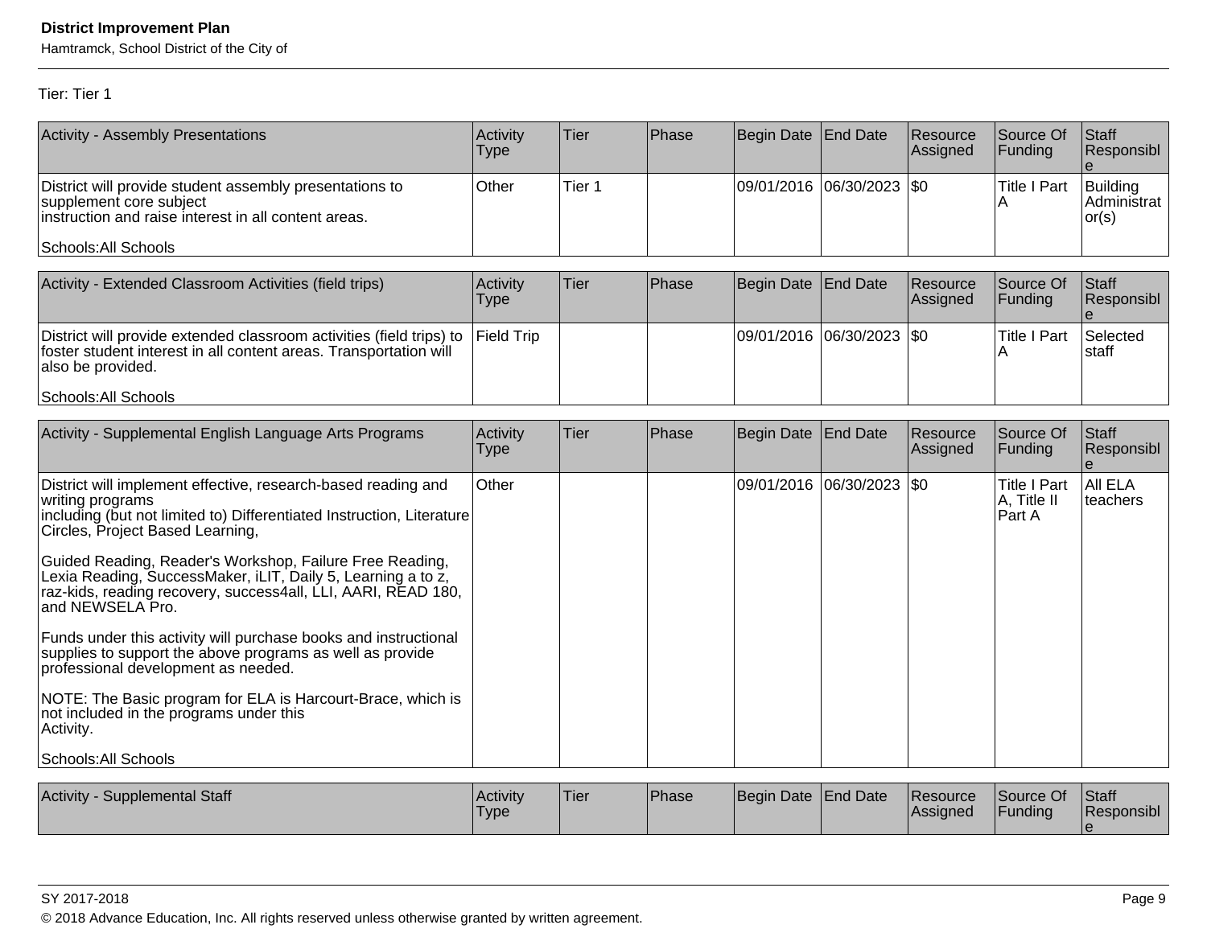Tier: Tier 1

| Activity - Assembly Presentations | Activity Type | Tier | Phase | Begin Date | End Date | Resource Assigned | Source Of Funding | Staff Responsible |
|---|---|---|---|---|---|---|---|---|
| District will provide student assembly presentations to supplement core subject instruction and raise interest in all content areas.<br><br>Schools:All Schools | Other | Tier 1 | | 09/01/2016 | 06/30/2023 | $0 | Title I Part A | Building Administrator(s) |

| Activity - Extended Classroom Activities (field trips) | Activity Type | Tier | Phase | Begin Date | End Date | Resource Assigned | Source Of Funding | Staff Responsible |
|---|---|---|---|---|---|---|---|---|
| District will provide extended classroom activities (field trips) to foster student interest in all content areas. Transportation will also be provided.<br><br>Schools:All Schools | Field Trip | | | 09/01/2016 | 06/30/2023 | $0 | Title I Part A | Selected staff |

| Activity - Supplemental English Language Arts Programs | Activity Type | Tier | Phase | Begin Date | End Date | Resource Assigned | Source Of Funding | Staff Responsible |
|---|---|---|---|---|---|---|---|---|
| District will implement effective, research-based reading and writing programs including (but not limited to) Differentiated Instruction, Literature Circles, Project Based Learning,<br><br>Guided Reading, Reader's Workshop, Failure Free Reading, Lexia Reading, SuccessMaker, iLIT, Daily 5, Learning a to z, raz-kids, reading recovery, success4all, LLI, AARI, READ 180, and NEWSELA Pro.<br><br>Funds under this activity will purchase books and instructional supplies to support the above programs as well as provide professional development as needed.<br><br>NOTE: The Basic program for ELA is Harcourt-Brace, which is not included in the programs under this Activity.<br><br>Schools:All Schools | Other | | | 09/01/2016 | 06/30/2023 | $0 | Title I Part A, Title II Part A | All ELA teachers |

| Activity - Supplemental Staff | Activity Type | Tier | Phase | Begin Date | End Date | Resource Assigned | Source Of Funding | Staff Responsible |
|---|---|---|---|---|---|---|---|---|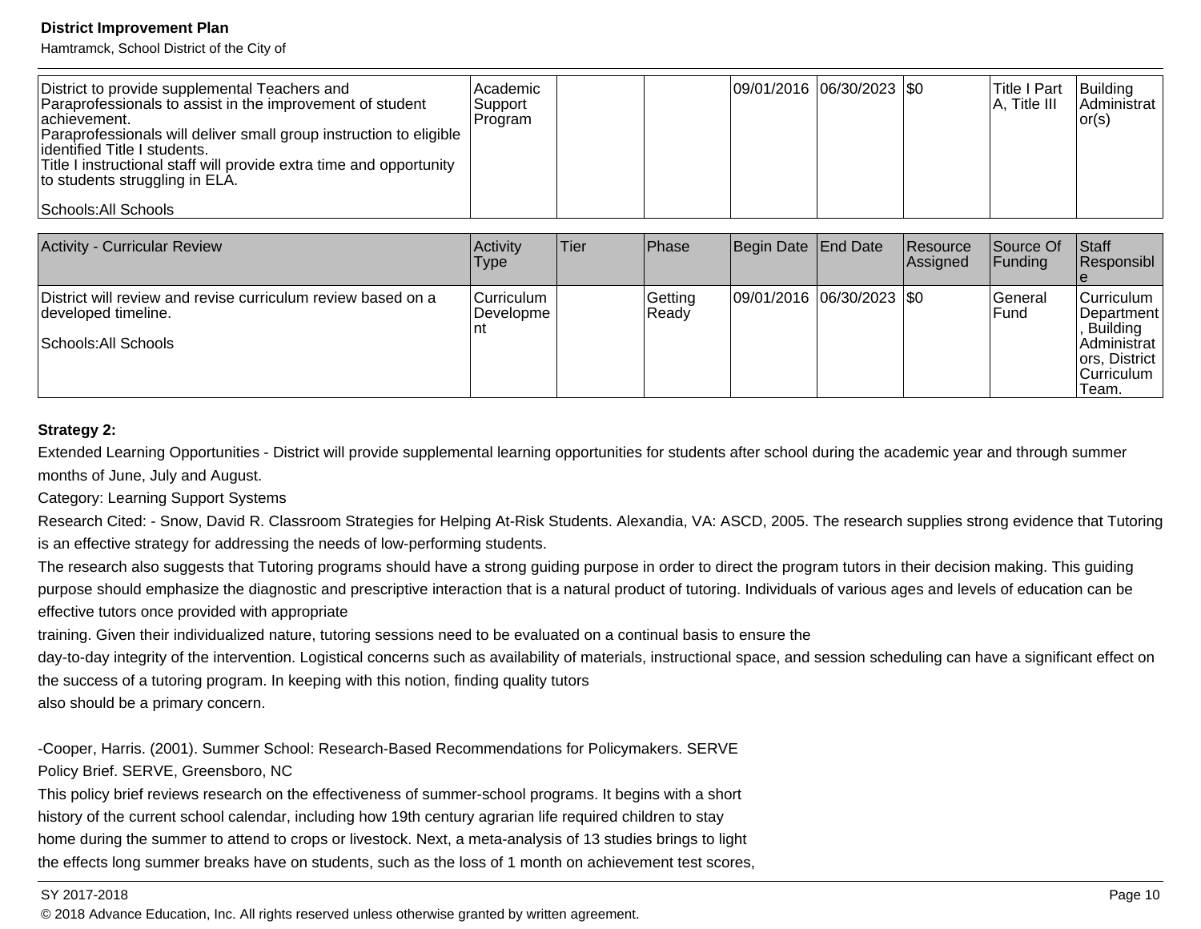| | | | | | | | | |
|---|---|---|---|---|---|---|---|---|
| District to provide supplemental Teachers and Paraprofessionals to assist in the improvement of student achievement.<br>Paraprofessionals will deliver small group instruction to eligible identified Title I students.<br>Title I instructional staff will provide extra time and opportunity to students struggling in ELA.<br><br>Schools:All Schools | Academic Support Program | | | 09/01/2016 | 06/30/2023 | $0 | Title I Part A, Title III | Building Administrator(s) |

| Activity - Curricular Review | Activity Type | Tier | Phase | Begin Date | End Date | Resource Assigned | Source Of Funding | Staff Responsible |
|---|---|---|---|---|---|---|---|---|
| District will review and revise curriculum review based on a developed timeline.<br><br>Schools:All Schools | Curriculum Development | | Getting Ready | 09/01/2016 | 06/30/2023 | $0 | General Fund | Curriculum Department, Building Administrators, District Curriculum Team. |

**Strategy 2:**

Extended Learning Opportunities - District will provide supplemental learning opportunities for students after school during the academic year and through summer months of June, July and August.

Category: Learning Support Systems

Research Cited: - Snow, David R. Classroom Strategies for Helping At-Risk Students. Alexandia, VA: ASCD, 2005. The research supplies strong evidence that Tutoring is an effective strategy for addressing the needs of low-performing students.

The research also suggests that Tutoring programs should have a strong guiding purpose in order to direct the program tutors in their decision making. This guiding purpose should emphasize the diagnostic and prescriptive interaction that is a natural product of tutoring. Individuals of various ages and levels of education can be effective tutors once provided with appropriate
training. Given their individualized nature, tutoring sessions need to be evaluated on a continual basis to ensure the
day-to-day integrity of the intervention. Logistical concerns such as availability of materials, instructional space, and session scheduling can have a significant effect on the success of a tutoring program. In keeping with this notion, finding quality tutors
also should be a primary concern.

-Cooper, Harris. (2001). Summer School: Research-Based Recommendations for Policymakers. SERVE
Policy Brief. SERVE, Greensboro, NC
This policy brief reviews research on the effectiveness of summer-school programs. It begins with a short
history of the current school calendar, including how 19th century agrarian life required children to stay
home during the summer to attend to crops or livestock. Next, a meta-analysis of 13 studies brings to light
the effects long summer breaks have on students, such as the loss of 1 month on achievement test scores,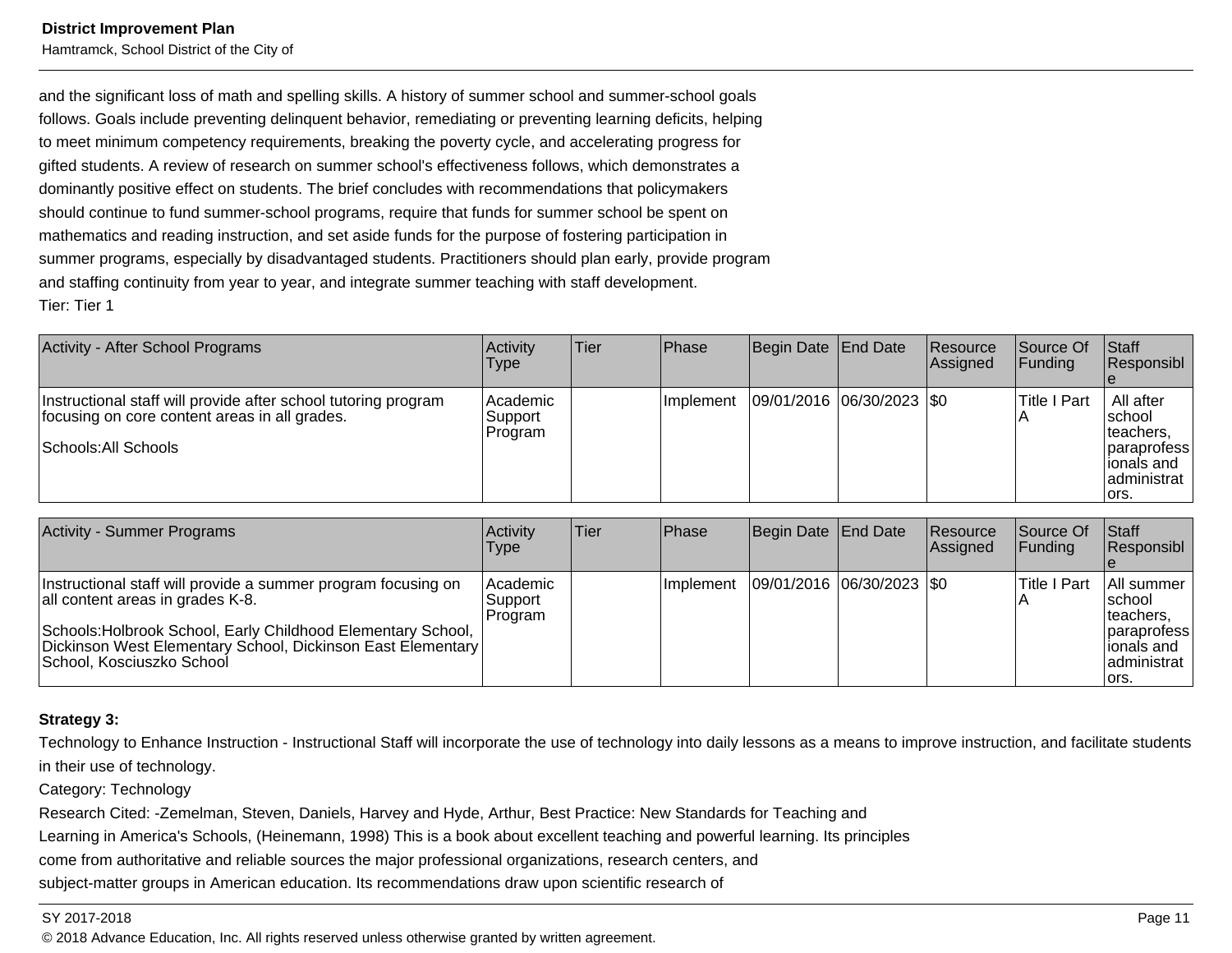and the significant loss of math and spelling skills. A history of summer school and summer-school goals follows. Goals include preventing delinquent behavior, remediating or preventing learning deficits, helping to meet minimum competency requirements, breaking the poverty cycle, and accelerating progress for gifted students. A review of research on summer school's effectiveness follows, which demonstrates a dominantly positive effect on students. The brief concludes with recommendations that policymakers should continue to fund summer-school programs, require that funds for summer school be spent on mathematics and reading instruction, and set aside funds for the purpose of fostering participation in summer programs, especially by disadvantaged students. Practitioners should plan early, provide program and staffing continuity from year to year, and integrate summer teaching with staff development.

Tier: Tier 1

| Activity - After School Programs | Activity Type | Tier | Phase | Begin Date | End Date | Resource Assigned | Source Of Funding | Staff Responsible |
|---|---|---|---|---|---|---|---|---|
| Instructional staff will provide after school tutoring program focusing on core content areas in all grades.<br><br>Schools:All Schools | Academic Support Program | | Implement | 09/01/2016 | 06/30/2023 | $0 | Title I Part A | All after school teachers, paraprofessionals and administrators. |

| Activity - Summer Programs | Activity Type | Tier | Phase | Begin Date | End Date | Resource Assigned | Source Of Funding | Staff Responsible |
|---|---|---|---|---|---|---|---|---|
| Instructional staff will provide a summer program focusing on all content areas in grades K-8.<br><br>Schools:Holbrook School, Early Childhood Elementary School, Dickinson West Elementary School, Dickinson East Elementary School, Kosciuszko School | Academic Support Program | | Implement | 09/01/2016 | 06/30/2023 | $0 | Title I Part A | All summer school teachers, paraprofessionals and administrators. |

**Strategy 3:**

Technology to Enhance Instruction - Instructional Staff will incorporate the use of technology into daily lessons as a means to improve instruction, and facilitate students in their use of technology.

Category: Technology

Research Cited: -Zemelman, Steven, Daniels, Harvey and Hyde, Arthur, Best Practice: New Standards for Teaching and Learning in America's Schools, (Heinemann, 1998) This is a book about excellent teaching and powerful learning. Its principles come from authoritative and reliable sources the major professional organizations, research centers, and subject-matter groups in American education. Its recommendations draw upon scientific research of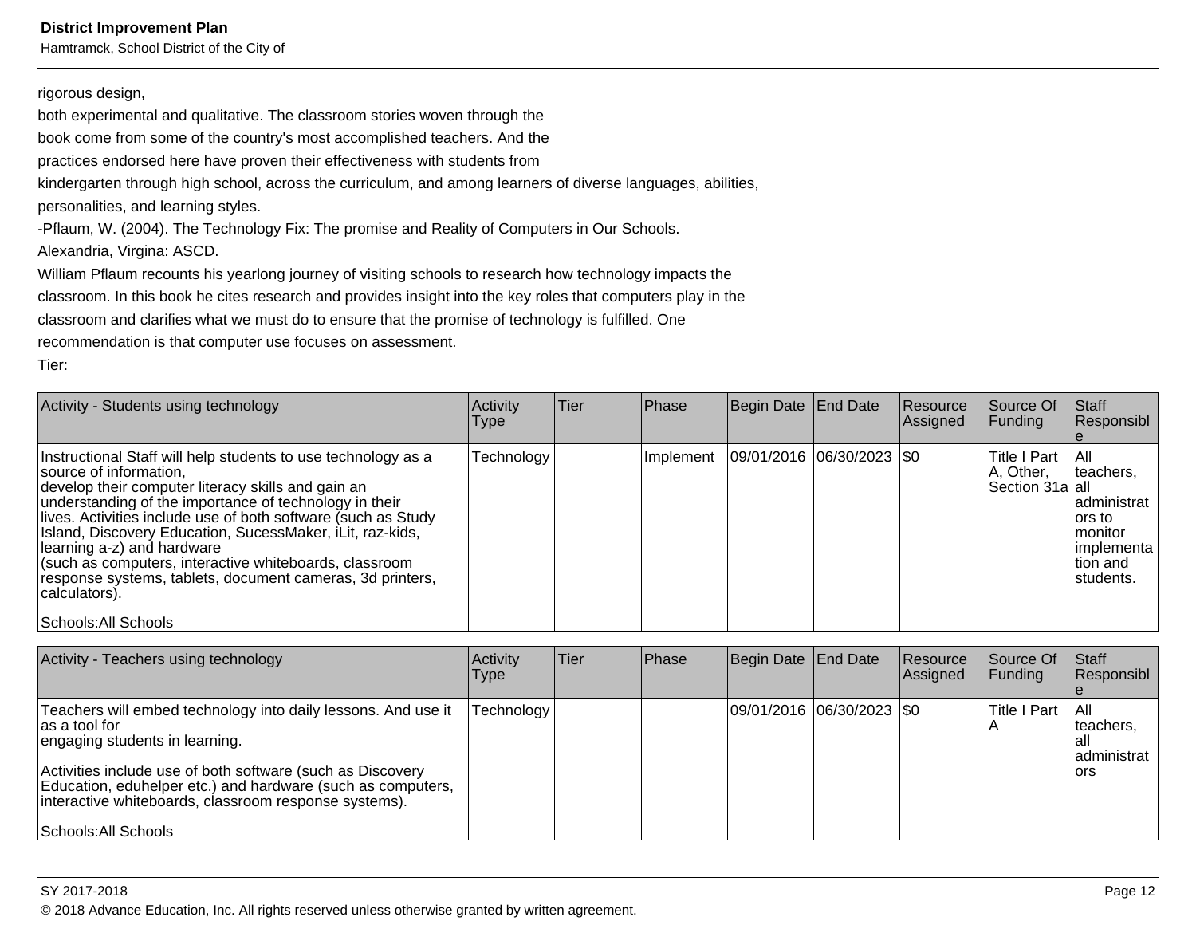rigorous design,
both experimental and qualitative. The classroom stories woven through the
book come from some of the country's most accomplished teachers. And the
practices endorsed here have proven their effectiveness with students from
kindergarten through high school, across the curriculum, and among learners of diverse languages, abilities,
personalities, and learning styles.
-Pflaum, W. (2004). The Technology Fix: The promise and Reality of Computers in Our Schools.
Alexandria, Virgina: ASCD.
William Pflaum recounts his yearlong journey of visiting schools to research how technology impacts the
classroom. In this book he cites research and provides insight into the key roles that computers play in the
classroom and clarifies what we must do to ensure that the promise of technology is fulfilled. One
recommendation is that computer use focuses on assessment.
Tier:

| Activity - Students using technology | Activity Type | Tier | Phase | Begin Date | End Date | Resource Assigned | Source Of Funding | Staff Responsible |
|---|---|---|---|---|---|---|---|---|
| Instructional Staff will help students to use technology as a source of information, develop their computer literacy skills and gain an understanding of the importance of technology in their lives. Activities include use of both software (such as Study Island, Discovery Education, SucessMaker, iLit, raz-kids, learning a-z) and hardware (such as computers, interactive whiteboards, classroom response systems, tablets, document cameras, 3d printers, calculators).<br><br>Schools:All Schools | Technology | | Implement | 09/01/2016 | 06/30/2023 | $0 | Title I Part A, Other, Section 31a | All teachers, all administrators to monitor implementation and students. |

| Activity - Teachers using technology | Activity Type | Tier | Phase | Begin Date | End Date | Resource Assigned | Source Of Funding | Staff Responsible |
|---|---|---|---|---|---|---|---|---|
| Teachers will embed technology into daily lessons. And use it as a tool for engaging students in learning.<br><br>Activities include use of both software (such as Discovery Education, eduhelper etc.) and hardware (such as computers, interactive whiteboards, classroom response systems).<br><br>Schools:All Schools | Technology | | | 09/01/2016 | 06/30/2023 | $0 | Title I Part A | All teachers, all administrators |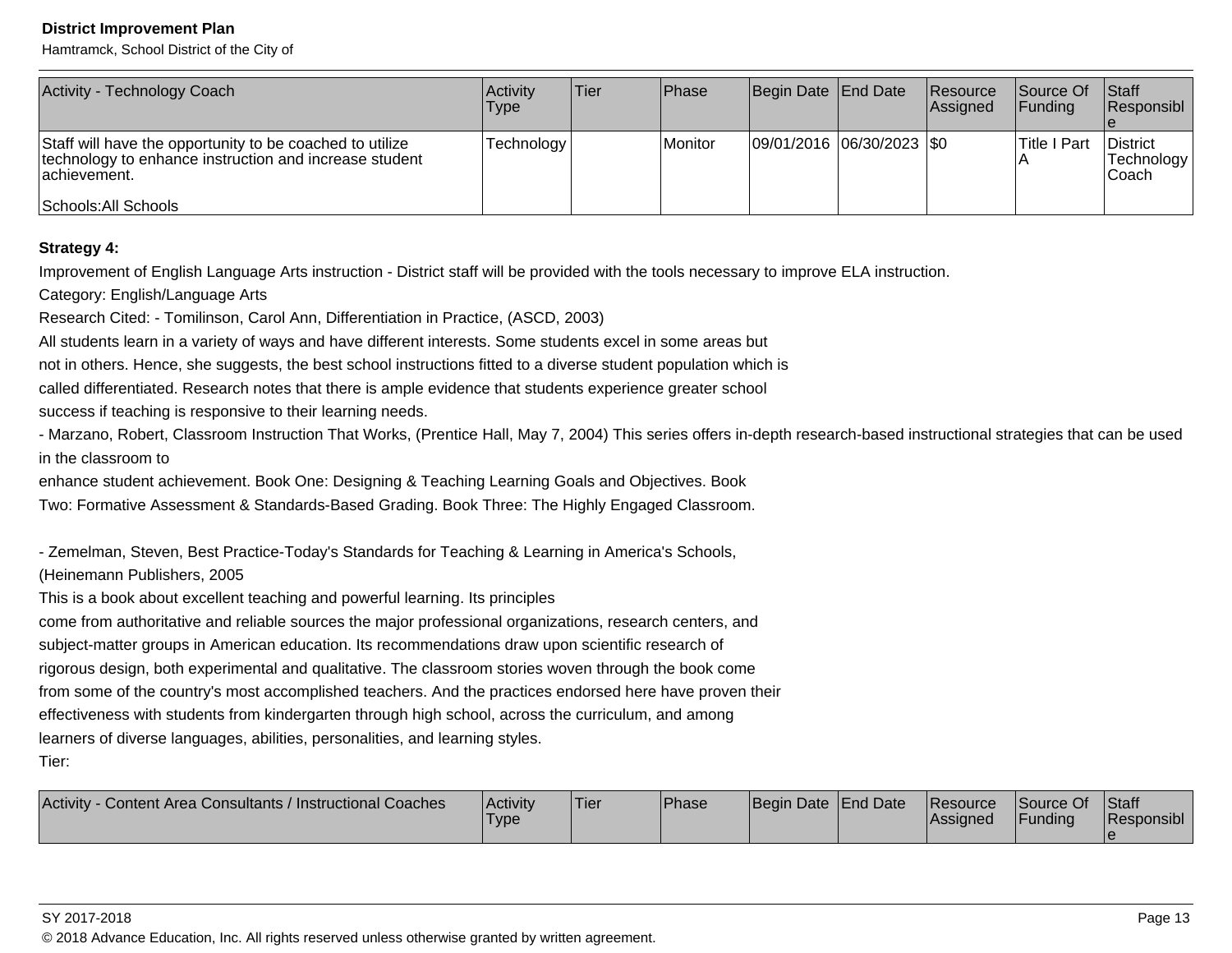| Activity - Technology Coach | Activity Type | Tier | Phase | Begin Date | End Date | Resource Assigned | Source Of Funding | Staff Responsible |
|---|---|---|---|---|---|---|---|---|
| Staff will have the opportunity to be coached to utilize technology to enhance instruction and increase student achievement.<br><br>Schools:All Schools | Technology | | Monitor | 09/01/2016 | 06/30/2023 | $0 | Title I Part A | District Technology Coach |

**Strategy 4:**

Improvement of English Language Arts instruction - District staff will be provided with the tools necessary to improve ELA instruction.

Category: English/Language Arts

Research Cited: - Tomilinson, Carol Ann, Differentiation in Practice, (ASCD, 2003)

All students learn in a variety of ways and have different interests. Some students excel in some areas but not in others. Hence, she suggests, the best school instructions fitted to a diverse student population which is called differentiated. Research notes that there is ample evidence that students experience greater school success if teaching is responsive to their learning needs.

- Marzano, Robert, Classroom Instruction That Works, (Prentice Hall, May 7, 2004) This series offers in-depth research-based instructional strategies that can be used in the classroom to enhance student achievement. Book One: Designing & Teaching Learning Goals and Objectives. Book Two: Formative Assessment & Standards-Based Grading. Book Three: The Highly Engaged Classroom.

- Zemelman, Steven, Best Practice-Today's Standards for Teaching & Learning in America's Schools, (Heinemann Publishers, 2005

This is a book about excellent teaching and powerful learning. Its principles come from authoritative and reliable sources the major professional organizations, research centers, and subject-matter groups in American education. Its recommendations draw upon scientific research of rigorous design, both experimental and qualitative. The classroom stories woven through the book come from some of the country's most accomplished teachers. And the practices endorsed here have proven their effectiveness with students from kindergarten through high school, across the curriculum, and among learners of diverse languages, abilities, personalities, and learning styles.

Tier:

| Activity - Content Area Consultants / Instructional Coaches | Activity Type | Tier | Phase | Begin Date | End Date | Resource Assigned | Source Of Funding | Staff Responsible |
|---|---|---|---|---|---|---|---|---|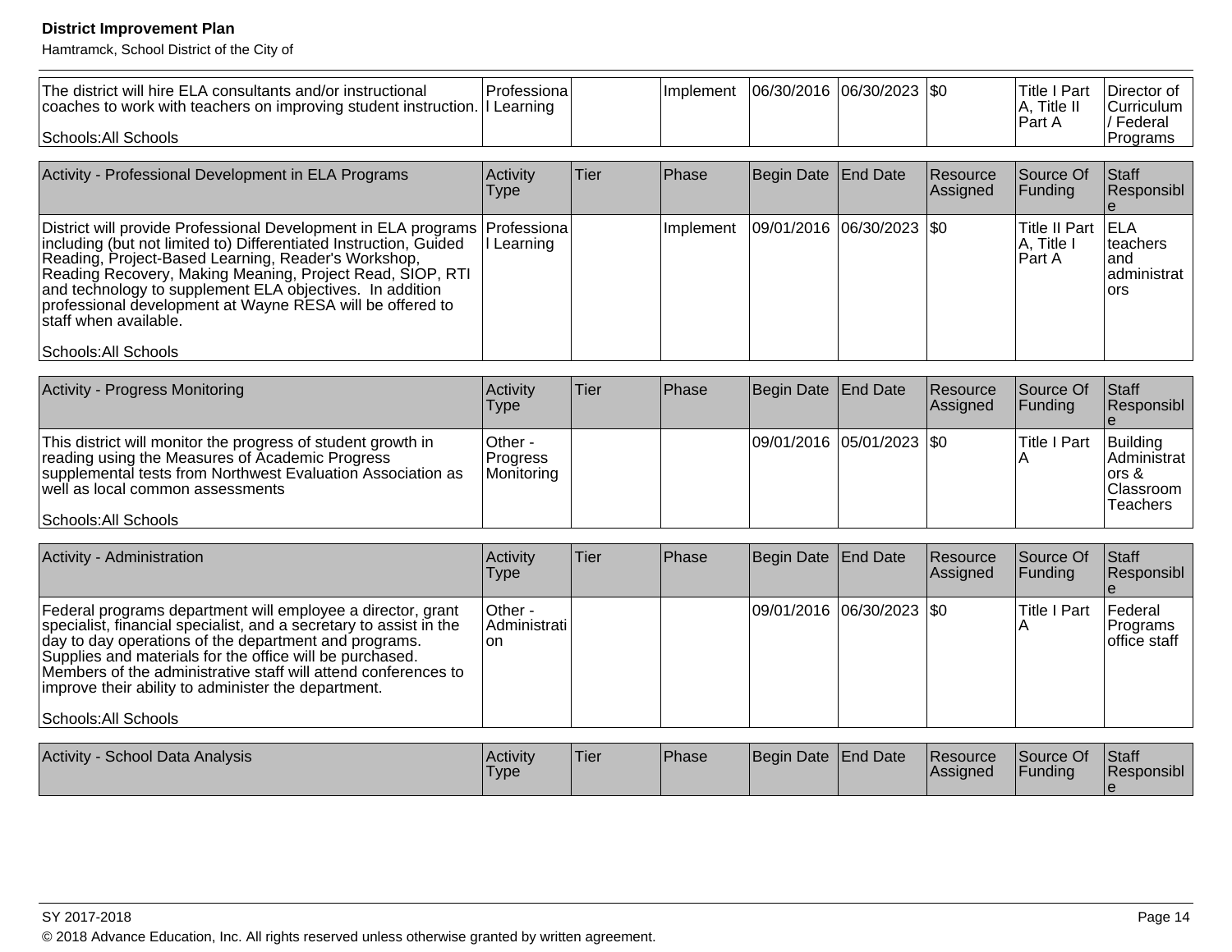| | | | | | | | | |
|---|---|---|---|---|---|---|---|---|
| The district will hire ELA consultants and/or instructional coaches to work with teachers on improving student instruction.<br><br>Schools:All Schools | Professional Learning | | Implement | 06/30/2016 | 06/30/2023 | $0 | Title I Part A, Title II Part A | Director of Curriculum / Federal Programs |

| Activity - Professional Development in ELA Programs | Activity Type | Tier | Phase | Begin Date | End Date | Resource Assigned | Source Of Funding | Staff Responsible |
|---|---|---|---|---|---|---|---|---|
| District will provide Professional Development in ELA programs including (but not limited to) Differentiated Instruction, Guided Reading, Project-Based Learning, Reader's Workshop, Reading Recovery, Making Meaning, Project Read, SIOP, RTI and technology to supplement ELA objectives. In addition professional development at Wayne RESA will be offered to staff when available.<br><br>Schools:All Schools | Professional Learning | | Implement | 09/01/2016 | 06/30/2023 | $0 | Title II Part A, Title I Part A | ELA teachers and administrators |

| Activity - Progress Monitoring | Activity Type | Tier | Phase | Begin Date | End Date | Resource Assigned | Source Of Funding | Staff Responsible |
|---|---|---|---|---|---|---|---|---|
| This district will monitor the progress of student growth in reading using the Measures of Academic Progress supplemental tests from Northwest Evaluation Association as well as local common assessments<br><br>Schools:All Schools | Other - Progress Monitoring | | | 09/01/2016 | 05/01/2023 | $0 | Title I Part A | Building Administrators & Classroom Teachers |

| Activity - Administration | Activity Type | Tier | Phase | Begin Date | End Date | Resource Assigned | Source Of Funding | Staff Responsible |
|---|---|---|---|---|---|---|---|---|
| Federal programs department will employee a director, grant specialist, financial specialist, and a secretary to assist in the day to day operations of the department and programs. Supplies and materials for the office will be purchased. Members of the administrative staff will attend conferences to improve their ability to administer the department.<br><br>Schools:All Schools | Other - Administration | | | 09/01/2016 | 06/30/2023 | $0 | Title I Part A | Federal Programs office staff |

| Activity - School Data Analysis | Activity Type | Tier | Phase | Begin Date | End Date | Resource Assigned | Source Of Funding | Staff Responsible |
|---|---|---|---|---|---|---|---|---|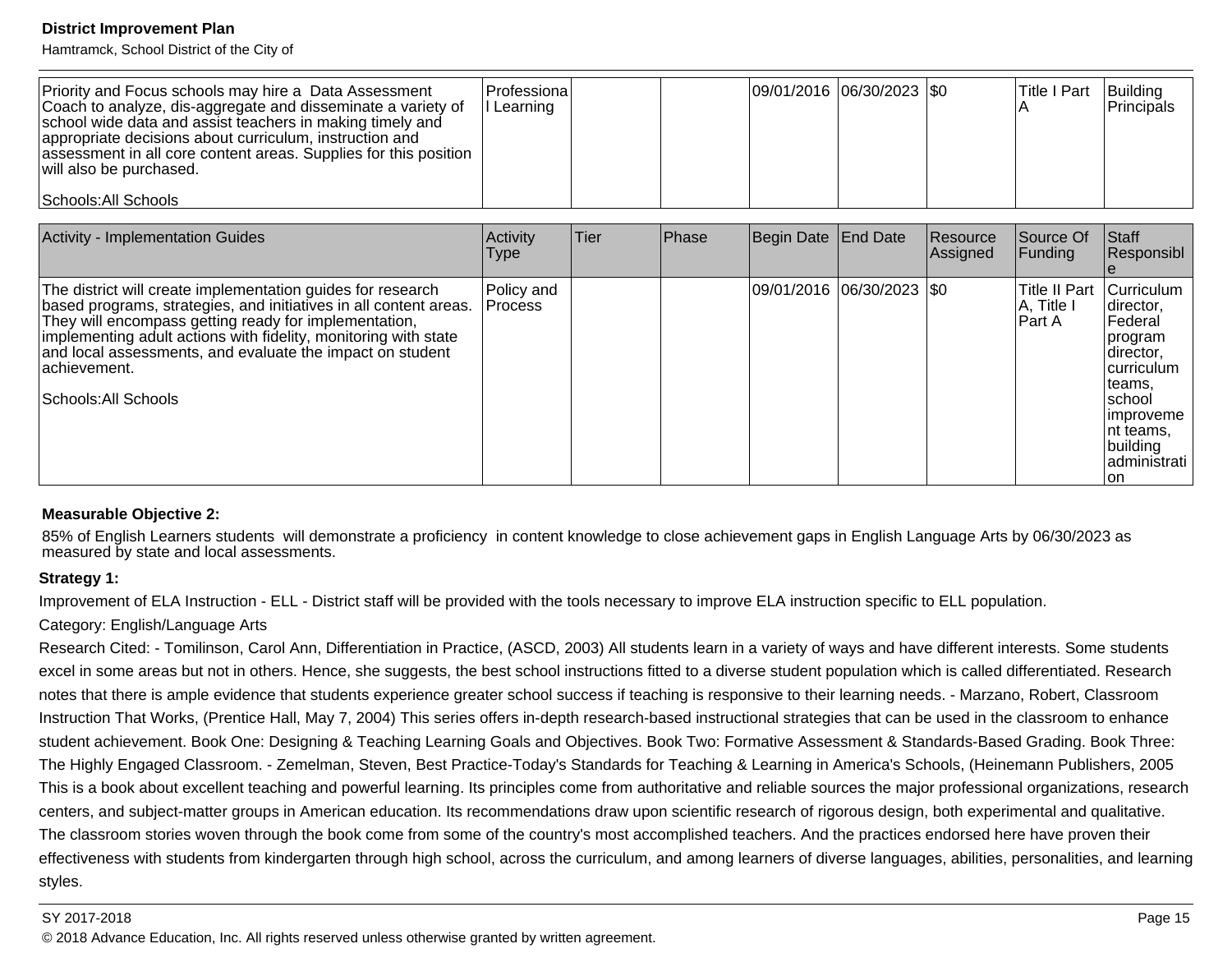| Priority and Focus schools may hire a Data Assessment Coach to analyze, dis-aggregate and disseminate a variety of school wide data and assist teachers in making timely and appropriate decisions about curriculum, instruction and assessment in all core content areas. Supplies for this position will also be purchased.<br><br>Schools:All Schools | Professional Learning | | | 09/01/2016 | 06/30/2023 | $0 | Title I Part A | Building Principals |
|---|---|---|---|---|---|---|---|---|

| Activity - Implementation Guides | Activity Type | Tier | Phase | Begin Date | End Date | Resource Assigned | Source Of Funding | Staff Responsible |
|---|---|---|---|---|---|---|---|---|
| The district will create implementation guides for research based programs, strategies, and initiatives in all content areas. They will encompass getting ready for implementation, implementing adult actions with fidelity, monitoring with state and local assessments, and evaluate the impact on student achievement.<br><br>Schools:All Schools | Policy and Process | | | 09/01/2016 | 06/30/2023 | $0 | Title II Part A, Title I Part A | Curriculum director, Federal program director, curriculum teams, school improvement teams, building administration |

**Measurable Objective 2:**

85% of English Learners students will demonstrate a proficiency in content knowledge to close achievement gaps in English Language Arts by 06/30/2023 as measured by state and local assessments.

**Strategy 1:**

Improvement of ELA Instruction - ELL - District staff will be provided with the tools necessary to improve ELA instruction specific to ELL population.

Category: English/Language Arts

Research Cited: - Tomilinson, Carol Ann, Differentiation in Practice, (ASCD, 2003) All students learn in a variety of ways and have different interests. Some students excel in some areas but not in others. Hence, she suggests, the best school instructions fitted to a diverse student population which is called differentiated. Research notes that there is ample evidence that students experience greater school success if teaching is responsive to their learning needs. - Marzano, Robert, Classroom Instruction That Works, (Prentice Hall, May 7, 2004) This series offers in-depth research-based instructional strategies that can be used in the classroom to enhance student achievement. Book One: Designing & Teaching Learning Goals and Objectives. Book Two: Formative Assessment & Standards-Based Grading. Book Three: The Highly Engaged Classroom. - Zemelman, Steven, Best Practice-Today's Standards for Teaching & Learning in America's Schools, (Heinemann Publishers, 2005 This is a book about excellent teaching and powerful learning. Its principles come from authoritative and reliable sources the major professional organizations, research centers, and subject-matter groups in American education. Its recommendations draw upon scientific research of rigorous design, both experimental and qualitative. The classroom stories woven through the book come from some of the country's most accomplished teachers. And the practices endorsed here have proven their effectiveness with students from kindergarten through high school, across the curriculum, and among learners of diverse languages, abilities, personalities, and learning styles.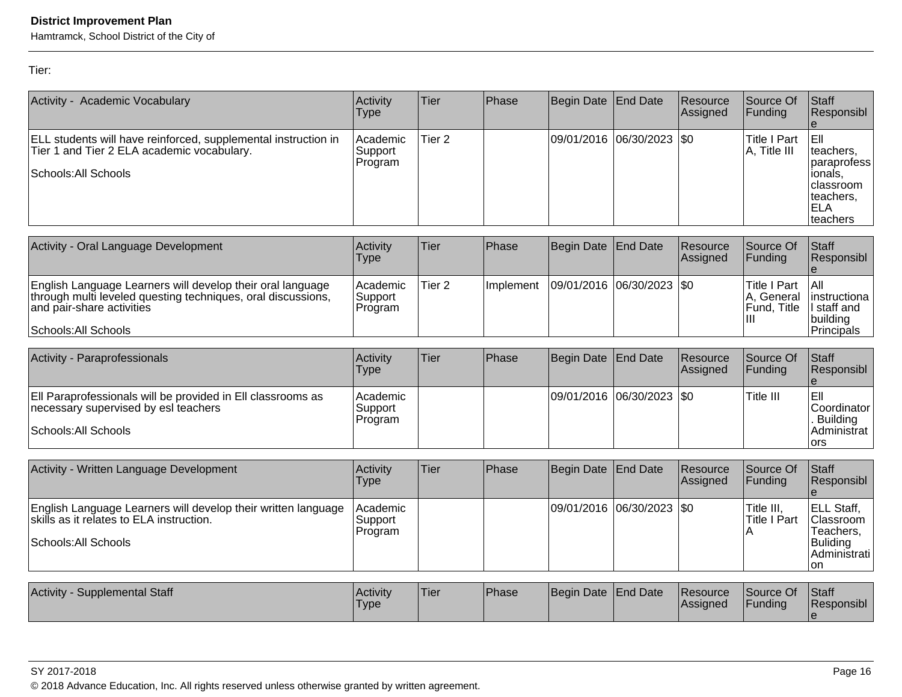Tier:

| Activity - Academic Vocabulary | Activity Type | Tier | Phase | Begin Date | End Date | Resource Assigned | Source Of Funding | Staff Responsible |
|---|---|---|---|---|---|---|---|---|
| ELL students will have reinforced, supplemental instruction in Tier 1 and Tier 2 ELA academic vocabulary.<br><br>Schools:All Schools | Academic Support Program | Tier 2 | | 09/01/2016 | 06/30/2023 | $0 | Title I Part A, Title III | Ell teachers, paraprofessionals, classroom teachers, ELA teachers |

| Activity - Oral Language Development | Activity Type | Tier | Phase | Begin Date | End Date | Resource Assigned | Source Of Funding | Staff Responsible |
|---|---|---|---|---|---|---|---|---|
| English Language Learners will develop their oral language through multi leveled questing techniques, oral discussions, and pair-share activities<br><br>Schools:All Schools | Academic Support Program | Tier 2 | Implement | 09/01/2016 | 06/30/2023 | $0 | Title I Part A, General Fund, Title III | All instructional staff and building Principals |

| Activity - Paraprofessionals | Activity Type | Tier | Phase | Begin Date | End Date | Resource Assigned | Source Of Funding | Staff Responsible |
|---|---|---|---|---|---|---|---|---|
| Ell Paraprofessionals will be provided in Ell classrooms as necessary supervised by esl teachers<br><br>Schools:All Schools | Academic Support Program | | | 09/01/2016 | 06/30/2023 | $0 | Title III | Ell Coordinator. Building Administrators |

| Activity - Written Language Development | Activity Type | Tier | Phase | Begin Date | End Date | Resource Assigned | Source Of Funding | Staff Responsible |
|---|---|---|---|---|---|---|---|---|
| English Language Learners will develop their written language skills as it relates to ELA instruction.<br><br>Schools:All Schools | Academic Support Program | | | 09/01/2016 | 06/30/2023 | $0 | Title III, Title I Part A | ELL Staff, Classroom Teachers, Buliding Administration |

| Activity - Supplemental Staff | Activity Type | Tier | Phase | Begin Date | End Date | Resource Assigned | Source Of Funding | Staff Responsible |
|---|---|---|---|---|---|---|---|---|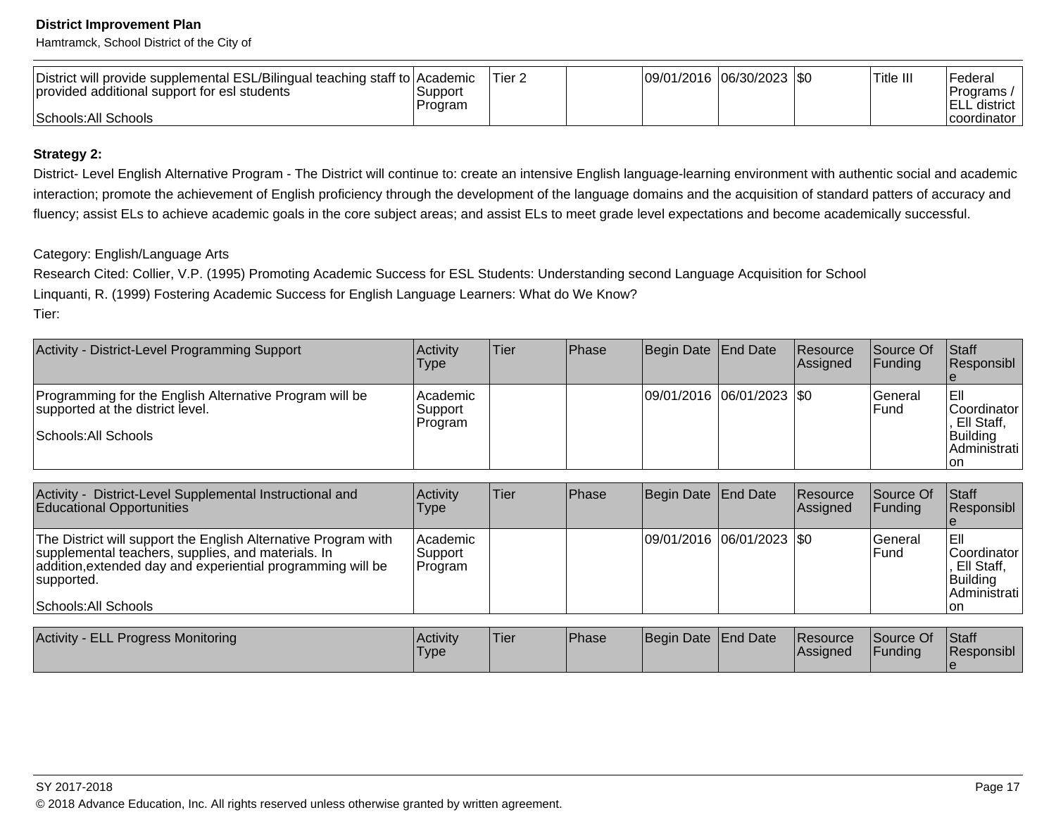| District will provide supplemental ESL/Bilingual teaching staff to provided additional support for esl students<br><br>Schools:All Schools | Academic Support Program | Tier 2 | | 09/01/2016 | 06/30/2023 | $0 | Title III | Federal Programs / ELL district coordinator |
|---|---|---|---|---|---|---|---|---|

**Strategy 2:**

District- Level English Alternative Program - The District will continue to: create an intensive English language-learning environment with authentic social and academic interaction; promote the achievement of English proficiency through the development of the language domains and the acquisition of standard patters of accuracy and fluency; assist ELs to achieve academic goals in the core subject areas; and assist ELs to meet grade level expectations and become academically successful.

Category: English/Language Arts

Research Cited: Collier, V.P. (1995) Promoting Academic Success for ESL Students: Understanding second Language Acquisition for School

Linquanti, R. (1999) Fostering Academic Success for English Language Learners: What do We Know?

Tier:

| Activity - District-Level Programming Support | Activity Type | Tier | Phase | Begin Date | End Date | Resource Assigned | Source Of Funding | Staff Responsible |
|---|---|---|---|---|---|---|---|---|
| Programming for the English Alternative Program will be supported at the district level.<br><br>Schools:All Schools | Academic Support Program | | | 09/01/2016 | 06/01/2023 | $0 | General Fund | Ell Coordinator, Ell Staff, Building Administration |

| Activity - District-Level Supplemental Instructional and Educational Opportunities | Activity Type | Tier | Phase | Begin Date | End Date | Resource Assigned | Source Of Funding | Staff Responsible |
|---|---|---|---|---|---|---|---|---|
| The District will support the English Alternative Program with supplemental teachers, supplies, and materials. In addition,extended day and experiential programming will be supported.<br><br>Schools:All Schools | Academic Support Program | | | 09/01/2016 | 06/01/2023 | $0 | General Fund | Ell Coordinator, Ell Staff, Building Administration |

| Activity - ELL Progress Monitoring | Activity Type | Tier | Phase | Begin Date | End Date | Resource Assigned | Source Of Funding | Staff Responsible |
|---|---|---|---|---|---|---|---|---|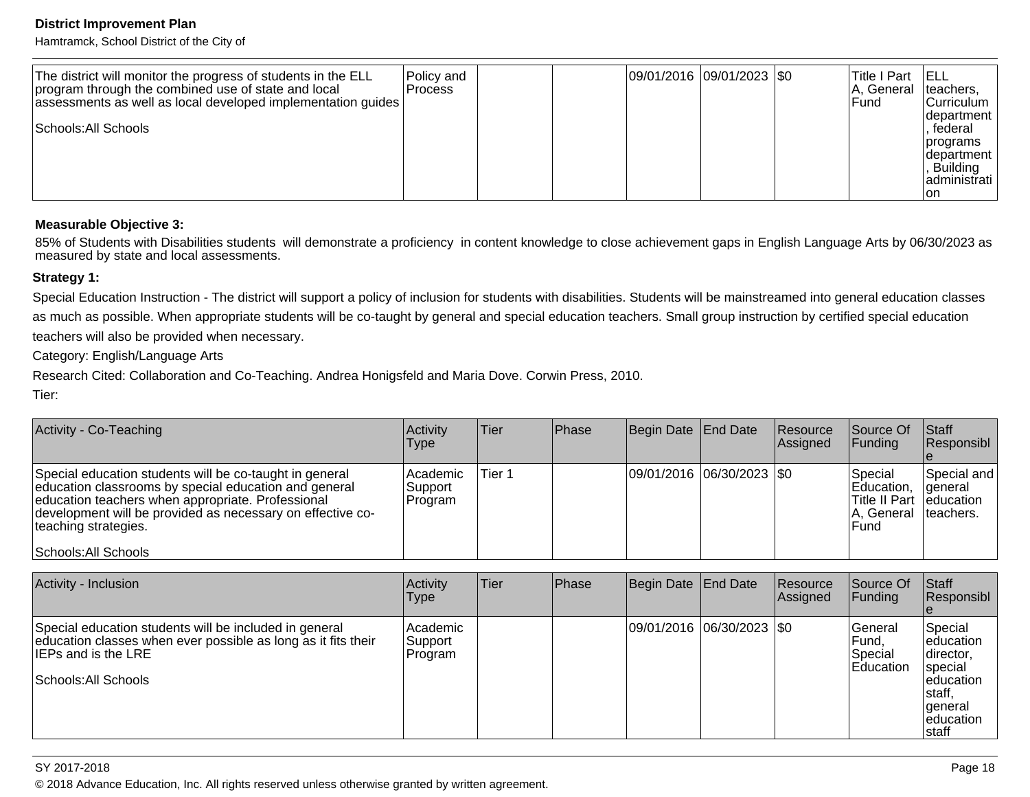| | | | | | | | | |
|---|---|---|---|---|---|---|---|---|
| The district will monitor the progress of students in the ELL program through the combined use of state and local assessments as well as local developed implementation guides<br><br>Schools:All Schools | Policy and Process | | | 09/01/2016 | 09/01/2023 | $0 | Title I Part A, General Fund | ELL teachers, Curriculum department, federal programs department, Building administration |

**Measurable Objective 3:**

85% of Students with Disabilities students will demonstrate a proficiency in content knowledge to close achievement gaps in English Language Arts by 06/30/2023 as measured by state and local assessments.

**Strategy 1:**

Special Education Instruction - The district will support a policy of inclusion for students with disabilities. Students will be mainstreamed into general education classes as much as possible. When appropriate students will be co-taught by general and special education teachers. Small group instruction by certified special education teachers will also be provided when necessary.

Category: English/Language Arts

Research Cited: Collaboration and Co-Teaching. Andrea Honigsfeld and Maria Dove. Corwin Press, 2010.

Tier:

| Activity - Co-Teaching | Activity Type | Tier | Phase | Begin Date | End Date | Resource Assigned | Source Of Funding | Staff Responsible |
|---|---|---|---|---|---|---|---|---|
| Special education students will be co-taught in general education classrooms by special education and general education teachers when appropriate. Professional development will be provided as necessary on effective co-teaching strategies.<br><br>Schools:All Schools | Academic Support Program | Tier 1 | | 09/01/2016 | 06/30/2023 | $0 | Special Education, Title II Part A, General Fund | Special and general education teachers. |

| Activity - Inclusion | Activity Type | Tier | Phase | Begin Date | End Date | Resource Assigned | Source Of Funding | Staff Responsible |
|---|---|---|---|---|---|---|---|---|
| Special education students will be included in general education classes when ever possible as long as it fits their IEPs and is the LRE<br><br>Schools:All Schools | Academic Support Program | | | 09/01/2016 | 06/30/2023 | $0 | General Fund, Special Education | Special education director, special education staff, general education staff |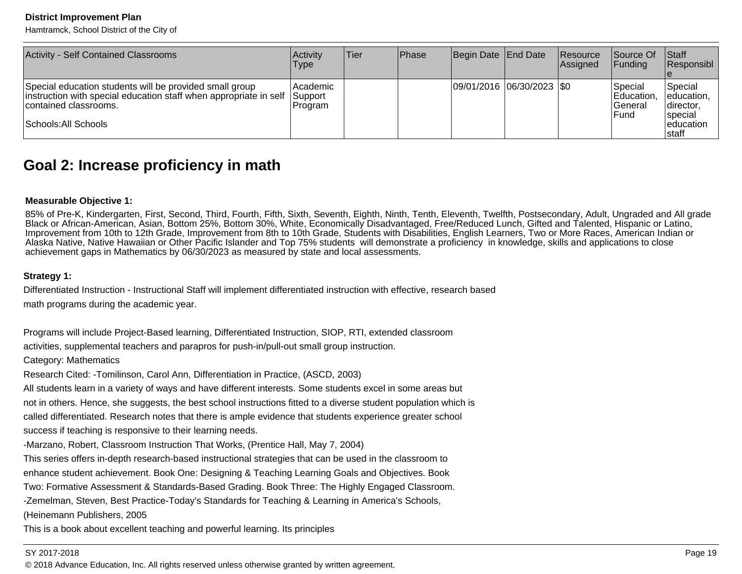| Activity - Self Contained Classrooms | Activity Type | Tier | Phase | Begin Date | End Date | Resource Assigned | Source Of Funding | Staff Responsible |
|---|---|---|---|---|---|---|---|---|
| Special education students will be provided small group instruction with special education staff when appropriate in self contained classrooms.<br><br>Schools:All Schools | Academic Support Program | | | 09/01/2016 | 06/30/2023 | $0 | Special Education, General Fund | Special education, director, special education staff |

## Goal 2: Increase proficiency in math

**Measurable Objective 1:**

85% of Pre-K, Kindergarten, First, Second, Third, Fourth, Fifth, Sixth, Seventh, Eighth, Ninth, Tenth, Eleventh, Twelfth, Postsecondary, Adult, Ungraded and All grade Black or African-American, Asian, Bottom 25%, Bottom 30%, White, Economically Disadvantaged, Free/Reduced Lunch, Gifted and Talented, Hispanic or Latino, Improvement from 10th to 12th Grade, Improvement from 8th to 10th Grade, Students with Disabilities, English Learners, Two or More Races, American Indian or Alaska Native, Native Hawaiian or Other Pacific Islander and Top 75% students will demonstrate a proficiency in knowledge, skills and applications to close achievement gaps in Mathematics by 06/30/2023 as measured by state and local assessments.

**Strategy 1:**

Differentiated Instruction - Instructional Staff will implement differentiated instruction with effective, research based math programs during the academic year.

Programs will include Project-Based learning, Differentiated Instruction, SIOP, RTI, extended classroom activities, supplemental teachers and parapros for push-in/pull-out small group instruction.

Category: Mathematics

Research Cited: -Tomilinson, Carol Ann, Differentiation in Practice, (ASCD, 2003)

All students learn in a variety of ways and have different interests. Some students excel in some areas but not in others. Hence, she suggests, the best school instructions fitted to a diverse student population which is called differentiated. Research notes that there is ample evidence that students experience greater school success if teaching is responsive to their learning needs.

-Marzano, Robert, Classroom Instruction That Works, (Prentice Hall, May 7, 2004)

This series offers in-depth research-based instructional strategies that can be used in the classroom to enhance student achievement. Book One: Designing & Teaching Learning Goals and Objectives. Book Two: Formative Assessment & Standards-Based Grading. Book Three: The Highly Engaged Classroom.

-Zemelman, Steven, Best Practice-Today's Standards for Teaching & Learning in America's Schools, (Heinemann Publishers, 2005

This is a book about excellent teaching and powerful learning. Its principles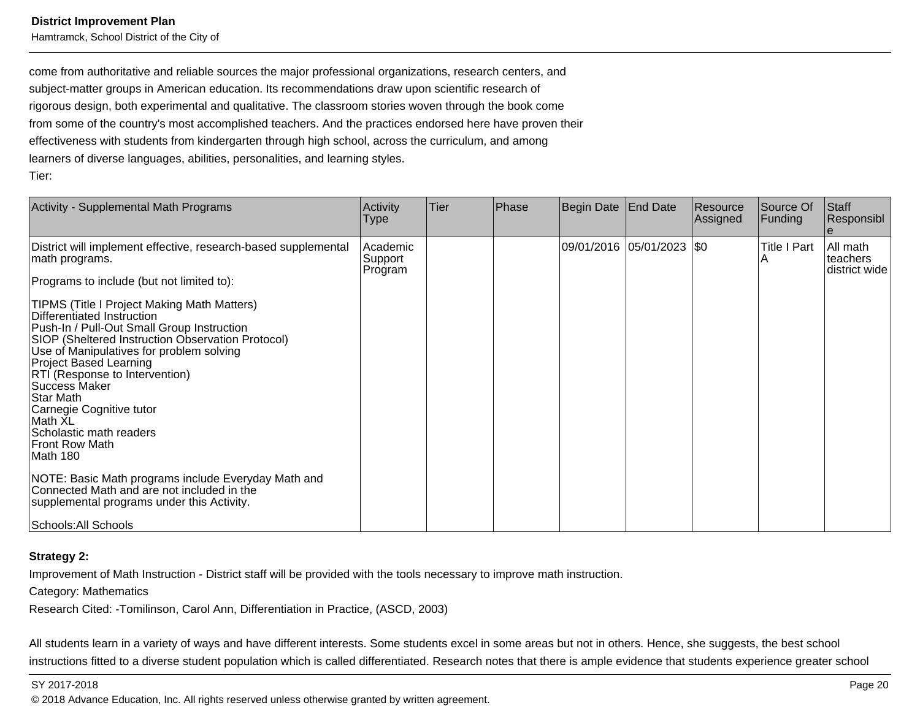come from authoritative and reliable sources the major professional organizations, research centers, and subject-matter groups in American education. Its recommendations draw upon scientific research of rigorous design, both experimental and qualitative. The classroom stories woven through the book come from some of the country's most accomplished teachers. And the practices endorsed here have proven their effectiveness with students from kindergarten through high school, across the curriculum, and among learners of diverse languages, abilities, personalities, and learning styles.

Tier:

| Activity - Supplemental Math Programs | Activity Type | Tier | Phase | Begin Date | End Date | Resource Assigned | Source Of Funding | Staff Responsible |
|---|---|---|---|---|---|---|---|---|
| District will implement effective, research-based supplemental math programs.<br><br>Programs to include (but not limited to):<br><br>TIPMS (Title I Project Making Math Matters)<br>Differentiated Instruction<br>Push-In / Pull-Out Small Group Instruction<br>SIOP (Sheltered Instruction Observation Protocol)<br>Use of Manipulatives for problem solving<br>Project Based Learning<br>RTI (Response to Intervention)<br>Success Maker<br>Star Math<br>Carnegie Cognitive tutor<br>Math XL<br>Scholastic math readers<br>Front Row Math<br>Math 180<br><br>NOTE: Basic Math programs include Everyday Math and Connected Math and are not included in the supplemental programs under this Activity.<br><br>Schools:All Schools | Academic Support Program | | | 09/01/2016 | 05/01/2023 | $0 | Title I Part A | All math teachers district wide |

**Strategy 2:**

Improvement of Math Instruction - District staff will be provided with the tools necessary to improve math instruction.

Category: Mathematics

Research Cited: -Tomilinson, Carol Ann, Differentiation in Practice, (ASCD, 2003)

All students learn in a variety of ways and have different interests. Some students excel in some areas but not in others. Hence, she suggests, the best school instructions fitted to a diverse student population which is called differentiated. Research notes that there is ample evidence that students experience greater school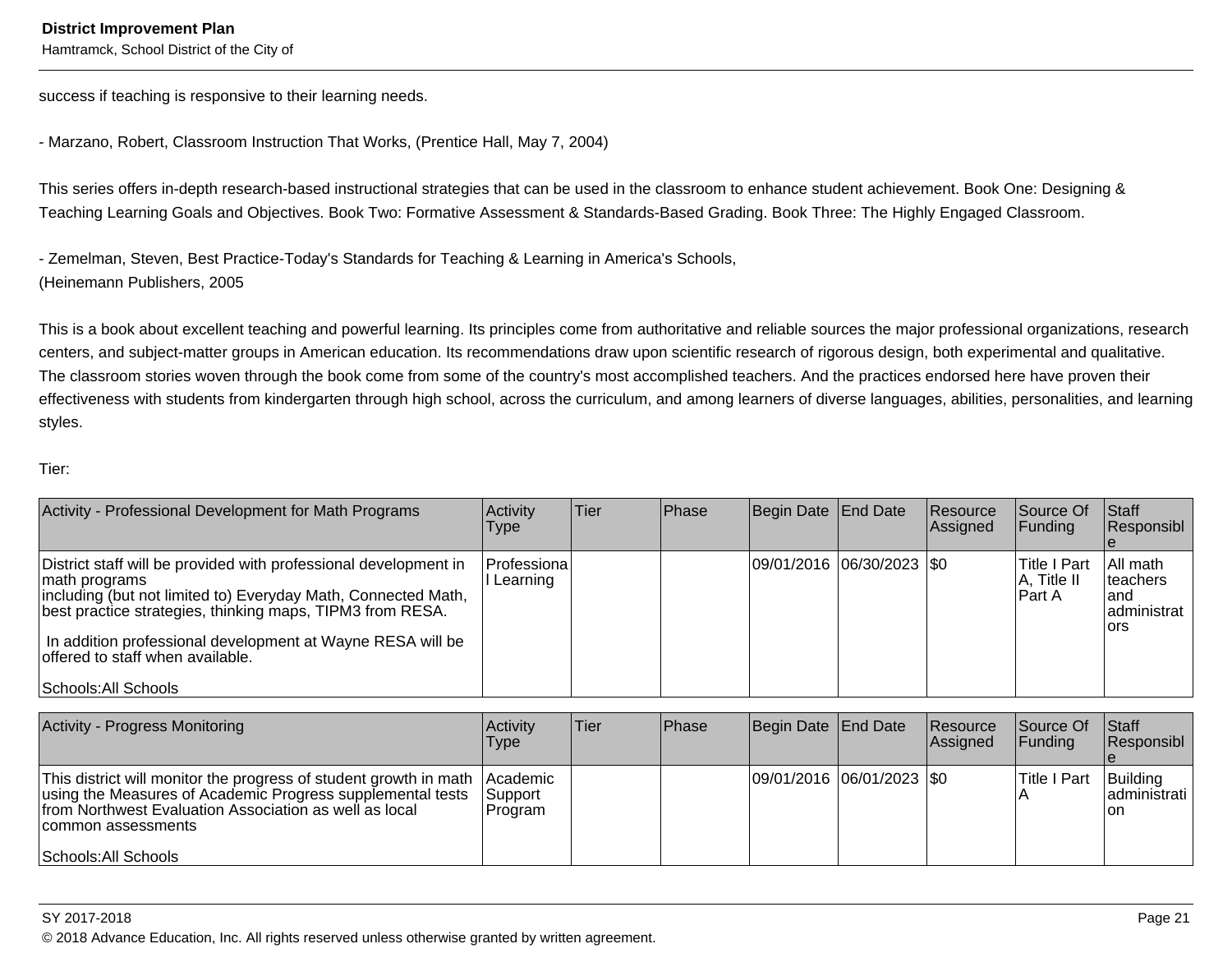success if teaching is responsive to their learning needs.

- Marzano, Robert, Classroom Instruction That Works, (Prentice Hall, May 7, 2004)

This series offers in-depth research-based instructional strategies that can be used in the classroom to enhance student achievement. Book One: Designing & Teaching Learning Goals and Objectives. Book Two: Formative Assessment & Standards-Based Grading. Book Three: The Highly Engaged Classroom.

- Zemelman, Steven, Best Practice-Today's Standards for Teaching & Learning in America's Schools,
(Heinemann Publishers, 2005

This is a book about excellent teaching and powerful learning. Its principles come from authoritative and reliable sources the major professional organizations, research centers, and subject-matter groups in American education. Its recommendations draw upon scientific research of rigorous design, both experimental and qualitative. The classroom stories woven through the book come from some of the country's most accomplished teachers. And the practices endorsed here have proven their effectiveness with students from kindergarten through high school, across the curriculum, and among learners of diverse languages, abilities, personalities, and learning styles.

Tier:

| Activity - Professional Development for Math Programs | Activity Type | Tier | Phase | Begin Date | End Date | Resource Assigned | Source Of Funding | Staff Responsible |
|---|---|---|---|---|---|---|---|---|
| District staff will be provided with professional development in math programs including (but not limited to) Everyday Math, Connected Math, best practice strategies, thinking maps, TIPM3 from RESA.<br><br>In addition professional development at Wayne RESA will be offered to staff when available.<br><br>Schools:All Schools | Professional Learning | | | 09/01/2016 | 06/30/2023 | $0 | Title I Part A, Title II Part A | All math teachers and administrators |

| Activity - Progress Monitoring | Activity Type | Tier | Phase | Begin Date | End Date | Resource Assigned | Source Of Funding | Staff Responsible |
|---|---|---|---|---|---|---|---|---|
| This district will monitor the progress of student growth in math using the Measures of Academic Progress supplemental tests from Northwest Evaluation Association as well as local common assessments<br><br>Schools:All Schools | Academic Support Program | | | 09/01/2016 | 06/01/2023 | $0 | Title I Part A | Building administration |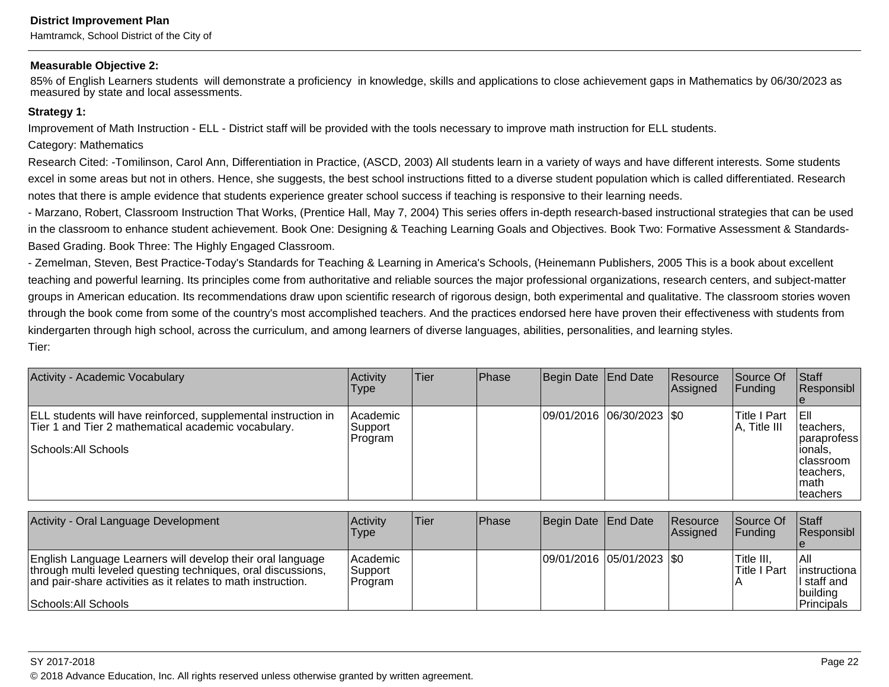**Measurable Objective 2:**

85% of English Learners students will demonstrate a proficiency in knowledge, skills and applications to close achievement gaps in Mathematics by 06/30/2023 as measured by state and local assessments.

**Strategy 1:**

Improvement of Math Instruction - ELL - District staff will be provided with the tools necessary to improve math instruction for ELL students.

Category: Mathematics

Research Cited: -Tomilinson, Carol Ann, Differentiation in Practice, (ASCD, 2003) All students learn in a variety of ways and have different interests. Some students excel in some areas but not in others. Hence, she suggests, the best school instructions fitted to a diverse student population which is called differentiated. Research notes that there is ample evidence that students experience greater school success if teaching is responsive to their learning needs.

- Marzano, Robert, Classroom Instruction That Works, (Prentice Hall, May 7, 2004) This series offers in-depth research-based instructional strategies that can be used in the classroom to enhance student achievement. Book One: Designing & Teaching Learning Goals and Objectives. Book Two: Formative Assessment & Standards-Based Grading. Book Three: The Highly Engaged Classroom.

- Zemelman, Steven, Best Practice-Today's Standards for Teaching & Learning in America's Schools, (Heinemann Publishers, 2005 This is a book about excellent teaching and powerful learning. Its principles come from authoritative and reliable sources the major professional organizations, research centers, and subject-matter groups in American education. Its recommendations draw upon scientific research of rigorous design, both experimental and qualitative. The classroom stories woven through the book come from some of the country's most accomplished teachers. And the practices endorsed here have proven their effectiveness with students from kindergarten through high school, across the curriculum, and among learners of diverse languages, abilities, personalities, and learning styles.

Tier:

| Activity - Academic Vocabulary | Activity Type | Tier | Phase | Begin Date | End Date | Resource Assigned | Source Of Funding | Staff Responsible |
|---|---|---|---|---|---|---|---|---|
| ELL students will have reinforced, supplemental instruction in Tier 1 and Tier 2 mathematical academic vocabulary.<br><br>Schools:All Schools | Academic Support Program | | | 09/01/2016 | 06/30/2023 | $0 | Title I Part A, Title III | Ell teachers, paraprofessionals, classroom teachers, math teachers |

| Activity - Oral Language Development | Activity Type | Tier | Phase | Begin Date | End Date | Resource Assigned | Source Of Funding | Staff Responsible |
|---|---|---|---|---|---|---|---|---|
| English Language Learners will develop their oral language through multi leveled questing techniques, oral discussions, and pair-share activities as it relates to math instruction.<br><br>Schools:All Schools | Academic Support Program | | | 09/01/2016 | 05/01/2023 | $0 | Title III, Title I Part A | All instructional staff and building Principals |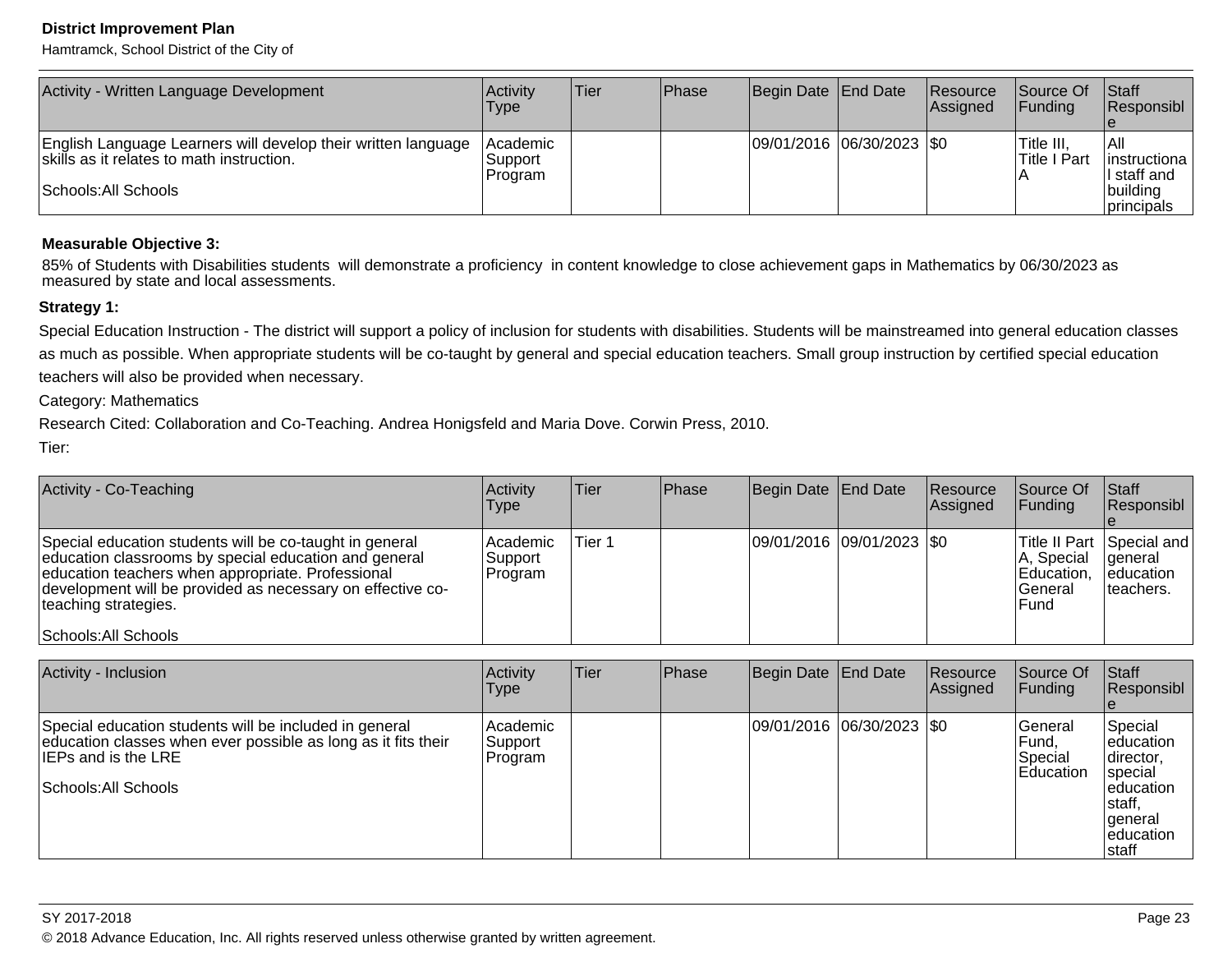| Activity - Written Language Development | Activity Type | Tier | Phase | Begin Date | End Date | Resource Assigned | Source Of Funding | Staff Responsible |
|---|---|---|---|---|---|---|---|---|
| English Language Learners will develop their written language skills as it relates to math instruction.<br><br>Schools:All Schools | Academic Support Program | | | 09/01/2016 | 06/30/2023 | $0 | Title III, Title I Part A | All instructional staff and building principals |

**Measurable Objective 3:**

85% of Students with Disabilities students will demonstrate a proficiency in content knowledge to close achievement gaps in Mathematics by 06/30/2023 as measured by state and local assessments.

**Strategy 1:**

Special Education Instruction - The district will support a policy of inclusion for students with disabilities. Students will be mainstreamed into general education classes as much as possible. When appropriate students will be co-taught by general and special education teachers. Small group instruction by certified special education teachers will also be provided when necessary.

Category: Mathematics

Research Cited: Collaboration and Co-Teaching. Andrea Honigsfeld and Maria Dove. Corwin Press, 2010.

Tier:

| Activity - Co-Teaching | Activity Type | Tier | Phase | Begin Date | End Date | Resource Assigned | Source Of Funding | Staff Responsible |
|---|---|---|---|---|---|---|---|---|
| Special education students will be co-taught in general education classrooms by special education and general education teachers when appropriate. Professional development will be provided as necessary on effective co-teaching strategies.<br><br>Schools:All Schools | Academic Support Program | Tier 1 | | 09/01/2016 | 09/01/2023 | $0 | Title II Part A, Special Education, General Fund | Special and general education teachers. |

| Activity - Inclusion | Activity Type | Tier | Phase | Begin Date | End Date | Resource Assigned | Source Of Funding | Staff Responsible |
|---|---|---|---|---|---|---|---|---|
| Special education students will be included in general education classes when ever possible as long as it fits their IEPs and is the LRE<br><br>Schools:All Schools | Academic Support Program | | | 09/01/2016 | 06/30/2023 | $0 | General Fund, Special Education | Special education director, special education staff, general education staff |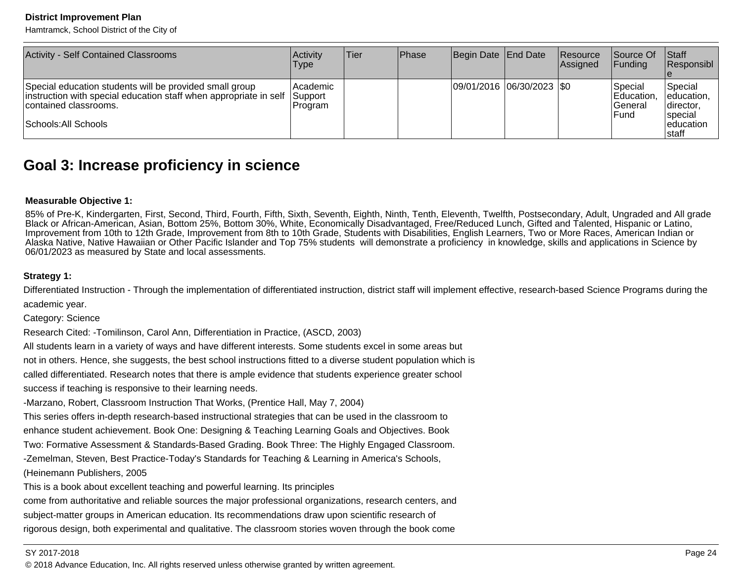| Activity - Self Contained Classrooms | Activity Type | Tier | Phase | Begin Date | End Date | Resource Assigned | Source Of Funding | Staff Responsible |
|---|---|---|---|---|---|---|---|---|
| Special education students will be provided small group instruction with special education staff when appropriate in self contained classrooms.<br><br>Schools:All Schools | Academic Support Program | | | 09/01/2016 | 06/30/2023 | $0 | Special Education, General Fund | Special education, director, special education staff |

## Goal 3: Increase proficiency in science

**Measurable Objective 1:**

85% of Pre-K, Kindergarten, First, Second, Third, Fourth, Fifth, Sixth, Seventh, Eighth, Ninth, Tenth, Eleventh, Twelfth, Postsecondary, Adult, Ungraded and All grade Black or African-American, Asian, Bottom 25%, Bottom 30%, White, Economically Disadvantaged, Free/Reduced Lunch, Gifted and Talented, Hispanic or Latino, Improvement from 10th to 12th Grade, Improvement from 8th to 10th Grade, Students with Disabilities, English Learners, Two or More Races, American Indian or Alaska Native, Native Hawaiian or Other Pacific Islander and Top 75% students will demonstrate a proficiency in knowledge, skills and applications in Science by 06/01/2023 as measured by State and local assessments.

**Strategy 1:**

Differentiated Instruction - Through the implementation of differentiated instruction, district staff will implement effective, research-based Science Programs during the academic year.

Category: Science

Research Cited: -Tomilinson, Carol Ann, Differentiation in Practice, (ASCD, 2003)

All students learn in a variety of ways and have different interests. Some students excel in some areas but not in others. Hence, she suggests, the best school instructions fitted to a diverse student population which is called differentiated. Research notes that there is ample evidence that students experience greater school success if teaching is responsive to their learning needs.

-Marzano, Robert, Classroom Instruction That Works, (Prentice Hall, May 7, 2004)

This series offers in-depth research-based instructional strategies that can be used in the classroom to enhance student achievement. Book One: Designing & Teaching Learning Goals and Objectives. Book Two: Formative Assessment & Standards-Based Grading. Book Three: The Highly Engaged Classroom.

-Zemelman, Steven, Best Practice-Today's Standards for Teaching & Learning in America's Schools, (Heinemann Publishers, 2005

This is a book about excellent teaching and powerful learning. Its principles come from authoritative and reliable sources the major professional organizations, research centers, and subject-matter groups in American education. Its recommendations draw upon scientific research of rigorous design, both experimental and qualitative. The classroom stories woven through the book come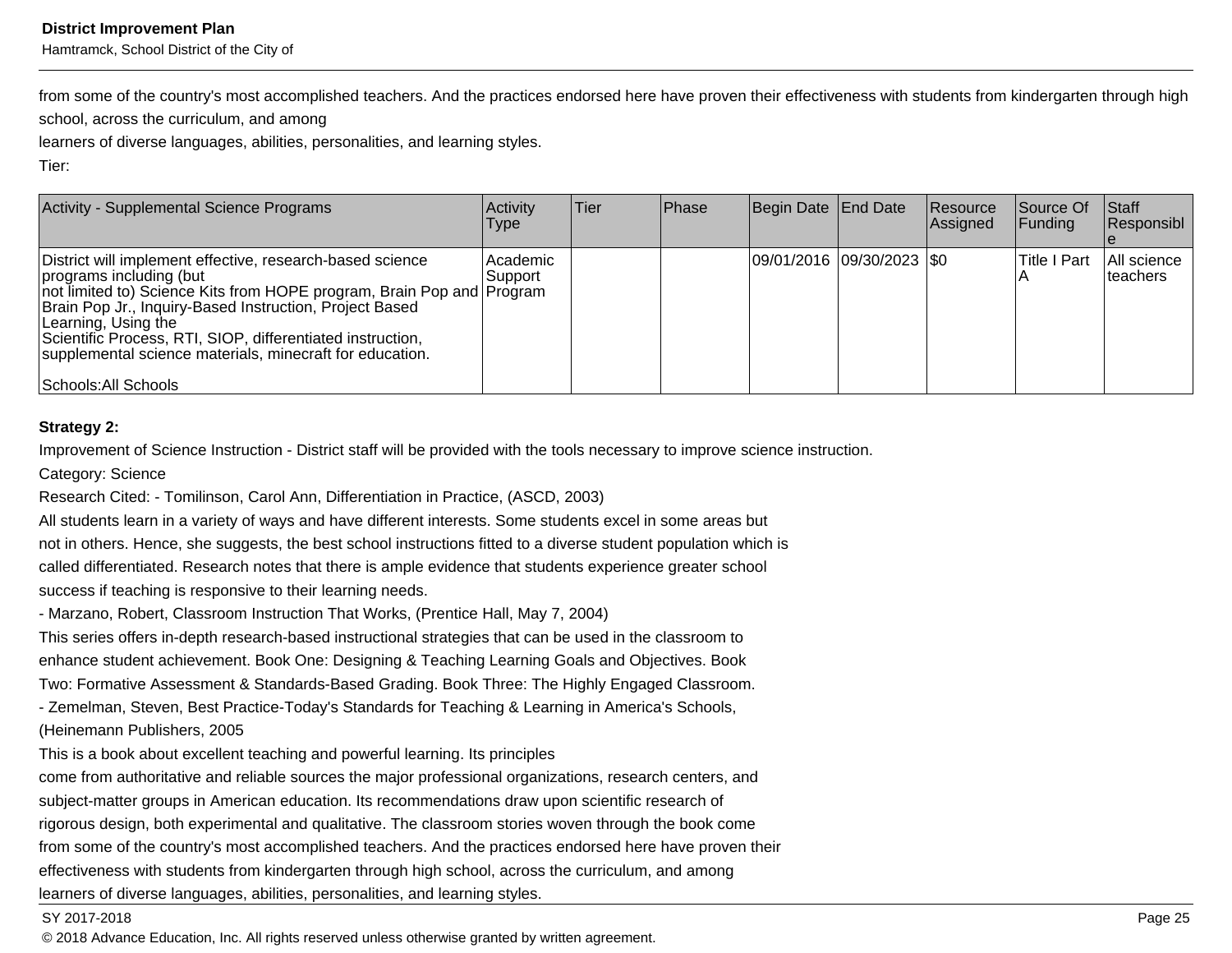from some of the country's most accomplished teachers. And the practices endorsed here have proven their effectiveness with students from kindergarten through high school, across the curriculum, and among
learners of diverse languages, abilities, personalities, and learning styles.

Tier:

| Activity - Supplemental Science Programs | Activity Type | Tier | Phase | Begin Date | End Date | Resource Assigned | Source Of Funding | Staff Responsible |
|---|---|---|---|---|---|---|---|---|
| District will implement effective, research-based science programs including (but not limited to) Science Kits from HOPE program, Brain Pop and Brain Pop Jr., Inquiry-Based Instruction, Project Based Learning, Using the Scientific Process, RTI, SIOP, differentiated instruction, supplemental science materials, minecraft for education.<br><br>Schools:All Schools | Academic Support Program | | | 09/01/2016 | 09/30/2023 | $0 | Title I Part A | All science teachers |

**Strategy 2:**

Improvement of Science Instruction - District staff will be provided with the tools necessary to improve science instruction.

Category: Science

Research Cited: - Tomilinson, Carol Ann, Differentiation in Practice, (ASCD, 2003)
All students learn in a variety of ways and have different interests. Some students excel in some areas but
not in others. Hence, she suggests, the best school instructions fitted to a diverse student population which is
called differentiated. Research notes that there is ample evidence that students experience greater school
success if teaching is responsive to their learning needs.
- Marzano, Robert, Classroom Instruction That Works, (Prentice Hall, May 7, 2004)
This series offers in-depth research-based instructional strategies that can be used in the classroom to
enhance student achievement. Book One: Designing & Teaching Learning Goals and Objectives. Book
Two: Formative Assessment & Standards-Based Grading. Book Three: The Highly Engaged Classroom.
- Zemelman, Steven, Best Practice-Today's Standards for Teaching & Learning in America's Schools,
(Heinemann Publishers, 2005
This is a book about excellent teaching and powerful learning. Its principles
come from authoritative and reliable sources the major professional organizations, research centers, and
subject-matter groups in American education. Its recommendations draw upon scientific research of
rigorous design, both experimental and qualitative. The classroom stories woven through the book come
from some of the country's most accomplished teachers. And the practices endorsed here have proven their
effectiveness with students from kindergarten through high school, across the curriculum, and among
learners of diverse languages, abilities, personalities, and learning styles.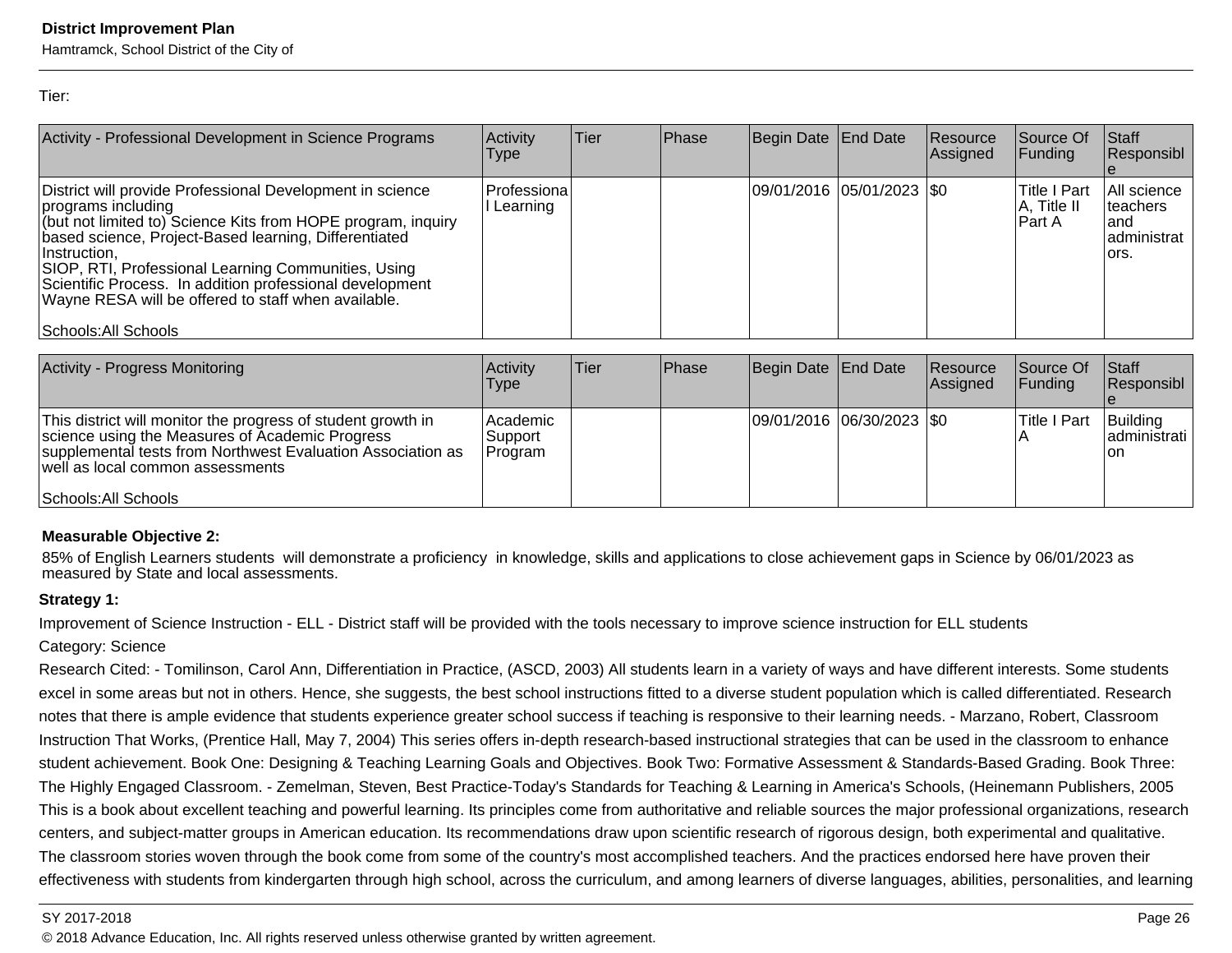Tier:

| Activity - Professional Development in Science Programs | Activity Type | Tier | Phase | Begin Date | End Date | Resource Assigned | Source Of Funding | Staff Responsible |
|---|---|---|---|---|---|---|---|---|
| District will provide Professional Development in science programs including (but not limited to) Science Kits from HOPE program, inquiry based science, Project-Based learning, Differentiated Instruction, SIOP, RTI, Professional Learning Communities, Using Scientific Process. In addition professional development Wayne RESA will be offered to staff when available.<br><br>Schools:All Schools | Professional Learning | | | 09/01/2016 | 05/01/2023 | $0 | Title I Part A, Title II Part A | All science teachers and administrators. |

| Activity - Progress Monitoring | Activity Type | Tier | Phase | Begin Date | End Date | Resource Assigned | Source Of Funding | Staff Responsible |
|---|---|---|---|---|---|---|---|---|
| This district will monitor the progress of student growth in science using the Measures of Academic Progress supplemental tests from Northwest Evaluation Association as well as local common assessments<br><br>Schools:All Schools | Academic Support Program | | | 09/01/2016 | 06/30/2023 | $0 | Title I Part A | Building administration |

**Measurable Objective 2:**

85% of English Learners students will demonstrate a proficiency in knowledge, skills and applications to close achievement gaps in Science by 06/01/2023 as measured by State and local assessments.

**Strategy 1:**

Improvement of Science Instruction - ELL - District staff will be provided with the tools necessary to improve science instruction for ELL students

Category: Science

Research Cited: - Tomilinson, Carol Ann, Differentiation in Practice, (ASCD, 2003) All students learn in a variety of ways and have different interests. Some students excel in some areas but not in others. Hence, she suggests, the best school instructions fitted to a diverse student population which is called differentiated. Research notes that there is ample evidence that students experience greater school success if teaching is responsive to their learning needs. - Marzano, Robert, Classroom Instruction That Works, (Prentice Hall, May 7, 2004) This series offers in-depth research-based instructional strategies that can be used in the classroom to enhance student achievement. Book One: Designing & Teaching Learning Goals and Objectives. Book Two: Formative Assessment & Standards-Based Grading. Book Three: The Highly Engaged Classroom. - Zemelman, Steven, Best Practice-Today's Standards for Teaching & Learning in America's Schools, (Heinemann Publishers, 2005 This is a book about excellent teaching and powerful learning. Its principles come from authoritative and reliable sources the major professional organizations, research centers, and subject-matter groups in American education. Its recommendations draw upon scientific research of rigorous design, both experimental and qualitative. The classroom stories woven through the book come from some of the country's most accomplished teachers. And the practices endorsed here have proven their effectiveness with students from kindergarten through high school, across the curriculum, and among learners of diverse languages, abilities, personalities, and learning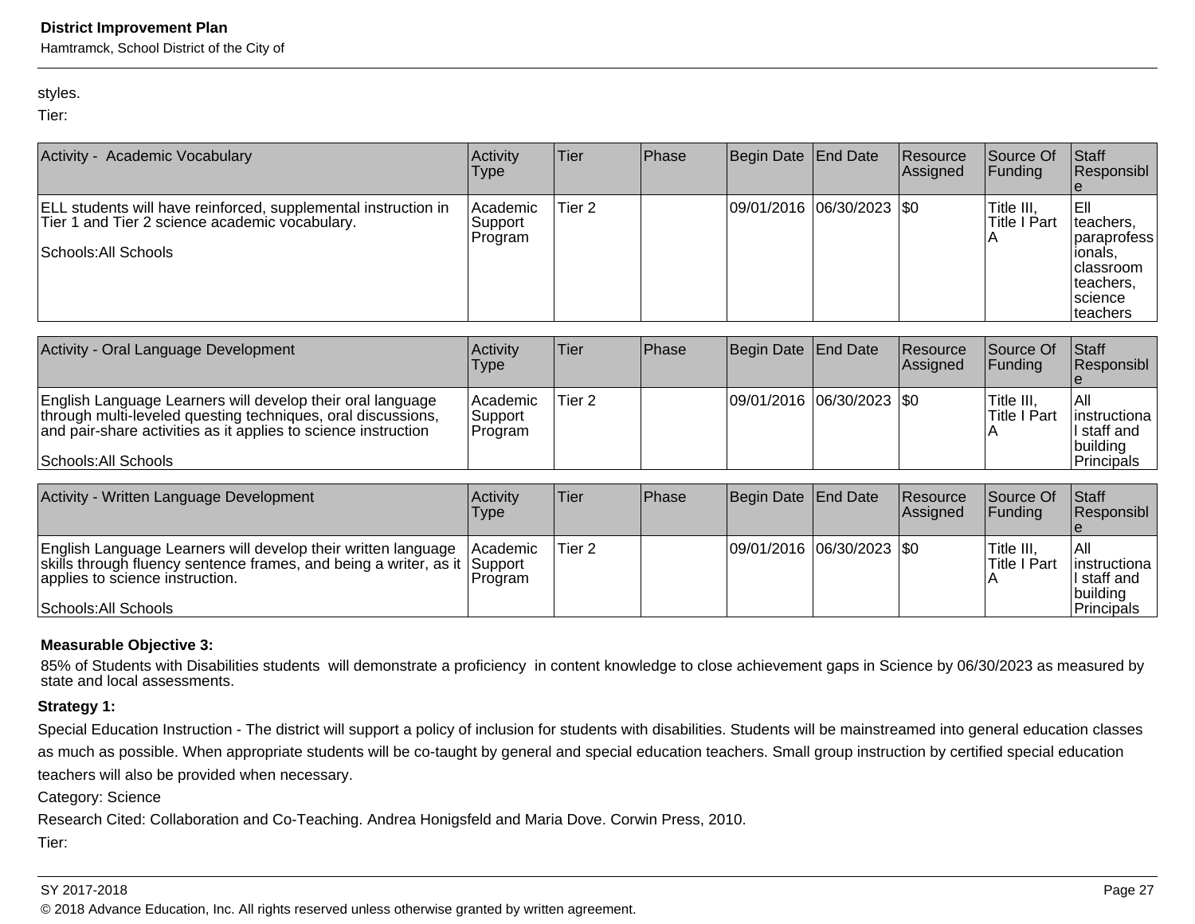styles.

Tier:

| Activity - Academic Vocabulary | Activity Type | Tier | Phase | Begin Date | End Date | Resource Assigned | Source Of Funding | Staff Responsible |
|---|---|---|---|---|---|---|---|---|
| ELL students will have reinforced, supplemental instruction in Tier 1 and Tier 2 science academic vocabulary.<br><br>Schools:All Schools | Academic Support Program | Tier 2 | | 09/01/2016 | 06/30/2023 | $0 | Title III, Title I Part A | Ell teachers, paraprofessionals, classroom teachers, science teachers |

| Activity - Oral Language Development | Activity Type | Tier | Phase | Begin Date | End Date | Resource Assigned | Source Of Funding | Staff Responsible |
|---|---|---|---|---|---|---|---|---|
| English Language Learners will develop their oral language through multi-leveled questing techniques, oral discussions, and pair-share activities as it applies to science instruction<br><br>Schools:All Schools | Academic Support Program | Tier 2 | | 09/01/2016 | 06/30/2023 | $0 | Title III, Title I Part A | All instructional staff and building Principals |

| Activity - Written Language Development | Activity Type | Tier | Phase | Begin Date | End Date | Resource Assigned | Source Of Funding | Staff Responsible |
|---|---|---|---|---|---|---|---|---|
| English Language Learners will develop their written language skills through fluency sentence frames, and being a writer, as it applies to science instruction.<br><br>Schools:All Schools | Academic Support Program | Tier 2 | | 09/01/2016 | 06/30/2023 | $0 | Title III, Title I Part A | All instructional staff and building Principals |

**Measurable Objective 3:**

85% of Students with Disabilities students will demonstrate a proficiency in content knowledge to close achievement gaps in Science by 06/30/2023 as measured by state and local assessments.

**Strategy 1:**

Special Education Instruction - The district will support a policy of inclusion for students with disabilities. Students will be mainstreamed into general education classes as much as possible. When appropriate students will be co-taught by general and special education teachers. Small group instruction by certified special education teachers will also be provided when necessary.

Category: Science

Research Cited: Collaboration and Co-Teaching. Andrea Honigsfeld and Maria Dove. Corwin Press, 2010.

Tier: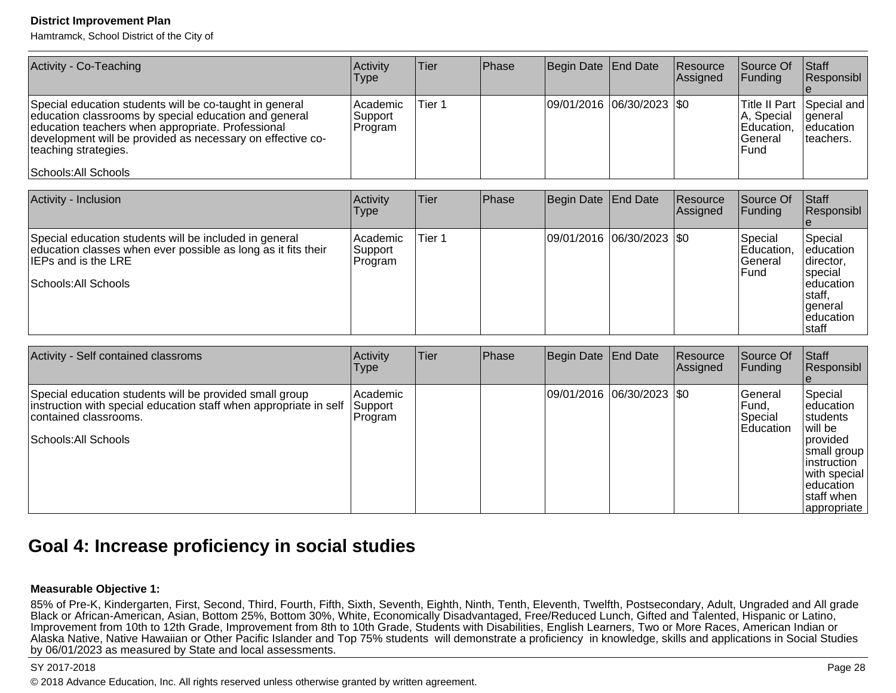| Activity - Co-Teaching | Activity Type | Tier | Phase | Begin Date | End Date | Resource Assigned | Source Of Funding | Staff Responsible |
|---|---|---|---|---|---|---|---|---|
| Special education students will be co-taught in general education classrooms by special education and general education teachers when appropriate. Professional development will be provided as necessary on effective co-teaching strategies.<br><br>Schools:All Schools | Academic Support Program | Tier 1 | | 09/01/2016 | 06/30/2023 | $0 | Title II Part A, Special Education, General Fund | Special and general education teachers. |

| Activity - Inclusion | Activity Type | Tier | Phase | Begin Date | End Date | Resource Assigned | Source Of Funding | Staff Responsible |
|---|---|---|---|---|---|---|---|---|
| Special education students will be included in general education classes when ever possible as long as it fits their IEPs and is the LRE<br><br>Schools:All Schools | Academic Support Program | Tier 1 | | 09/01/2016 | 06/30/2023 | $0 | Special Education, General Fund | Special education director, special education staff, general education staff |

| Activity - Self contained classroms | Activity Type | Tier | Phase | Begin Date | End Date | Resource Assigned | Source Of Funding | Staff Responsible |
|---|---|---|---|---|---|---|---|---|
| Special education students will be provided small group instruction with special education staff when appropriate in self contained classrooms.<br><br>Schools:All Schools | Academic Support Program | | | 09/01/2016 | 06/30/2023 | $0 | General Fund, Special Education | Special education students will be provided small group instruction with special education staff when appropriate |

## Goal 4: Increase proficiency in social studies

**Measurable Objective 1:**

85% of Pre-K, Kindergarten, First, Second, Third, Fourth, Fifth, Sixth, Seventh, Eighth, Ninth, Tenth, Eleventh, Twelfth, Postsecondary, Adult, Ungraded and All grade Black or African-American, Asian, Bottom 25%, Bottom 30%, White, Economically Disadvantaged, Free/Reduced Lunch, Gifted and Talented, Hispanic or Latino, Improvement from 10th to 12th Grade, Improvement from 8th to 10th Grade, Students with Disabilities, English Learners, Two or More Races, American Indian or Alaska Native, Native Hawaiian or Other Pacific Islander and Top 75% students will demonstrate a proficiency in knowledge, skills and applications in Social Studies by 06/01/2023 as measured by State and local assessments.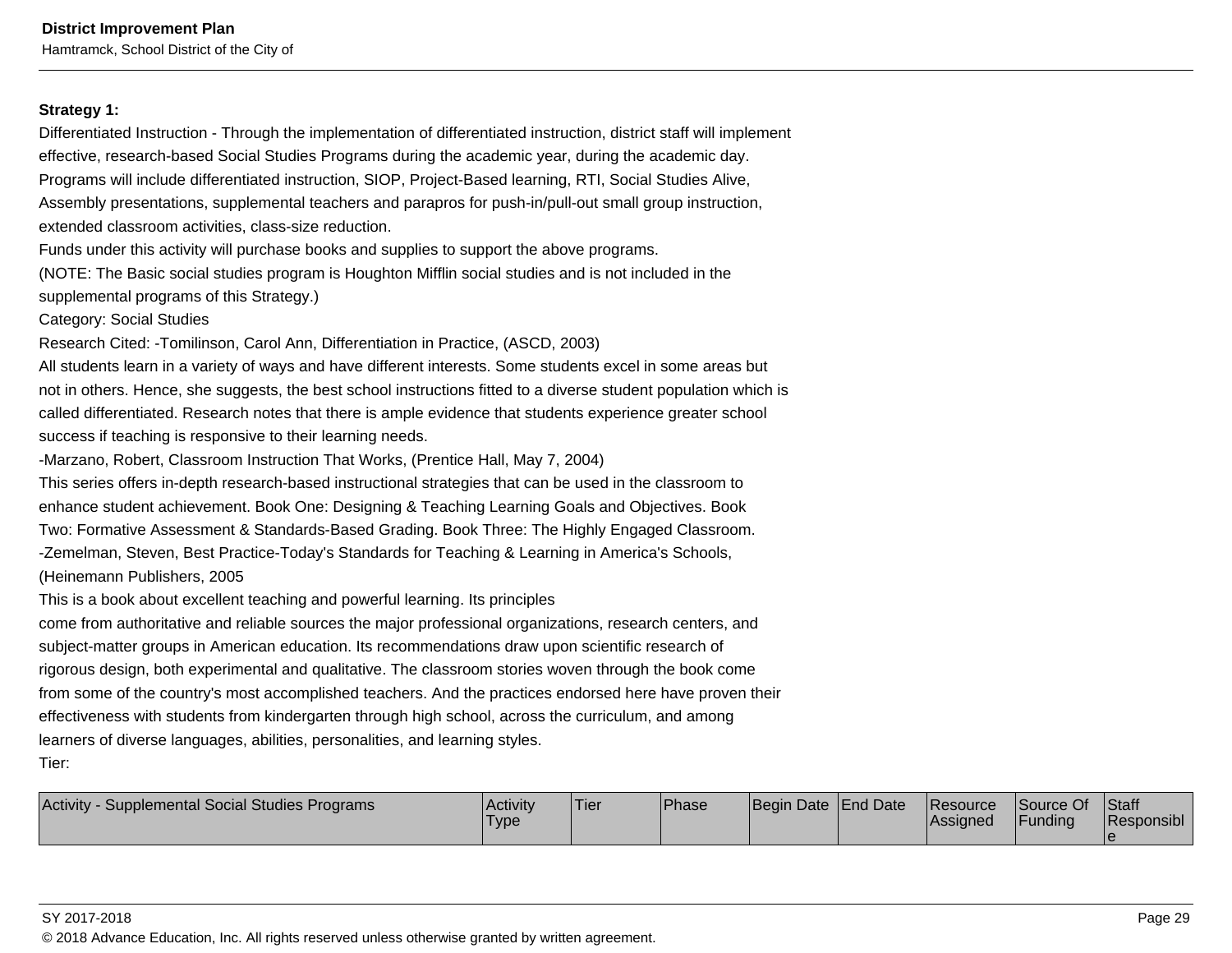**Strategy 1:**

Differentiated Instruction - Through the implementation of differentiated instruction, district staff will implement effective, research-based Social Studies Programs during the academic year, during the academic day. Programs will include differentiated instruction, SIOP, Project-Based learning, RTI, Social Studies Alive, Assembly presentations, supplemental teachers and parapros for push-in/pull-out small group instruction, extended classroom activities, class-size reduction.

Funds under this activity will purchase books and supplies to support the above programs.

(NOTE: The Basic social studies program is Houghton Mifflin social studies and is not included in the supplemental programs of this Strategy.)

Category: Social Studies

Research Cited: -Tomilinson, Carol Ann, Differentiation in Practice, (ASCD, 2003)

All students learn in a variety of ways and have different interests. Some students excel in some areas but not in others. Hence, she suggests, the best school instructions fitted to a diverse student population which is called differentiated. Research notes that there is ample evidence that students experience greater school success if teaching is responsive to their learning needs.

-Marzano, Robert, Classroom Instruction That Works, (Prentice Hall, May 7, 2004)

This series offers in-depth research-based instructional strategies that can be used in the classroom to enhance student achievement. Book One: Designing & Teaching Learning Goals and Objectives. Book Two: Formative Assessment & Standards-Based Grading. Book Three: The Highly Engaged Classroom.

-Zemelman, Steven, Best Practice-Today's Standards for Teaching & Learning in America's Schools, (Heinemann Publishers, 2005

This is a book about excellent teaching and powerful learning. Its principles come from authoritative and reliable sources the major professional organizations, research centers, and subject-matter groups in American education. Its recommendations draw upon scientific research of rigorous design, both experimental and qualitative. The classroom stories woven through the book come from some of the country's most accomplished teachers. And the practices endorsed here have proven their effectiveness with students from kindergarten through high school, across the curriculum, and among learners of diverse languages, abilities, personalities, and learning styles.

Tier:

| Activity - Supplemental Social Studies Programs | Activity Type | Tier | Phase | Begin Date | End Date | Resource Assigned | Source Of Funding | Staff Responsible |
|---|---|---|---|---|---|---|---|---|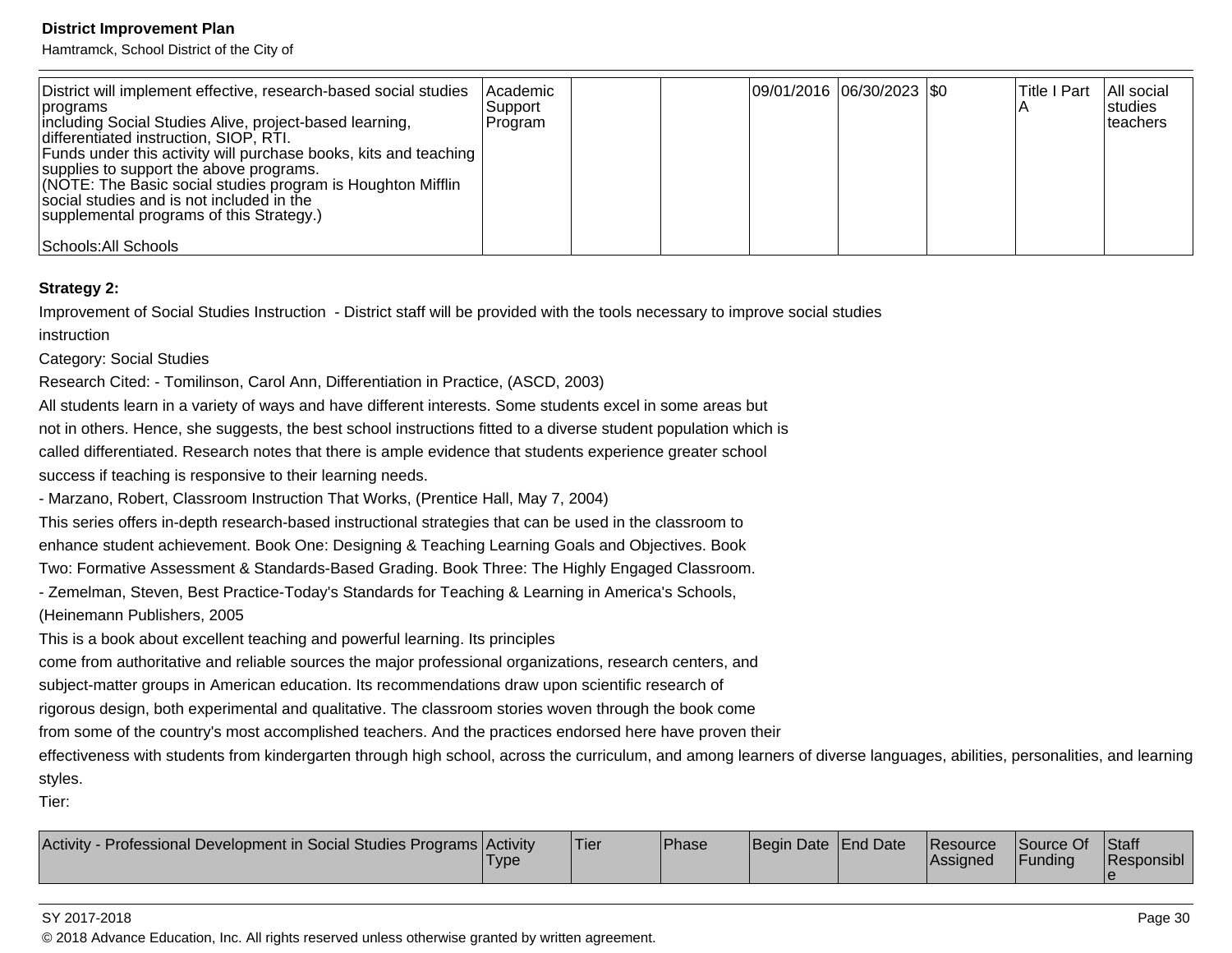| District will implement effective, research-based social studies programs including Social Studies Alive, project-based learning, differentiated instruction, SIOP, RTI. Funds under this activity will purchase books, kits and teaching supplies to support the above programs. (NOTE: The Basic social studies program is Houghton Mifflin social studies and is not included in the supplemental programs of this Strategy.)<br><br>Schools:All Schools | Academic Support Program | | | 09/01/2016 | 06/30/2023 | $0 | Title I Part A | All social studies teachers |
|---|---|---|---|---|---|---|---|---|

**Strategy 2:**

Improvement of Social Studies Instruction - District staff will be provided with the tools necessary to improve social studies instruction

Category: Social Studies

Research Cited: - Tomilinson, Carol Ann, Differentiation in Practice, (ASCD, 2003)

All students learn in a variety of ways and have different interests. Some students excel in some areas but not in others. Hence, she suggests, the best school instructions fitted to a diverse student population which is called differentiated. Research notes that there is ample evidence that students experience greater school success if teaching is responsive to their learning needs.

- Marzano, Robert, Classroom Instruction That Works, (Prentice Hall, May 7, 2004)

This series offers in-depth research-based instructional strategies that can be used in the classroom to enhance student achievement. Book One: Designing & Teaching Learning Goals and Objectives. Book Two: Formative Assessment & Standards-Based Grading. Book Three: The Highly Engaged Classroom.

- Zemelman, Steven, Best Practice-Today's Standards for Teaching & Learning in America's Schools, (Heinemann Publishers, 2005

This is a book about excellent teaching and powerful learning. Its principles come from authoritative and reliable sources the major professional organizations, research centers, and subject-matter groups in American education. Its recommendations draw upon scientific research of rigorous design, both experimental and qualitative. The classroom stories woven through the book come from some of the country's most accomplished teachers. And the practices endorsed here have proven their effectiveness with students from kindergarten through high school, across the curriculum, and among learners of diverse languages, abilities, personalities, and learning styles.

Tier:

| Activity - Professional Development in Social Studies Programs | Activity Type | Tier | Phase | Begin Date | End Date | Resource Assigned | Source Of Funding | Staff Responsible |
|---|---|---|---|---|---|---|---|---|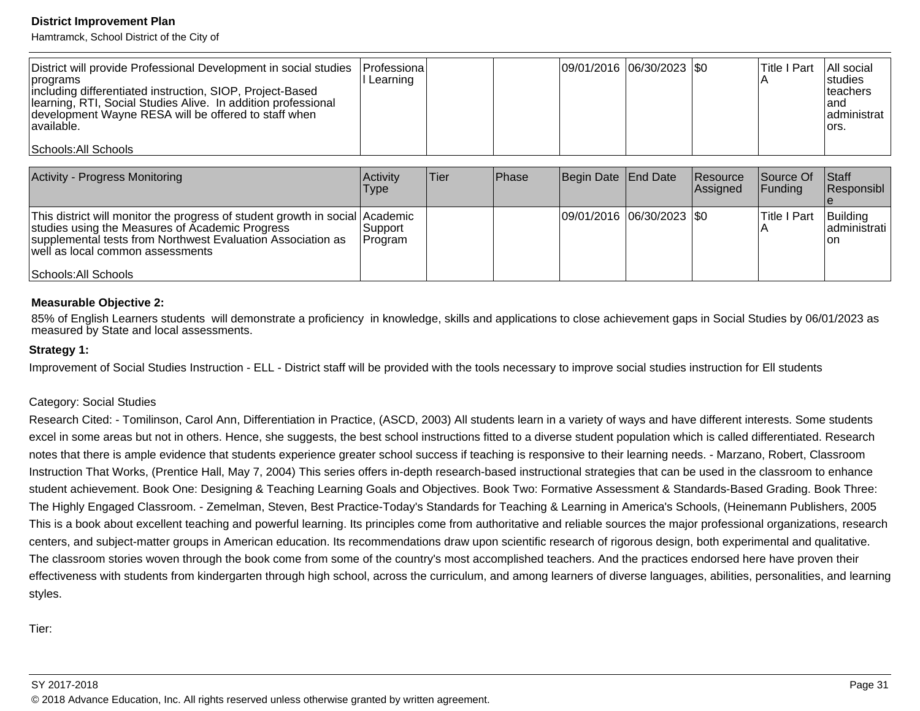| District will provide Professional Development in social studies programs including differentiated instruction, SIOP, Project-Based learning, RTI, Social Studies Alive. In addition professional development Wayne RESA will be offered to staff when available.<br><br>Schools:All Schools | Professional Learning | | | 09/01/2016 | 06/30/2023 | $0 | Title I Part A | All social studies teachers and administrators. |
|---|---|---|---|---|---|---|---|---|

| Activity - Progress Monitoring | Activity Type | Tier | Phase | Begin Date | End Date | Resource Assigned | Source Of Funding | Staff Responsible |
|---|---|---|---|---|---|---|---|---|
| This district will monitor the progress of student growth in social studies using the Measures of Academic Progress supplemental tests from Northwest Evaluation Association as well as local common assessments<br><br>Schools:All Schools | Academic Support Program | | | 09/01/2016 | 06/30/2023 | $0 | Title I Part A | Building administration |

**Measurable Objective 2:**

85% of English Learners students will demonstrate a proficiency in knowledge, skills and applications to close achievement gaps in Social Studies by 06/01/2023 as measured by State and local assessments.

**Strategy 1:**

Improvement of Social Studies Instruction - ELL - District staff will be provided with the tools necessary to improve social studies instruction for Ell students

Category: Social Studies

Research Cited: - Tomilinson, Carol Ann, Differentiation in Practice, (ASCD, 2003) All students learn in a variety of ways and have different interests. Some students excel in some areas but not in others. Hence, she suggests, the best school instructions fitted to a diverse student population which is called differentiated. Research notes that there is ample evidence that students experience greater school success if teaching is responsive to their learning needs. - Marzano, Robert, Classroom Instruction That Works, (Prentice Hall, May 7, 2004) This series offers in-depth research-based instructional strategies that can be used in the classroom to enhance student achievement. Book One: Designing & Teaching Learning Goals and Objectives. Book Two: Formative Assessment & Standards-Based Grading. Book Three: The Highly Engaged Classroom. - Zemelman, Steven, Best Practice-Today's Standards for Teaching & Learning in America's Schools, (Heinemann Publishers, 2005 This is a book about excellent teaching and powerful learning. Its principles come from authoritative and reliable sources the major professional organizations, research centers, and subject-matter groups in American education. Its recommendations draw upon scientific research of rigorous design, both experimental and qualitative. The classroom stories woven through the book come from some of the country's most accomplished teachers. And the practices endorsed here have proven their effectiveness with students from kindergarten through high school, across the curriculum, and among learners of diverse languages, abilities, personalities, and learning styles.

Tier: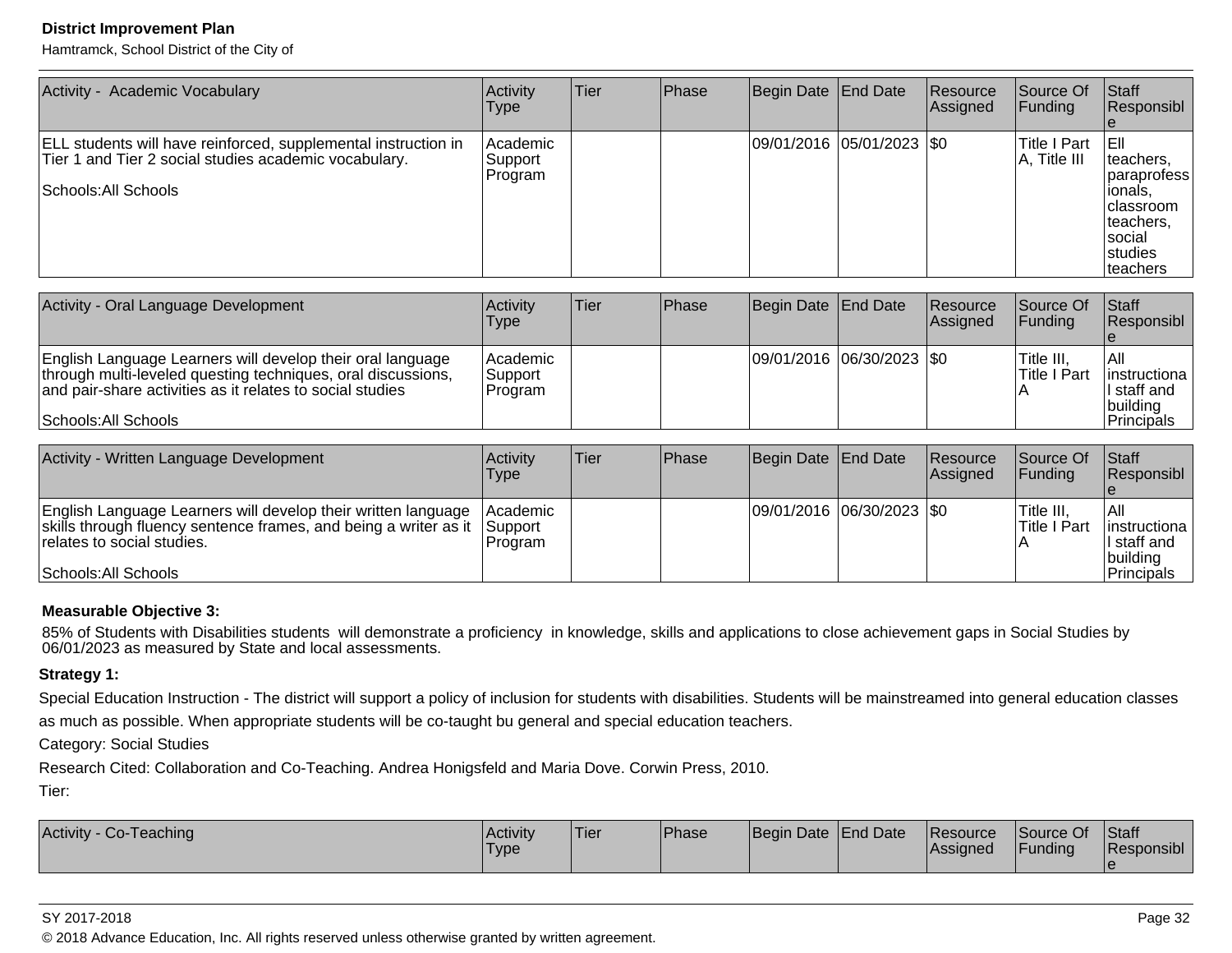| Activity - Academic Vocabulary | Activity Type | Tier | Phase | Begin Date | End Date | Resource Assigned | Source Of Funding | Staff Responsible |
|---|---|---|---|---|---|---|---|---|
| ELL students will have reinforced, supplemental instruction in Tier 1 and Tier 2 social studies academic vocabulary.<br><br>Schools:All Schools | Academic Support Program | | | 09/01/2016 | 05/01/2023 | $0 | Title I Part A, Title III | Ell teachers, paraprofessionals, classroom teachers, social studies teachers |

| Activity - Oral Language Development | Activity Type | Tier | Phase | Begin Date | End Date | Resource Assigned | Source Of Funding | Staff Responsible |
|---|---|---|---|---|---|---|---|---|
| English Language Learners will develop their oral language through multi-leveled questing techniques, oral discussions, and pair-share activities as it relates to social studies<br><br>Schools:All Schools | Academic Support Program | | | 09/01/2016 | 06/30/2023 | $0 | Title III, Title I Part A | All instructional staff and building Principals |

| Activity - Written Language Development | Activity Type | Tier | Phase | Begin Date | End Date | Resource Assigned | Source Of Funding | Staff Responsible |
|---|---|---|---|---|---|---|---|---|
| English Language Learners will develop their written language skills through fluency sentence frames, and being a writer as it relates to social studies.<br><br>Schools:All Schools | Academic Support Program | | | 09/01/2016 | 06/30/2023 | $0 | Title III, Title I Part A | All instructional staff and building Principals |

**Measurable Objective 3:**

85% of Students with Disabilities students will demonstrate a proficiency in knowledge, skills and applications to close achievement gaps in Social Studies by 06/01/2023 as measured by State and local assessments.

**Strategy 1:**

Special Education Instruction - The district will support a policy of inclusion for students with disabilities. Students will be mainstreamed into general education classes as much as possible. When appropriate students will be co-taught bu general and special education teachers.

Category: Social Studies

Research Cited: Collaboration and Co-Teaching. Andrea Honigsfeld and Maria Dove. Corwin Press, 2010.

Tier:

| Activity - Co-Teaching | Activity Type | Tier | Phase | Begin Date | End Date | Resource Assigned | Source Of Funding | Staff Responsible |
|---|---|---|---|---|---|---|---|---|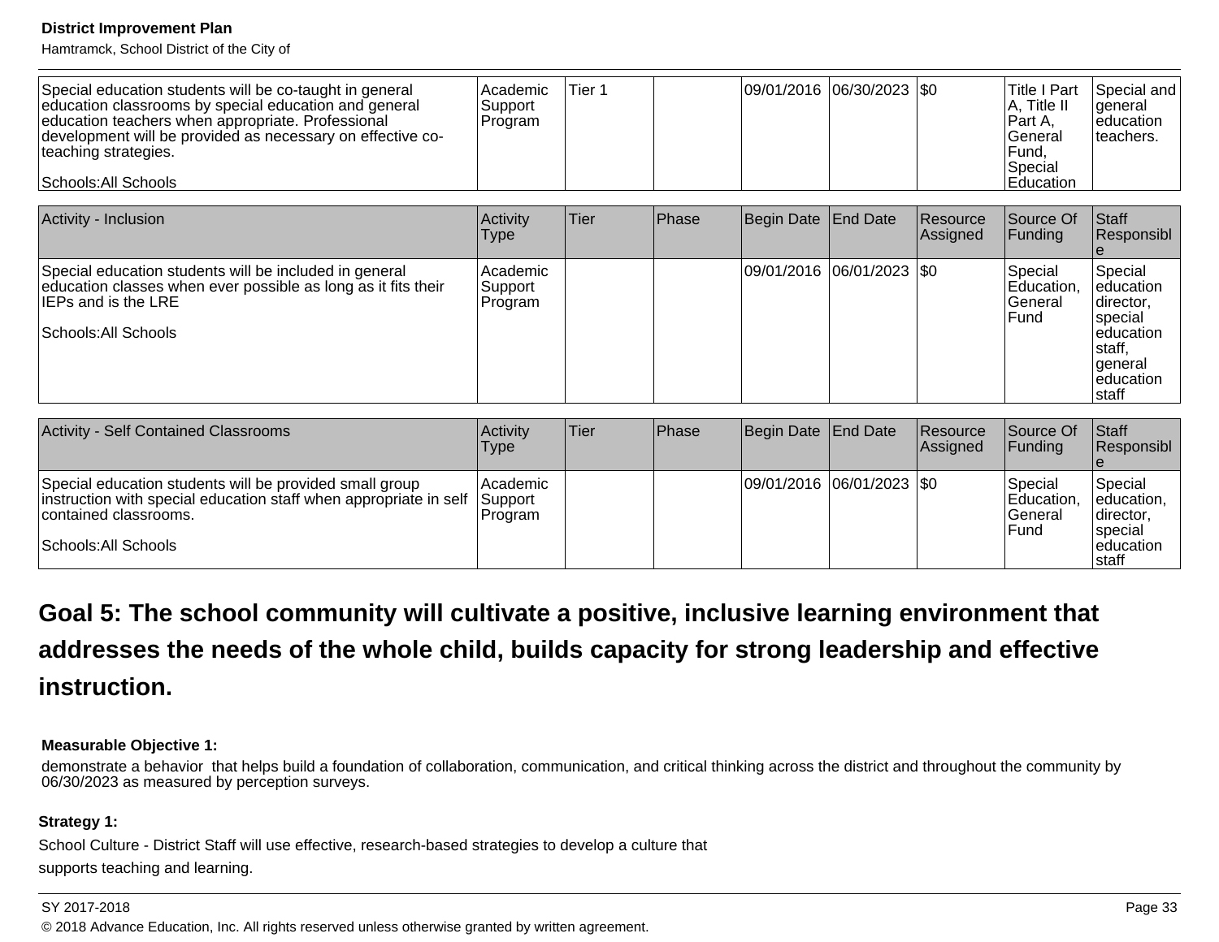| | | | | | | | | |
|---|---|---|---|---|---|---|---|---|
| Special education students will be co-taught in general education classrooms by special education and general education teachers when appropriate. Professional development will be provided as necessary on effective co-teaching strategies.<br><br>Schools:All Schools | Academic Support Program | Tier 1 | | 09/01/2016 | 06/30/2023 | $0 | Title I Part A, Title II Part A, General Fund, Special Education | Special and general education teachers. |

| Activity - Inclusion | Activity Type | Tier | Phase | Begin Date | End Date | Resource Assigned | Source Of Funding | Staff Responsible |
|---|---|---|---|---|---|---|---|---|
| Special education students will be included in general education classes when ever possible as long as it fits their IEPs and is the LRE<br><br>Schools:All Schools | Academic Support Program | | | 09/01/2016 | 06/01/2023 | $0 | Special Education, General Fund | Special education director, special education staff, general education staff |

| Activity - Self Contained Classrooms | Activity Type | Tier | Phase | Begin Date | End Date | Resource Assigned | Source Of Funding | Staff Responsible |
|---|---|---|---|---|---|---|---|---|
| Special education students will be provided small group instruction with special education staff when appropriate in self contained classrooms.<br><br>Schools:All Schools | Academic Support Program | | | 09/01/2016 | 06/01/2023 | $0 | Special Education, General Fund | Special education, director, special education staff |

## Goal 5: The school community will cultivate a positive, inclusive learning environment that addresses the needs of the whole child, builds capacity for strong leadership and effective instruction.

**Measurable Objective 1:**

demonstrate a behavior that helps build a foundation of collaboration, communication, and critical thinking across the district and throughout the community by 06/30/2023 as measured by perception surveys.

**Strategy 1:**

School Culture - District Staff will use effective, research-based strategies to develop a culture that supports teaching and learning.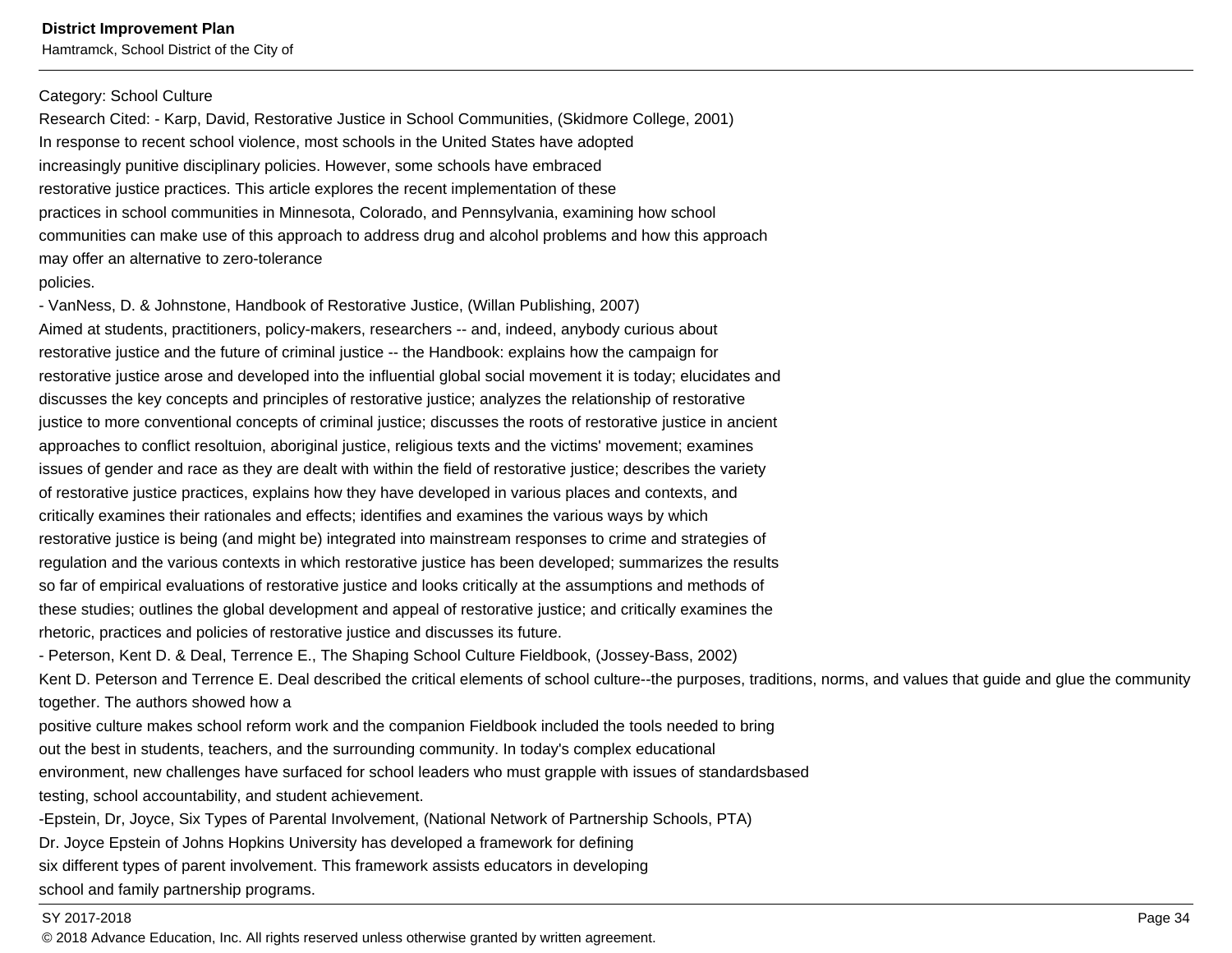Category: School Culture

Research Cited: - Karp, David, Restorative Justice in School Communities, (Skidmore College, 2001)
In response to recent school violence, most schools in the United States have adopted
increasingly punitive disciplinary policies. However, some schools have embraced
restorative justice practices. This article explores the recent implementation of these
practices in school communities in Minnesota, Colorado, and Pennsylvania, examining how school
communities can make use of this approach to address drug and alcohol problems and how this approach
may offer an alternative to zero-tolerance
policies.

- VanNess, D. & Johnstone, Handbook of Restorative Justice, (Willan Publishing, 2007)
Aimed at students, practitioners, policy-makers, researchers -- and, indeed, anybody curious about
restorative justice and the future of criminal justice -- the Handbook: explains how the campaign for
restorative justice arose and developed into the influential global social movement it is today; elucidates and
discusses the key concepts and principles of restorative justice; analyzes the relationship of restorative
justice to more conventional concepts of criminal justice; discusses the roots of restorative justice in ancient
approaches to conflict resoltuion, aboriginal justice, religious texts and the victims' movement; examines
issues of gender and race as they are dealt with within the field of restorative justice; describes the variety
of restorative justice practices, explains how they have developed in various places and contexts, and
critically examines their rationales and effects; identifies and examines the various ways by which
restorative justice is being (and might be) integrated into mainstream responses to crime and strategies of
regulation and the various contexts in which restorative justice has been developed; summarizes the results
so far of empirical evaluations of restorative justice and looks critically at the assumptions and methods of
these studies; outlines the global development and appeal of restorative justice; and critically examines the
rhetoric, practices and policies of restorative justice and discusses its future.

- Peterson, Kent D. & Deal, Terrence E., The Shaping School Culture Fieldbook, (Jossey-Bass, 2002)
Kent D. Peterson and Terrence E. Deal described the critical elements of school culture--the purposes, traditions, norms, and values that guide and glue the community together. The authors showed how a
positive culture makes school reform work and the companion Fieldbook included the tools needed to bring
out the best in students, teachers, and the surrounding community. In today's complex educational
environment, new challenges have surfaced for school leaders who must grapple with issues of standardsbased
testing, school accountability, and student achievement.

-Epstein, Dr, Joyce, Six Types of Parental Involvement, (National Network of Partnership Schools, PTA)
Dr. Joyce Epstein of Johns Hopkins University has developed a framework for defining
six different types of parent involvement. This framework assists educators in developing
school and family partnership programs.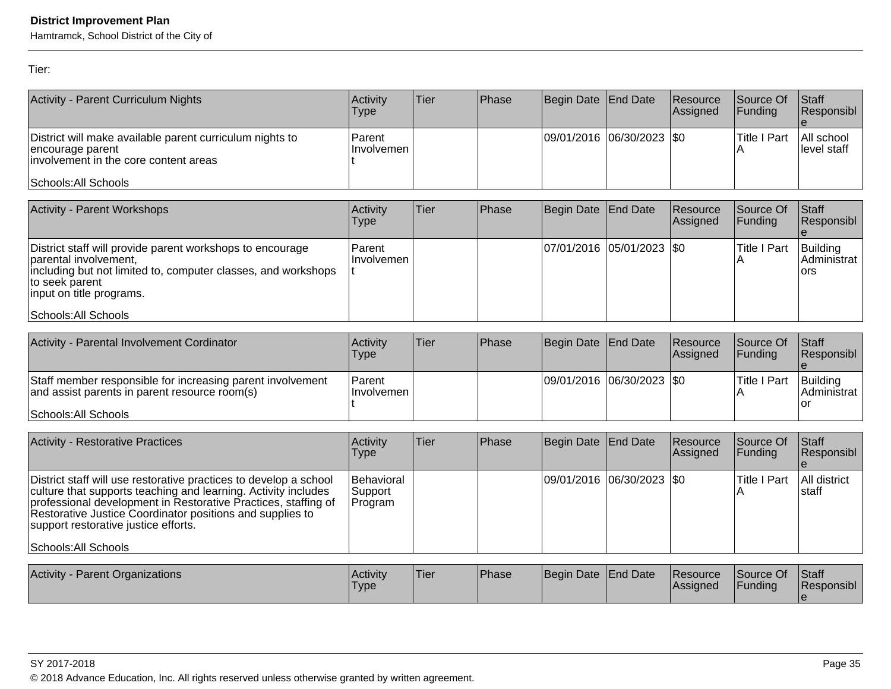Tier:

| Activity - Parent Curriculum Nights | Activity Type | Tier | Phase | Begin Date | End Date | Resource Assigned | Source Of Funding | Staff Responsible |
|---|---|---|---|---|---|---|---|---|
| District will make available parent curriculum nights to encourage parent involvement in the core content areas<br><br>Schools:All Schools | Parent Involvement | | | 09/01/2016 | 06/30/2023 | $0 | Title I Part A | All school level staff |

| Activity - Parent Workshops | Activity Type | Tier | Phase | Begin Date | End Date | Resource Assigned | Source Of Funding | Staff Responsible |
|---|---|---|---|---|---|---|---|---|
| District staff will provide parent workshops to encourage parental involvement, including but not limited to, computer classes, and workshops to seek parent input on title programs.<br><br>Schools:All Schools | Parent Involvement | | | 07/01/2016 | 05/01/2023 | $0 | Title I Part A | Building Administrators |

| Activity - Parental Involvement Cordinator | Activity Type | Tier | Phase | Begin Date | End Date | Resource Assigned | Source Of Funding | Staff Responsible |
|---|---|---|---|---|---|---|---|---|
| Staff member responsible for increasing parent involvement and assist parents in parent resource room(s)<br><br>Schools:All Schools | Parent Involvement | | | 09/01/2016 | 06/30/2023 | $0 | Title I Part A | Building Administrator |

| Activity - Restorative Practices | Activity Type | Tier | Phase | Begin Date | End Date | Resource Assigned | Source Of Funding | Staff Responsible |
|---|---|---|---|---|---|---|---|---|
| District staff will use restorative practices to develop a school culture that supports teaching and learning. Activity includes professional development in Restorative Practices, staffing of Restorative Justice Coordinator positions and supplies to support restorative justice efforts.<br><br>Schools:All Schools | Behavioral Support Program | | | 09/01/2016 | 06/30/2023 | $0 | Title I Part A | All district staff |

| Activity - Parent Organizations | Activity Type | Tier | Phase | Begin Date | End Date | Resource Assigned | Source Of Funding | Staff Responsible |
|---|---|---|---|---|---|---|---|---|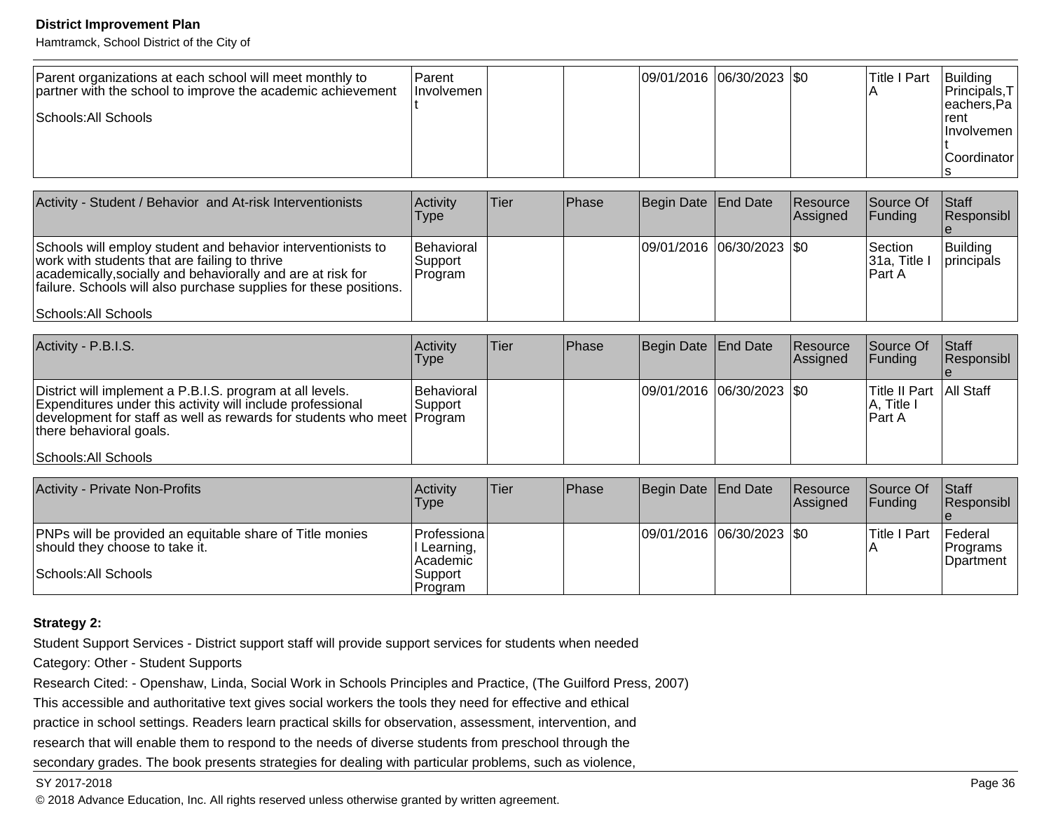| | | | | | | | | |
|---|---|---|---|---|---|---|---|---|
| Parent organizations at each school will meet monthly to partner with the school to improve the academic achievement<br><br>Schools:All Schools | Parent Involvement | | | 09/01/2016 | 06/30/2023 | $0 | Title I Part A | Building Principals,Teachers,Parent Involvement Coordinators |

| Activity - Student / Behavior and At-risk Interventionists | Activity Type | Tier | Phase | Begin Date | End Date | Resource Assigned | Source Of Funding | Staff Responsible |
|---|---|---|---|---|---|---|---|---|
| Schools will employ student and behavior interventionists to work with students that are failing to thrive academically,socially and behaviorally and are at risk for failure. Schools will also purchase supplies for these positions.<br><br>Schools:All Schools | Behavioral Support Program | | | 09/01/2016 | 06/30/2023 | $0 | Section 31a, Title I Part A | Building principals |

| Activity - P.B.I.S. | Activity Type | Tier | Phase | Begin Date | End Date | Resource Assigned | Source Of Funding | Staff Responsible |
|---|---|---|---|---|---|---|---|---|
| District will implement a P.B.I.S. program at all levels. Expenditures under this activity will include professional development for staff as well as rewards for students who meet there behavioral goals.<br><br>Schools:All Schools | Behavioral Support Program | | | 09/01/2016 | 06/30/2023 | $0 | Title II Part A, Title I Part A | All Staff |

| Activity - Private Non-Profits | Activity Type | Tier | Phase | Begin Date | End Date | Resource Assigned | Source Of Funding | Staff Responsible |
|---|---|---|---|---|---|---|---|---|
| PNPs will be provided an equitable share of Title monies should they choose to take it.<br><br>Schools:All Schools | Professional Learning, Academic Support Program | | | 09/01/2016 | 06/30/2023 | $0 | Title I Part A | Federal Programs Dpartment |

**Strategy 2:**

Student Support Services - District support staff will provide support services for students when needed

Category: Other - Student Supports

Research Cited: - Openshaw, Linda, Social Work in Schools Principles and Practice, (The Guilford Press, 2007)
This accessible and authoritative text gives social workers the tools they need for effective and ethical practice in school settings. Readers learn practical skills for observation, assessment, intervention, and research that will enable them to respond to the needs of diverse students from preschool through the secondary grades. The book presents strategies for dealing with particular problems, such as violence,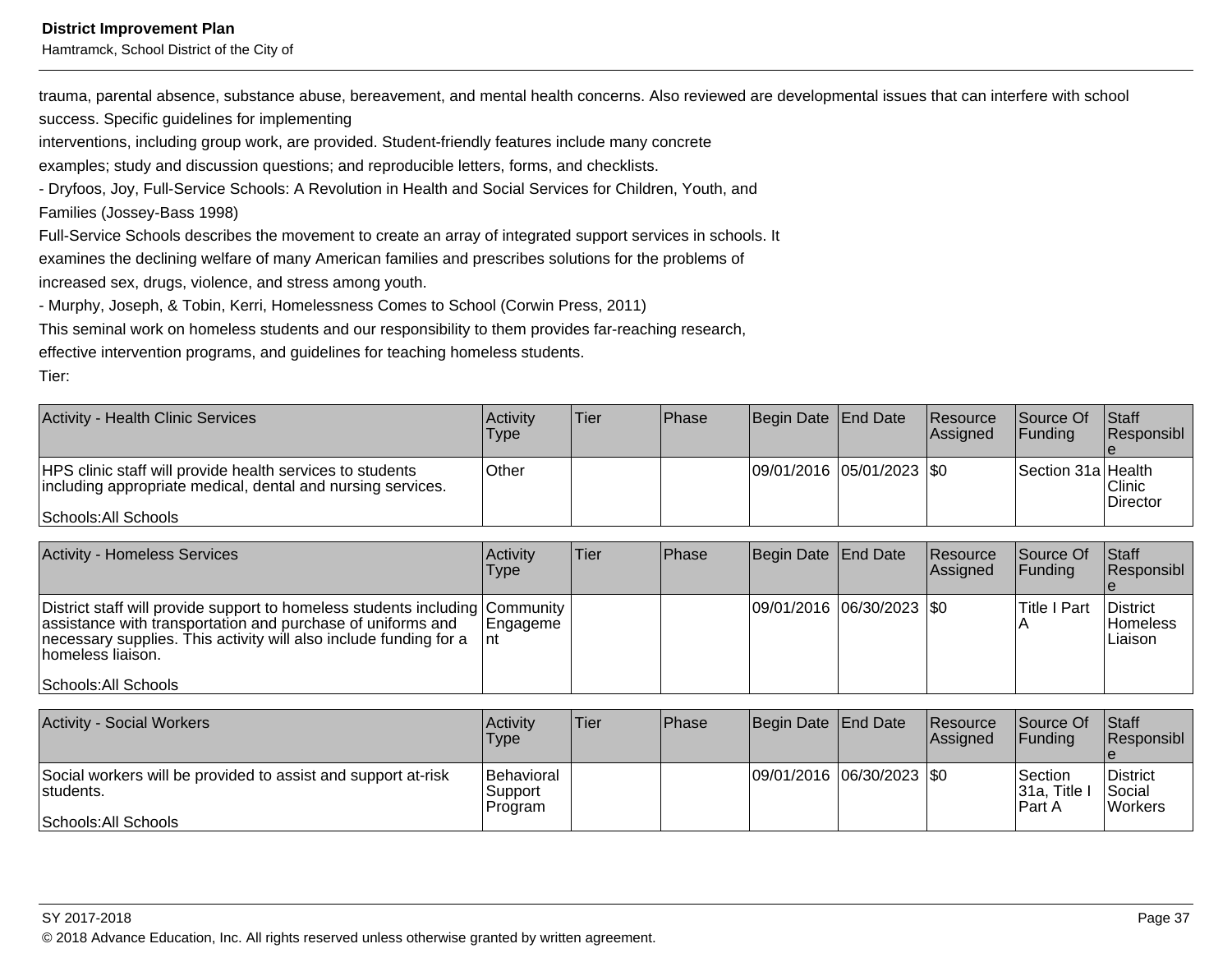trauma, parental absence, substance abuse, bereavement, and mental health concerns. Also reviewed are developmental issues that can interfere with school success. Specific guidelines for implementing
interventions, including group work, are provided. Student-friendly features include many concrete
examples; study and discussion questions; and reproducible letters, forms, and checklists.
- Dryfoos, Joy, Full-Service Schools: A Revolution in Health and Social Services for Children, Youth, and
Families (Jossey-Bass 1998)
Full-Service Schools describes the movement to create an array of integrated support services in schools. It
examines the declining welfare of many American families and prescribes solutions for the problems of
increased sex, drugs, violence, and stress among youth.
- Murphy, Joseph, & Tobin, Kerri, Homelessness Comes to School (Corwin Press, 2011)
This seminal work on homeless students and our responsibility to them provides far-reaching research,
effective intervention programs, and guidelines for teaching homeless students.
Tier:

| Activity - Health Clinic Services | Activity Type | Tier | Phase | Begin Date | End Date | Resource Assigned | Source Of Funding | Staff Responsible |
|---|---|---|---|---|---|---|---|---|
| HPS clinic staff will provide health services to students including appropriate medical, dental and nursing services.<br><br>Schools:All Schools | Other | | | 09/01/2016 | 05/01/2023 | $0 | Section 31a | Health Clinic Director |

| Activity - Homeless Services | Activity Type | Tier | Phase | Begin Date | End Date | Resource Assigned | Source Of Funding | Staff Responsible |
|---|---|---|---|---|---|---|---|---|
| District staff will provide support to homeless students including assistance with transportation and purchase of uniforms and necessary supplies. This activity will also include funding for a homeless liaison.<br><br>Schools:All Schools | Community Engagement | | | 09/01/2016 | 06/30/2023 | $0 | Title I Part A | District Homeless Liaison |

| Activity - Social Workers | Activity Type | Tier | Phase | Begin Date | End Date | Resource Assigned | Source Of Funding | Staff Responsible |
|---|---|---|---|---|---|---|---|---|
| Social workers will be provided to assist and support at-risk students.<br><br>Schools:All Schools | Behavioral Support Program | | | 09/01/2016 | 06/30/2023 | $0 | Section 31a, Title I Part A | District Social Workers |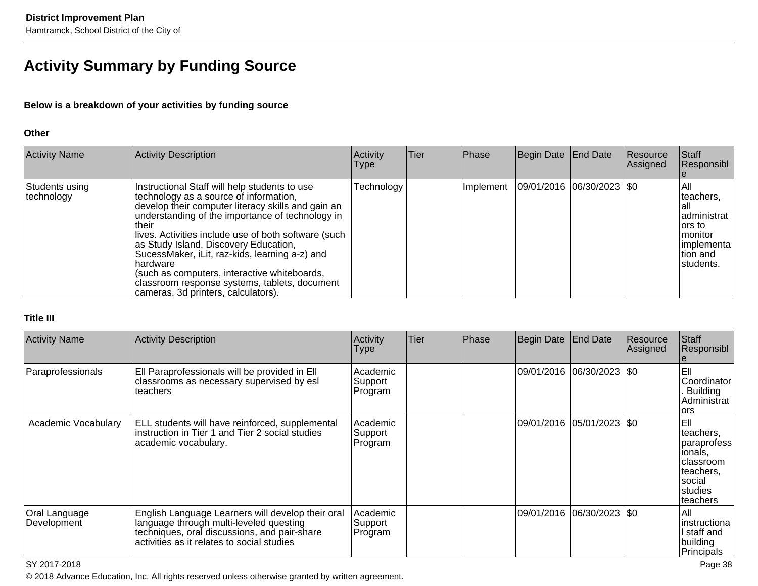# Activity Summary by Funding Source

**Below is a breakdown of your activities by funding source**

**Other**

| Activity Name | Activity Description | Activity Type | Tier | Phase | Begin Date | End Date | Resource Assigned | Staff Responsible |
|---|---|---|---|---|---|---|---|---|
| Students using technology | Instructional Staff will help students to use technology as a source of information, develop their computer literacy skills and gain an understanding of the importance of technology in their lives. Activities include use of both software (such as Study Island, Discovery Education, SucessMaker, iLit, raz-kids, learning a-z) and hardware (such as computers, interactive whiteboards, classroom response systems, tablets, document cameras, 3d printers, calculators). | Technology | | Implement | 09/01/2016 | 06/30/2023 | $0 | All teachers, all administrators to monitor implementation and students. |

**Title III**

| Activity Name | Activity Description | Activity Type | Tier | Phase | Begin Date | End Date | Resource Assigned | Staff Responsible |
|---|---|---|---|---|---|---|---|---|
| Paraprofessionals | Ell Paraprofessionals will be provided in Ell classrooms as necessary supervised by esl teachers | Academic Support Program | | | 09/01/2016 | 06/30/2023 | $0 | Ell Coordinator. Building Administrators |
| Academic Vocabulary | ELL students will have reinforced, supplemental instruction in Tier 1 and Tier 2 social studies academic vocabulary. | Academic Support Program | | | 09/01/2016 | 05/01/2023 | $0 | Ell teachers, paraprofessionals, classroom teachers, social studies teachers |
| Oral Language Development | English Language Learners will develop their oral language through multi-leveled questing techniques, oral discussions, and pair-share activities as it relates to social studies | Academic Support Program | | | 09/01/2016 | 06/30/2023 | $0 | All instructional staff and building Principals |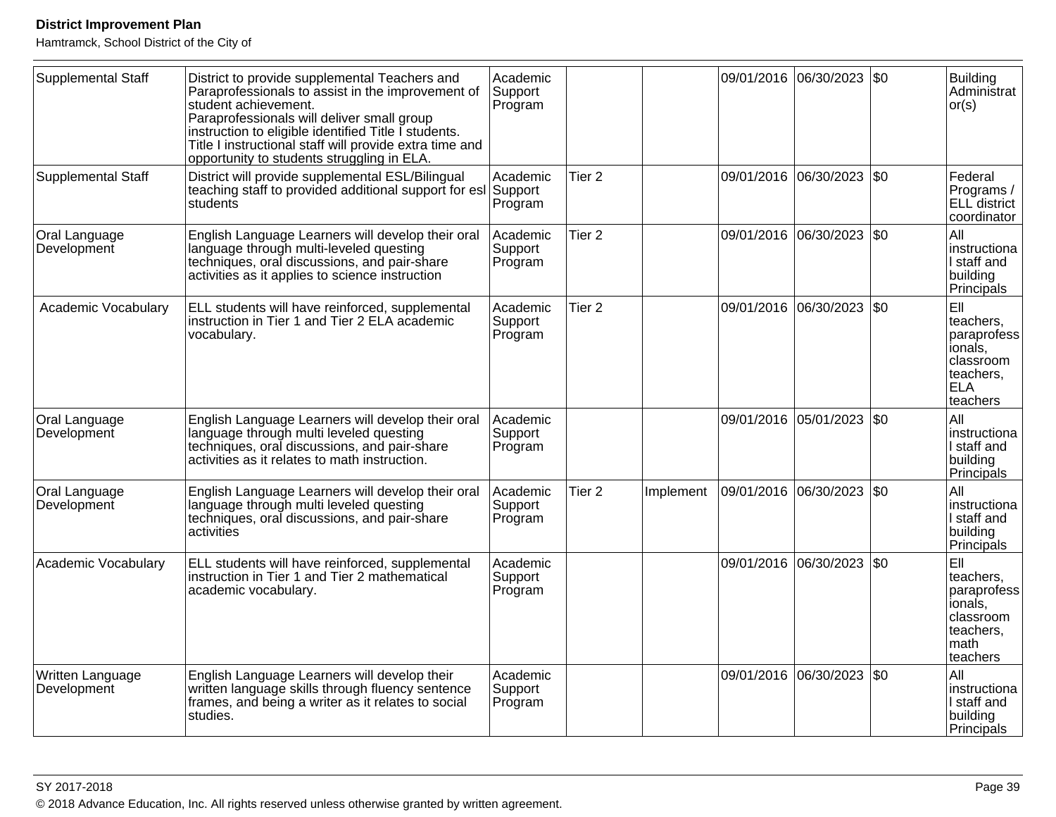| | | | | | | | | |
|---|---|---|---|---|---|---|---|---|
| Supplemental Staff | District to provide supplemental Teachers and Paraprofessionals to assist in the improvement of student achievement. Paraprofessionals will deliver small group instruction to eligible identified Title I students. Title I instructional staff will provide extra time and opportunity to students struggling in ELA. | Academic Support Program | | | 09/01/2016 | 06/30/2023 | $0 | Building Administrator(s) |
| Supplemental Staff | District will provide supplemental ESL/Bilingual teaching staff to provided additional support for esl students | Academic Support Program | Tier 2 | | 09/01/2016 | 06/30/2023 | $0 | Federal Programs / ELL district coordinator |
| Oral Language Development | English Language Learners will develop their oral language through multi-leveled questing techniques, oral discussions, and pair-share activities as it applies to science instruction | Academic Support Program | Tier 2 | | 09/01/2016 | 06/30/2023 | $0 | All instructional staff and building Principals |
| Academic Vocabulary | ELL students will have reinforced, supplemental instruction in Tier 1 and Tier 2 ELA academic vocabulary. | Academic Support Program | Tier 2 | | 09/01/2016 | 06/30/2023 | $0 | Ell teachers, paraprofessionals, classroom teachers, ELA teachers |
| Oral Language Development | English Language Learners will develop their oral language through multi leveled questing techniques, oral discussions, and pair-share activities as it relates to math instruction. | Academic Support Program | | | 09/01/2016 | 05/01/2023 | $0 | All instructional staff and building Principals |
| Oral Language Development | English Language Learners will develop their oral language through multi leveled questing techniques, oral discussions, and pair-share activities | Academic Support Program | Tier 2 | Implement | 09/01/2016 | 06/30/2023 | $0 | All instructional staff and building Principals |
| Academic Vocabulary | ELL students will have reinforced, supplemental instruction in Tier 1 and Tier 2 mathematical academic vocabulary. | Academic Support Program | | | 09/01/2016 | 06/30/2023 | $0 | Ell teachers, paraprofessionals, classroom teachers, math teachers |
| Written Language Development | English Language Learners will develop their written language skills through fluency sentence frames, and being a writer as it relates to social studies. | Academic Support Program | | | 09/01/2016 | 06/30/2023 | $0 | All instructional staff and building Principals |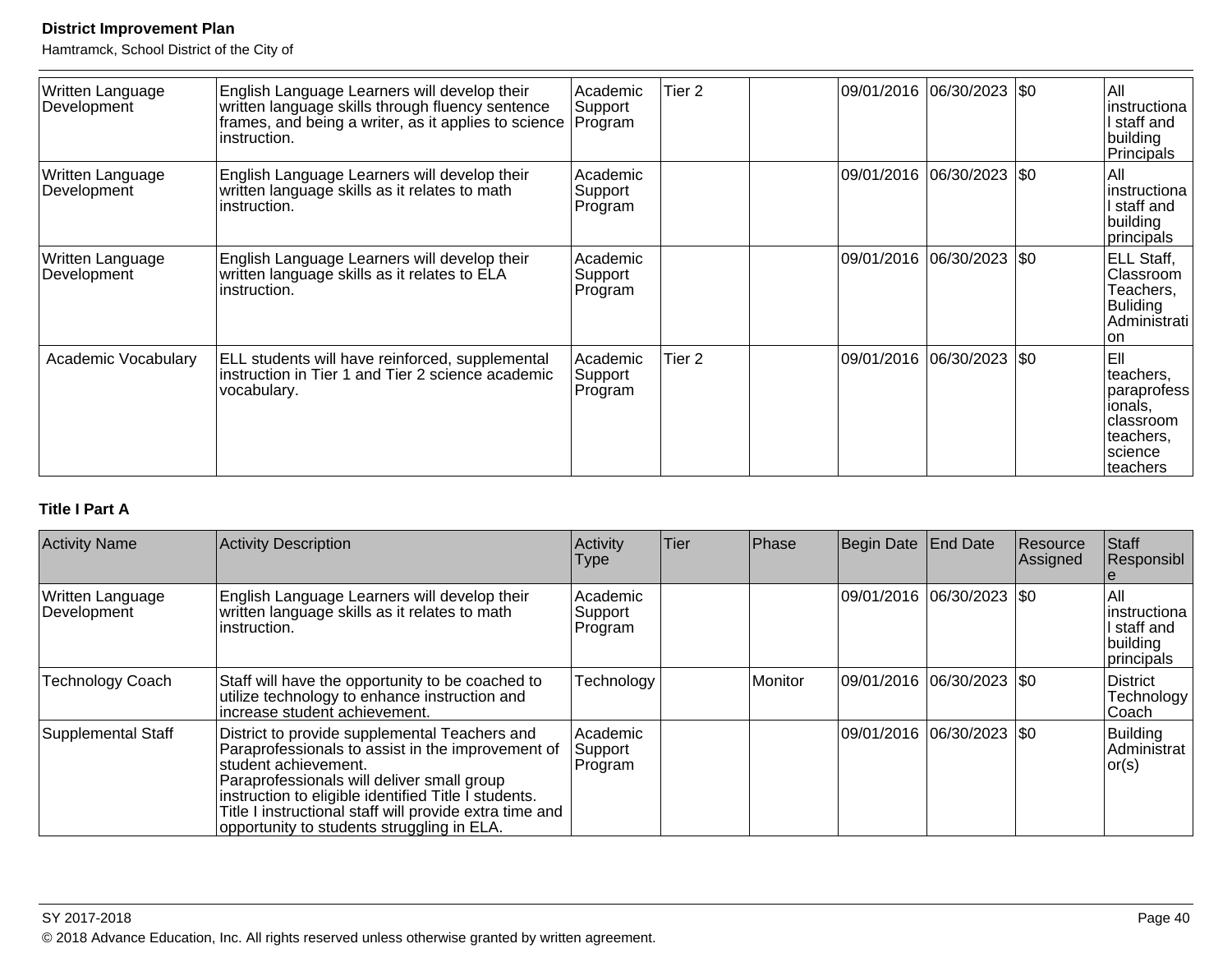| Activity Name | Activity Description | Activity Type | Tier | Phase | Begin Date | End Date | Resource Assigned | Staff Responsible |
|---|---|---|---|---|---|---|---|---|
| Written Language Development | English Language Learners will develop their written language skills through fluency sentence frames, and being a writer, as it applies to science instruction. | Academic Support Program | Tier 2 | | 09/01/2016 | 06/30/2023 | $0 | All instructional staff and building Principals |
| Written Language Development | English Language Learners will develop their written language skills as it relates to math instruction. | Academic Support Program | | | 09/01/2016 | 06/30/2023 | $0 | All instructional staff and building principals |
| Written Language Development | English Language Learners will develop their written language skills as it relates to ELA instruction. | Academic Support Program | | | 09/01/2016 | 06/30/2023 | $0 | ELL Staff, Classroom Teachers, Buliding Administration |
| Academic Vocabulary | ELL students will have reinforced, supplemental instruction in Tier 1 and Tier 2 science academic vocabulary. | Academic Support Program | Tier 2 | | 09/01/2016 | 06/30/2023 | $0 | Ell teachers, paraprofessionals, classroom teachers, science teachers |

**Title I Part A**

| Activity Name | Activity Description | Activity Type | Tier | Phase | Begin Date | End Date | Resource Assigned | Staff Responsible |
|---|---|---|---|---|---|---|---|---|
| Written Language Development | English Language Learners will develop their written language skills as it relates to math instruction. | Academic Support Program | | | 09/01/2016 | 06/30/2023 | $0 | All instructional staff and building principals |
| Technology Coach | Staff will have the opportunity to be coached to utilize technology to enhance instruction and increase student achievement. | Technology | | Monitor | 09/01/2016 | 06/30/2023 | $0 | District Technology Coach |
| Supplemental Staff | District to provide supplemental Teachers and Paraprofessionals to assist in the improvement of student achievement.<br>Paraprofessionals will deliver small group instruction to eligible identified Title I students. Title I instructional staff will provide extra time and opportunity to students struggling in ELA. | Academic Support Program | | | 09/01/2016 | 06/30/2023 | $0 | Building Administrator(s) |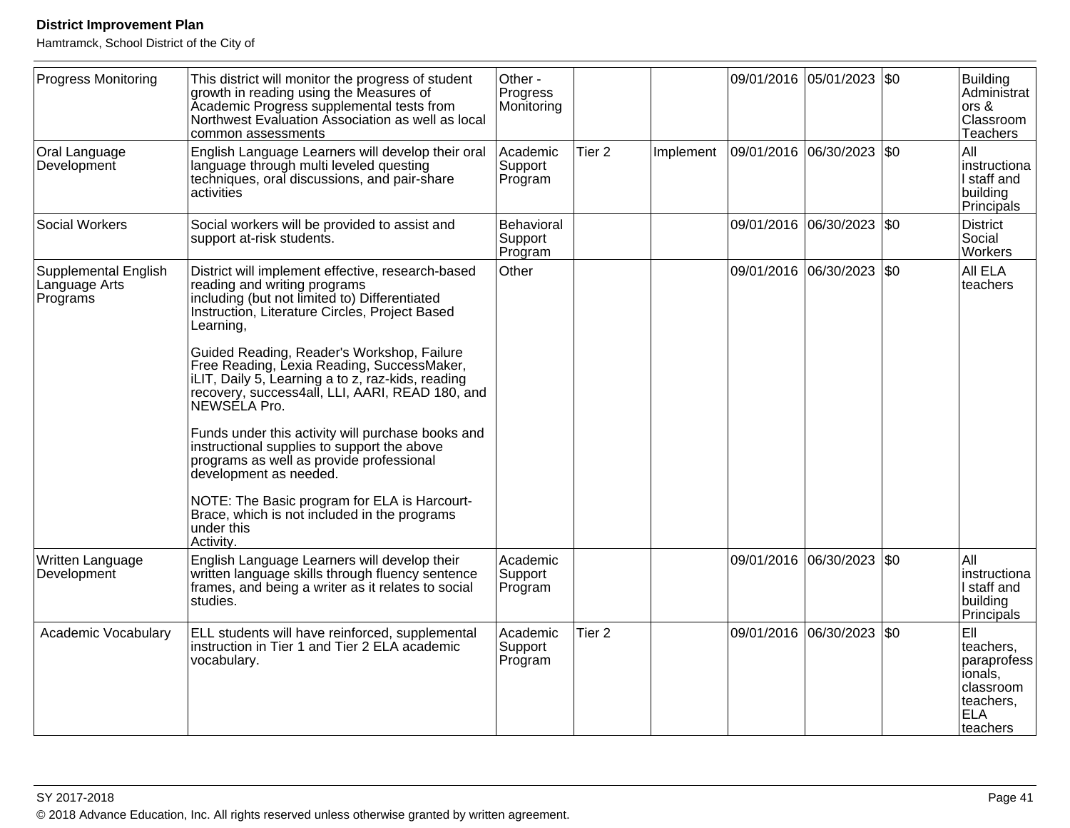| | | | | | | | | |
|---|---|---|---|---|---|---|---|---|
| Progress Monitoring | This district will monitor the progress of student growth in reading using the Measures of Academic Progress supplemental tests from Northwest Evaluation Association as well as local common assessments | Other - Progress Monitoring | | | 09/01/2016 | 05/01/2023 | $0 | Building Administrators & Classroom Teachers |
| Oral Language Development | English Language Learners will develop their oral language through multi leveled questing techniques, oral discussions, and pair-share activities | Academic Support Program | Tier 2 | Implement | 09/01/2016 | 06/30/2023 | $0 | All instructional staff and building Principals |
| Social Workers | Social workers will be provided to assist and support at-risk students. | Behavioral Support Program | | | 09/01/2016 | 06/30/2023 | $0 | District Social Workers |
| Supplemental English Language Arts Programs | District will implement effective, research-based reading and writing programs including (but not limited to) Differentiated Instruction, Literature Circles, Project Based Learning,<br><br>Guided Reading, Reader's Workshop, Failure Free Reading, Lexia Reading, SuccessMaker, iLIT, Daily 5, Learning a to z, raz-kids, reading recovery, success4all, LLI, AARI, READ 180, and NEWSELA Pro.<br><br>Funds under this activity will purchase books and instructional supplies to support the above programs as well as provide professional development as needed.<br><br>NOTE: The Basic program for ELA is Harcourt-Brace, which is not included in the programs under this Activity. | Other | | | 09/01/2016 | 06/30/2023 | $0 | All ELA teachers |
| Written Language Development | English Language Learners will develop their written language skills through fluency sentence frames, and being a writer as it relates to social studies. | Academic Support Program | | | 09/01/2016 | 06/30/2023 | $0 | All instructional staff and building Principals |
| Academic Vocabulary | ELL students will have reinforced, supplemental instruction in Tier 1 and Tier 2 ELA academic vocabulary. | Academic Support Program | Tier 2 | | 09/01/2016 | 06/30/2023 | $0 | Ell teachers, paraprofessionals, classroom teachers, ELA teachers |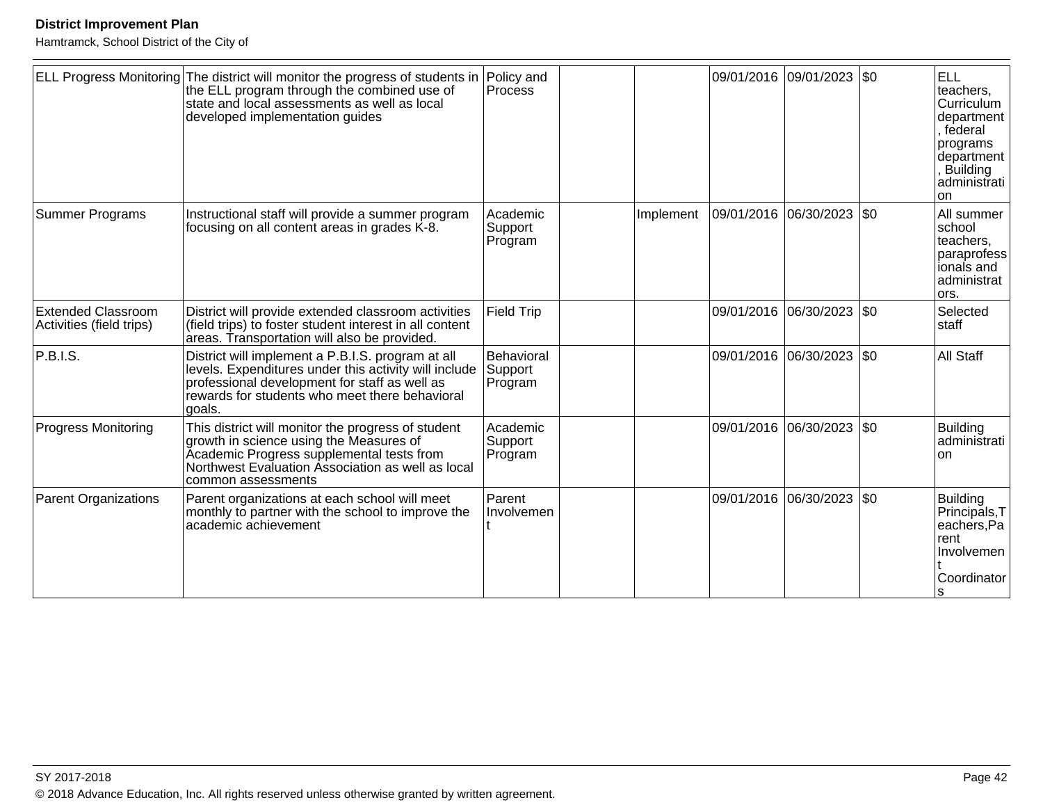| | | | | | | | | |
|---|---|---|---|---|---|---|---|---|
| ELL Progress Monitoring | The district will monitor the progress of students in the ELL program through the combined use of state and local assessments as well as local developed implementation guides | Policy and Process | | | 09/01/2016 | 09/01/2023 | $0 | ELL teachers, Curriculum department, federal programs department, Building administration |
| Summer Programs | Instructional staff will provide a summer program focusing on all content areas in grades K-8. | Academic Support Program | | Implement | 09/01/2016 | 06/30/2023 | $0 | All summer school teachers, paraprofessionals and administrators. |
| Extended Classroom Activities (field trips) | District will provide extended classroom activities (field trips) to foster student interest in all content areas. Transportation will also be provided. | Field Trip | | | 09/01/2016 | 06/30/2023 | $0 | Selected staff |
| P.B.I.S. | District will implement a P.B.I.S. program at all levels. Expenditures under this activity will include professional development for staff as well as rewards for students who meet there behavioral goals. | Behavioral Support Program | | | 09/01/2016 | 06/30/2023 | $0 | All Staff |
| Progress Monitoring | This district will monitor the progress of student growth in science using the Measures of Academic Progress supplemental tests from Northwest Evaluation Association as well as local common assessments | Academic Support Program | | | 09/01/2016 | 06/30/2023 | $0 | Building administration |
| Parent Organizations | Parent organizations at each school will meet monthly to partner with the school to improve the academic achievement | Parent Involvement | | | 09/01/2016 | 06/30/2023 | $0 | Building Principals,Teachers,Parent Involvement Coordinators |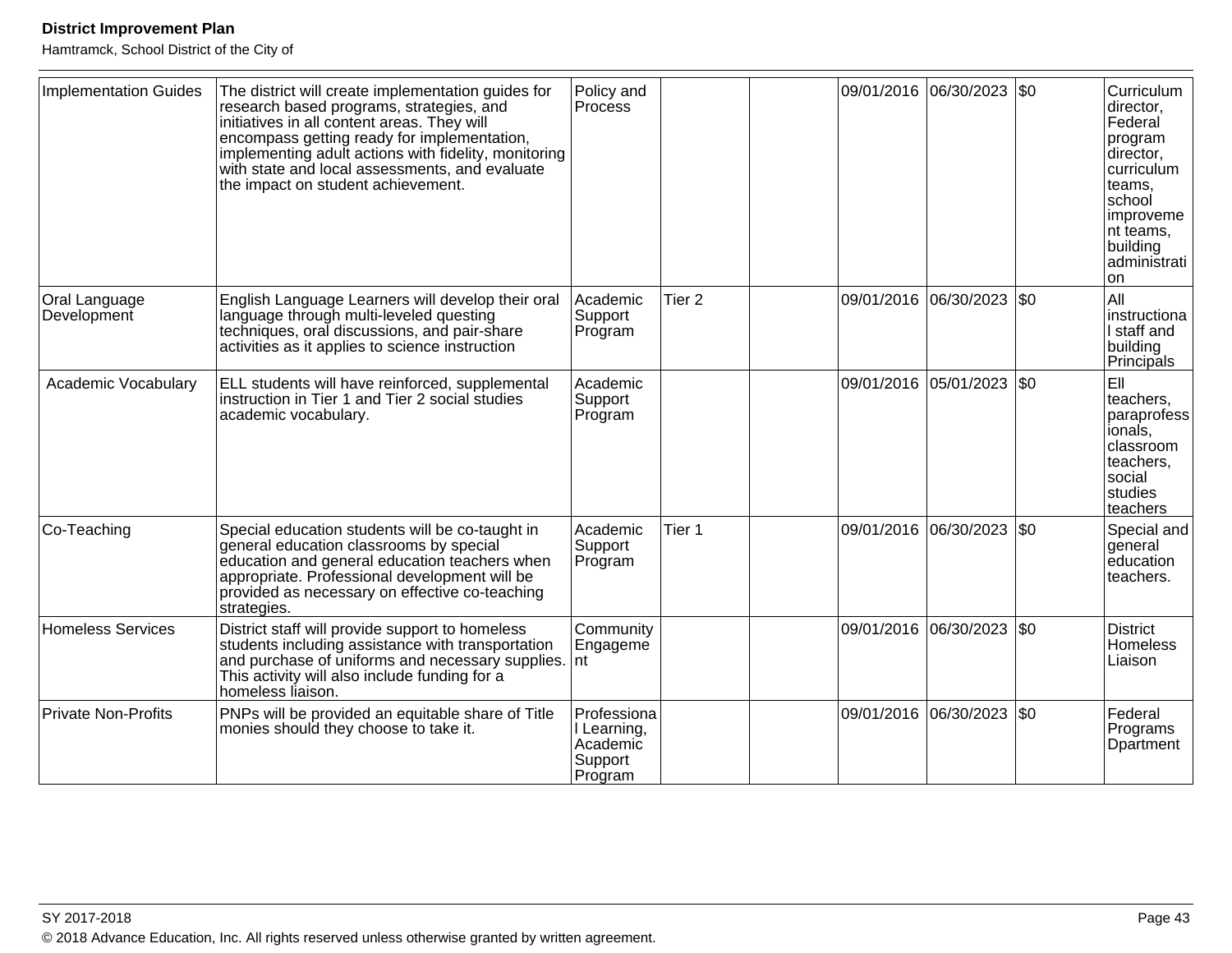| | | | | | | | | |
|---|---|---|---|---|---|---|---|---|
| Implementation Guides | The district will create implementation guides for research based programs, strategies, and initiatives in all content areas. They will encompass getting ready for implementation, implementing adult actions with fidelity, monitoring with state and local assessments, and evaluate the impact on student achievement. | Policy and Process | | | 09/01/2016 | 06/30/2023 | $0 | Curriculum director, Federal program director, curriculum teams, school improvement teams, building administration |
| Oral Language Development | English Language Learners will develop their oral language through multi-leveled questing techniques, oral discussions, and pair-share activities as it applies to science instruction | Academic Support Program | Tier 2 | | 09/01/2016 | 06/30/2023 | $0 | All instructional staff and building Principals |
| Academic Vocabulary | ELL students will have reinforced, supplemental instruction in Tier 1 and Tier 2 social studies academic vocabulary. | Academic Support Program | | | 09/01/2016 | 05/01/2023 | $0 | Ell teachers, paraprofessionals, classroom teachers, social studies teachers |
| Co-Teaching | Special education students will be co-taught in general education classrooms by special education and general education teachers when appropriate. Professional development will be provided as necessary on effective co-teaching strategies. | Academic Support Program | Tier 1 | | 09/01/2016 | 06/30/2023 | $0 | Special and general education teachers. |
| Homeless Services | District staff will provide support to homeless students including assistance with transportation and purchase of uniforms and necessary supplies. This activity will also include funding for a homeless liaison. | Community Engagement | | | 09/01/2016 | 06/30/2023 | $0 | District Homeless Liaison |
| Private Non-Profits | PNPs will be provided an equitable share of Title monies should they choose to take it. | Professional Learning, Academic Support Program | | | 09/01/2016 | 06/30/2023 | $0 | Federal Programs Dpartment |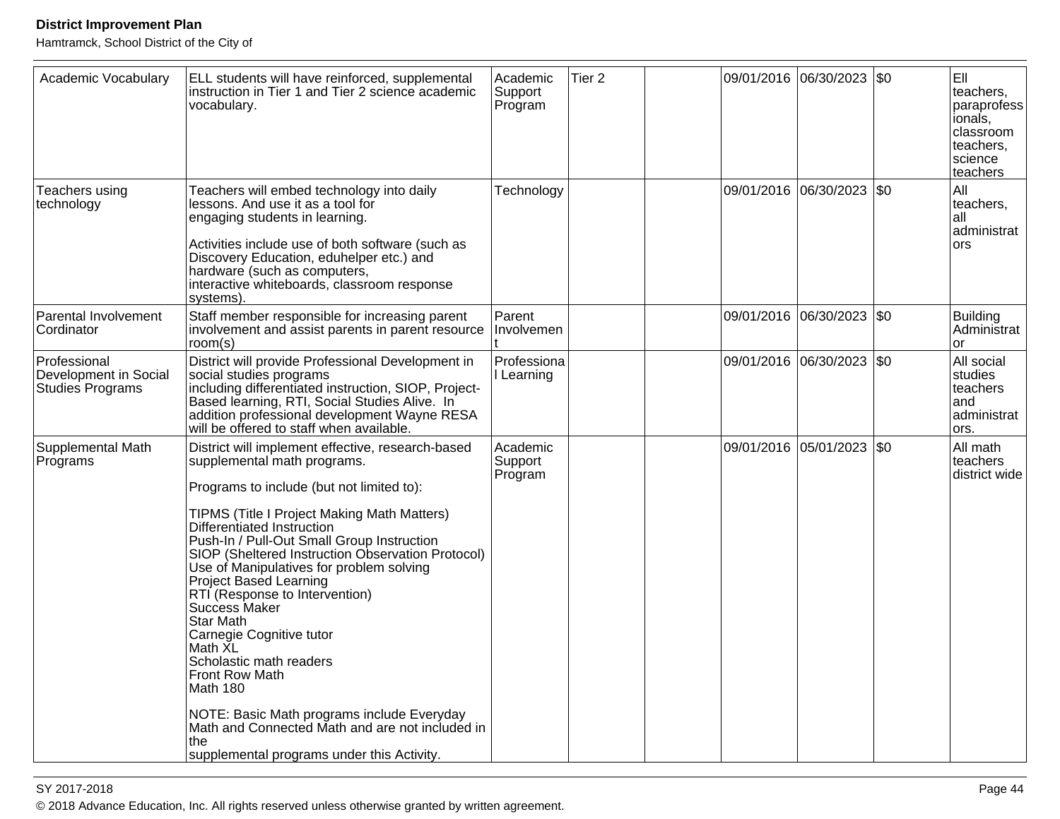| Academic Vocabulary | ELL students will have reinforced, supplemental instruction in Tier 1 and Tier 2 science academic vocabulary. | Academic Support Program | Tier 2 | | 09/01/2016 | 06/30/2023 | $0 | Ell teachers, paraprofessionals, classroom teachers, science teachers |
|---|---|---|---|---|---|---|---|---|
| Teachers using technology | Teachers will embed technology into daily lessons. And use it as a tool for engaging students in learning.<br><br>Activities include use of both software (such as Discovery Education, eduhelper etc.) and hardware (such as computers, interactive whiteboards, classroom response systems). | Technology | | | 09/01/2016 | 06/30/2023 | $0 | All teachers, all administrators |
| Parental Involvement Cordinator | Staff member responsible for increasing parent involvement and assist parents in parent resource room(s) | Parent Involvement | | | 09/01/2016 | 06/30/2023 | $0 | Building Administrator |
| Professional Development in Social Studies Programs | District will provide Professional Development in social studies programs including differentiated instruction, SIOP, Project-Based learning, RTI, Social Studies Alive. In addition professional development Wayne RESA will be offered to staff when available. | Professional Learning | | | 09/01/2016 | 06/30/2023 | $0 | All social studies teachers and administrators. |
| Supplemental Math Programs | District will implement effective, research-based supplemental math programs.<br><br>Programs to include (but not limited to):<br><br>TIPMS (Title I Project Making Math Matters)<br>Differentiated Instruction<br>Push-In / Pull-Out Small Group Instruction<br>SIOP (Sheltered Instruction Observation Protocol)<br>Use of Manipulatives for problem solving<br>Project Based Learning<br>RTI (Response to Intervention)<br>Success Maker<br>Star Math<br>Carnegie Cognitive tutor<br>Math XL<br>Scholastic math readers<br>Front Row Math<br>Math 180<br><br>NOTE: Basic Math programs include Everyday Math and Connected Math and are not included in the supplemental programs under this Activity. | Academic Support Program | | | 09/01/2016 | 05/01/2023 | $0 | All math teachers district wide |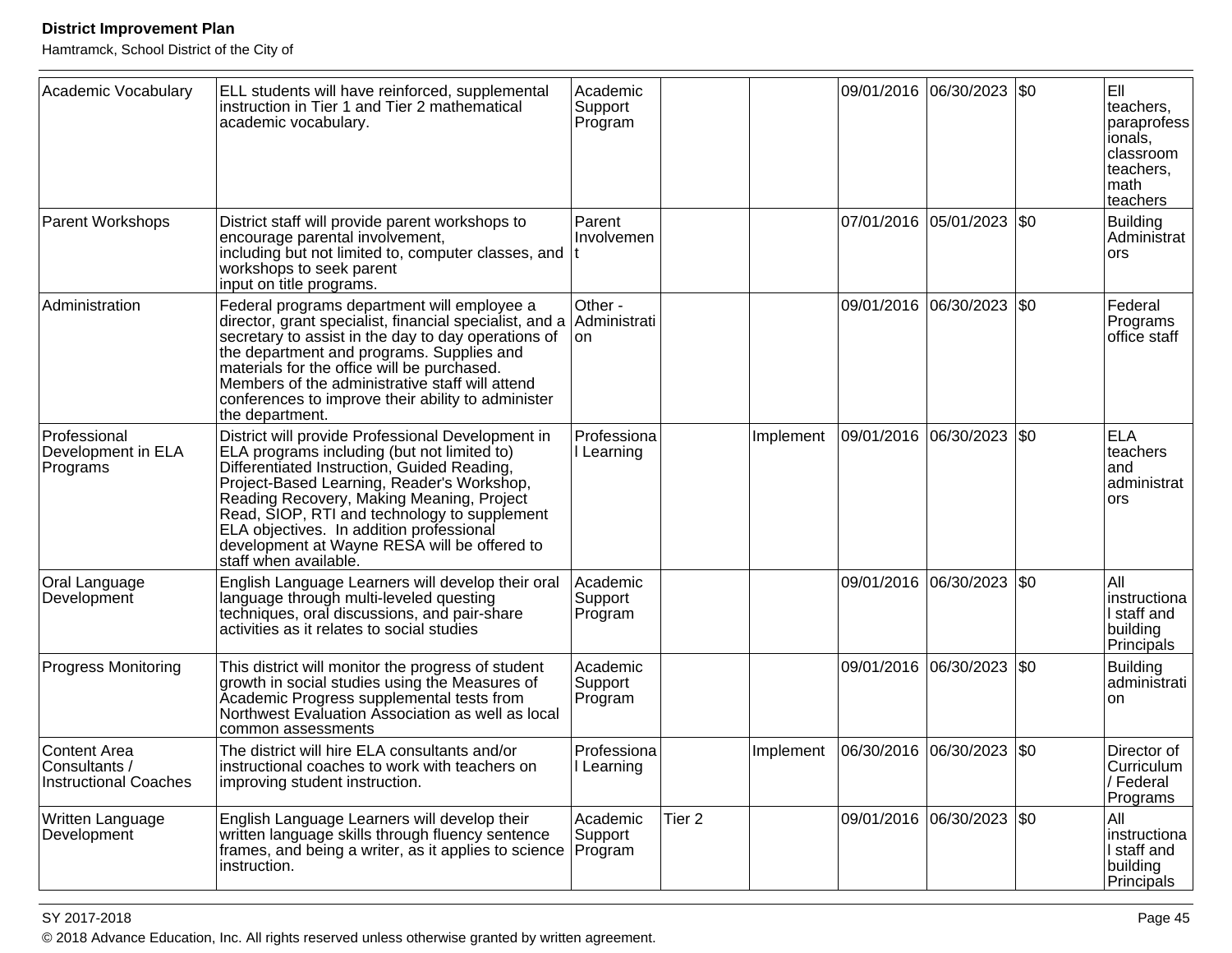| Academic Vocabulary | ELL students will have reinforced, supplemental instruction in Tier 1 and Tier 2 mathematical academic vocabulary. | Academic Support Program | | | 09/01/2016 | 06/30/2023 | $0 | Ell teachers, paraprofessionals, classroom teachers, math teachers |
|---|---|---|---|---|---|---|---|---|
| Parent Workshops | District staff will provide parent workshops to encourage parental involvement, including but not limited to, computer classes, and workshops to seek parent input on title programs. | Parent Involvement | | | 07/01/2016 | 05/01/2023 | $0 | Building Administrators |
| Administration | Federal programs department will employee a director, grant specialist, financial specialist, and a secretary to assist in the day to day operations of the department and programs. Supplies and materials for the office will be purchased. Members of the administrative staff will attend conferences to improve their ability to administer the department. | Other - Administration | | | 09/01/2016 | 06/30/2023 | $0 | Federal Programs office staff |
| Professional Development in ELA Programs | District will provide Professional Development in ELA programs including (but not limited to) Differentiated Instruction, Guided Reading, Project-Based Learning, Reader's Workshop, Reading Recovery, Making Meaning, Project Read, SIOP, RTI and technology to supplement ELA objectives. In addition professional development at Wayne RESA will be offered to staff when available. | Professional Learning | | Implement | 09/01/2016 | 06/30/2023 | $0 | ELA teachers and administrators |
| Oral Language Development | English Language Learners will develop their oral language through multi-leveled questing techniques, oral discussions, and pair-share activities as it relates to social studies | Academic Support Program | | | 09/01/2016 | 06/30/2023 | $0 | All instructional staff and building Principals |
| Progress Monitoring | This district will monitor the progress of student growth in social studies using the Measures of Academic Progress supplemental tests from Northwest Evaluation Association as well as local common assessments | Academic Support Program | | | 09/01/2016 | 06/30/2023 | $0 | Building administration |
| Content Area Consultants / Instructional Coaches | The district will hire ELA consultants and/or instructional coaches to work with teachers on improving student instruction. | Professional Learning | | Implement | 06/30/2016 | 06/30/2023 | $0 | Director of Curriculum / Federal Programs |
| Written Language Development | English Language Learners will develop their written language skills through fluency sentence frames, and being a writer, as it applies to science instruction. | Academic Support Program | Tier 2 | | 09/01/2016 | 06/30/2023 | $0 | All instructional staff and building Principals |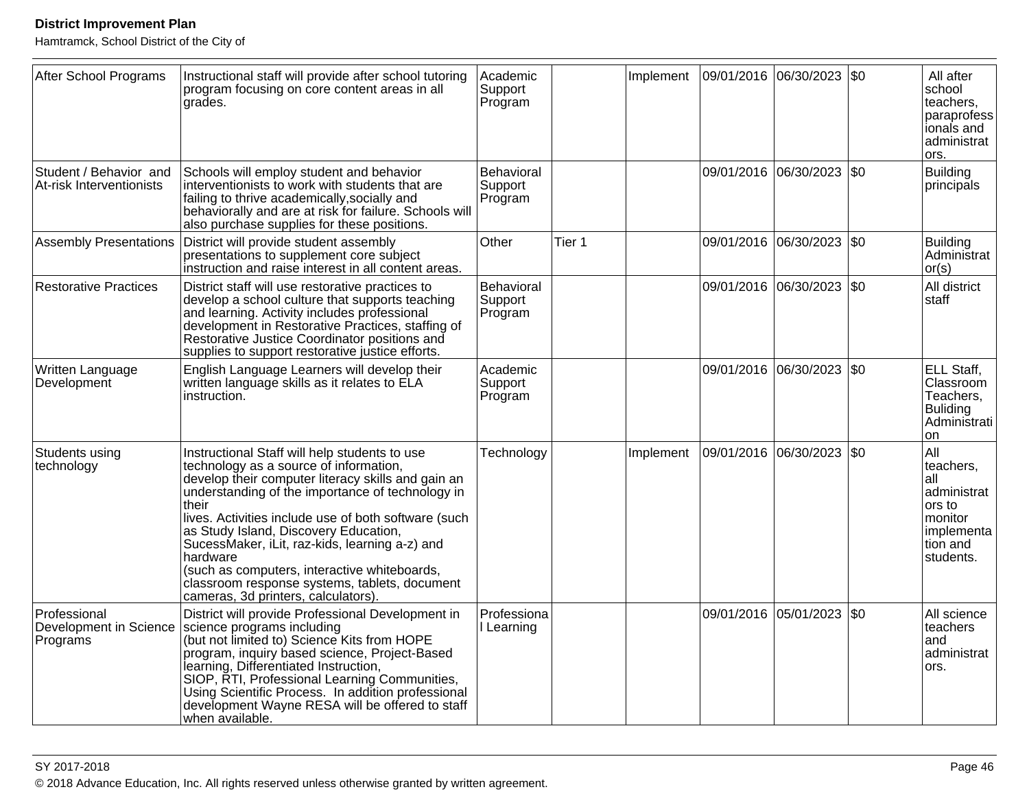| After School Programs | Instructional staff will provide after school tutoring program focusing on core content areas in all grades. | Academic Support Program | | Implement | 09/01/2016 | 06/30/2023 | $0 | All after school teachers, paraprofessionals and administrators. |
|---|---|---|---|---|---|---|---|---|
| Student / Behavior and At-risk Interventionists | Schools will employ student and behavior interventionists to work with students that are failing to thrive academically,socially and behaviorally and are at risk for failure. Schools will also purchase supplies for these positions. | Behavioral Support Program | | | 09/01/2016 | 06/30/2023 | $0 | Building principals |
| Assembly Presentations | District will provide student assembly presentations to supplement core subject instruction and raise interest in all content areas. | Other | Tier 1 | | 09/01/2016 | 06/30/2023 | $0 | Building Administrator(s) |
| Restorative Practices | District staff will use restorative practices to develop a school culture that supports teaching and learning. Activity includes professional development in Restorative Practices, staffing of Restorative Justice Coordinator positions and supplies to support restorative justice efforts. | Behavioral Support Program | | | 09/01/2016 | 06/30/2023 | $0 | All district staff |
| Written Language Development | English Language Learners will develop their written language skills as it relates to ELA instruction. | Academic Support Program | | | 09/01/2016 | 06/30/2023 | $0 | ELL Staff, Classroom Teachers, Buliding Administration |
| Students using technology | Instructional Staff will help students to use technology as a source of information, develop their computer literacy skills and gain an understanding of the importance of technology in their lives. Activities include use of both software (such as Study Island, Discovery Education, SucessMaker, iLit, raz-kids, learning a-z) and hardware (such as computers, interactive whiteboards, classroom response systems, tablets, document cameras, 3d printers, calculators). | Technology | | Implement | 09/01/2016 | 06/30/2023 | $0 | All teachers, all administrators to monitor implementation and students. |
| Professional Development in Science Programs | District will provide Professional Development in science programs including (but not limited to) Science Kits from HOPE program, inquiry based science, Project-Based learning, Differentiated Instruction, SIOP, RTI, Professional Learning Communities, Using Scientific Process. In addition professional development Wayne RESA will be offered to staff when available. | Professional Learning | | | 09/01/2016 | 05/01/2023 | $0 | All science teachers and administrators. |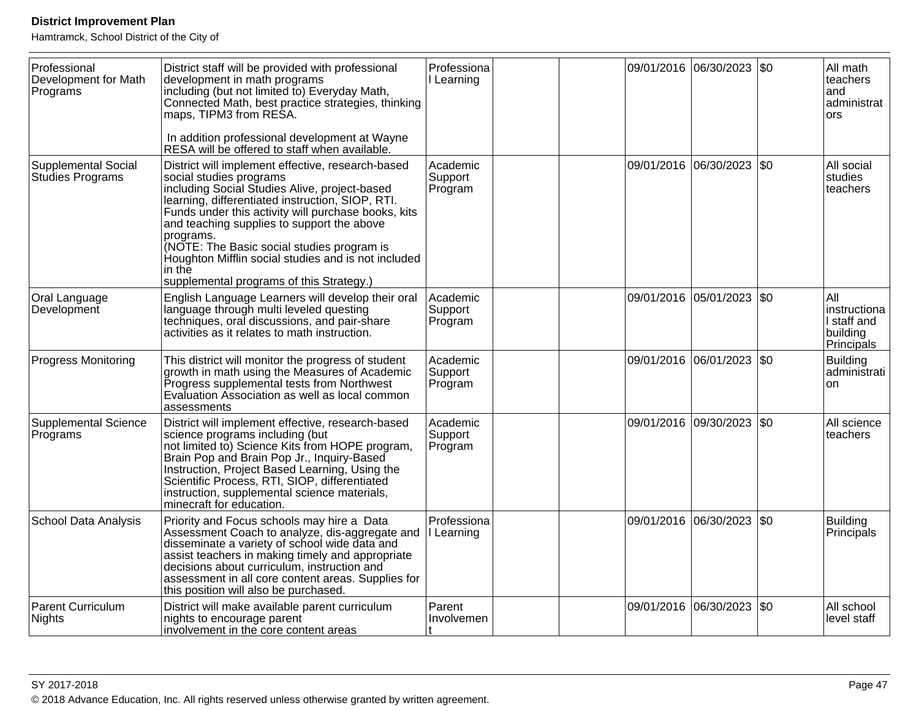| | | | | | | | | |
|---|---|---|---|---|---|---|---|---|
| Professional Development for Math Programs | District staff will be provided with professional development in math programs including (but not limited to) Everyday Math, Connected Math, best practice strategies, thinking maps, TIPM3 from RESA.<br><br>In addition professional development at Wayne RESA will be offered to staff when available. | Professional Learning | | | 09/01/2016 | 06/30/2023 | $0 | All math teachers and administrators |
| Supplemental Social Studies Programs | District will implement effective, research-based social studies programs including Social Studies Alive, project-based learning, differentiated instruction, SIOP, RTI. Funds under this activity will purchase books, kits and teaching supplies to support the above programs.<br>(NOTE: The Basic social studies program is Houghton Mifflin social studies and is not included in the supplemental programs of this Strategy.) | Academic Support Program | | | 09/01/2016 | 06/30/2023 | $0 | All social studies teachers |
| Oral Language Development | English Language Learners will develop their oral language through multi leveled questing techniques, oral discussions, and pair-share activities as it relates to math instruction. | Academic Support Program | | | 09/01/2016 | 05/01/2023 | $0 | All instructional staff and building Principals |
| Progress Monitoring | This district will monitor the progress of student growth in math using the Measures of Academic Progress supplemental tests from Northwest Evaluation Association as well as local common assessments | Academic Support Program | | | 09/01/2016 | 06/01/2023 | $0 | Building administration |
| Supplemental Science Programs | District will implement effective, research-based science programs including (but not limited to) Science Kits from HOPE program, Brain Pop and Brain Pop Jr., Inquiry-Based Instruction, Project Based Learning, Using the Scientific Process, RTI, SIOP, differentiated instruction, supplemental science materials, minecraft for education. | Academic Support Program | | | 09/01/2016 | 09/30/2023 | $0 | All science teachers |
| School Data Analysis | Priority and Focus schools may hire a Data Assessment Coach to analyze, dis-aggregate and disseminate a variety of school wide data and assist teachers in making timely and appropriate decisions about curriculum, instruction and assessment in all core content areas. Supplies for this position will also be purchased. | Professional Learning | | | 09/01/2016 | 06/30/2023 | $0 | Building Principals |
| Parent Curriculum Nights | District will make available parent curriculum nights to encourage parent involvement in the core content areas | Parent Involvement | | | 09/01/2016 | 06/30/2023 | $0 | All school level staff |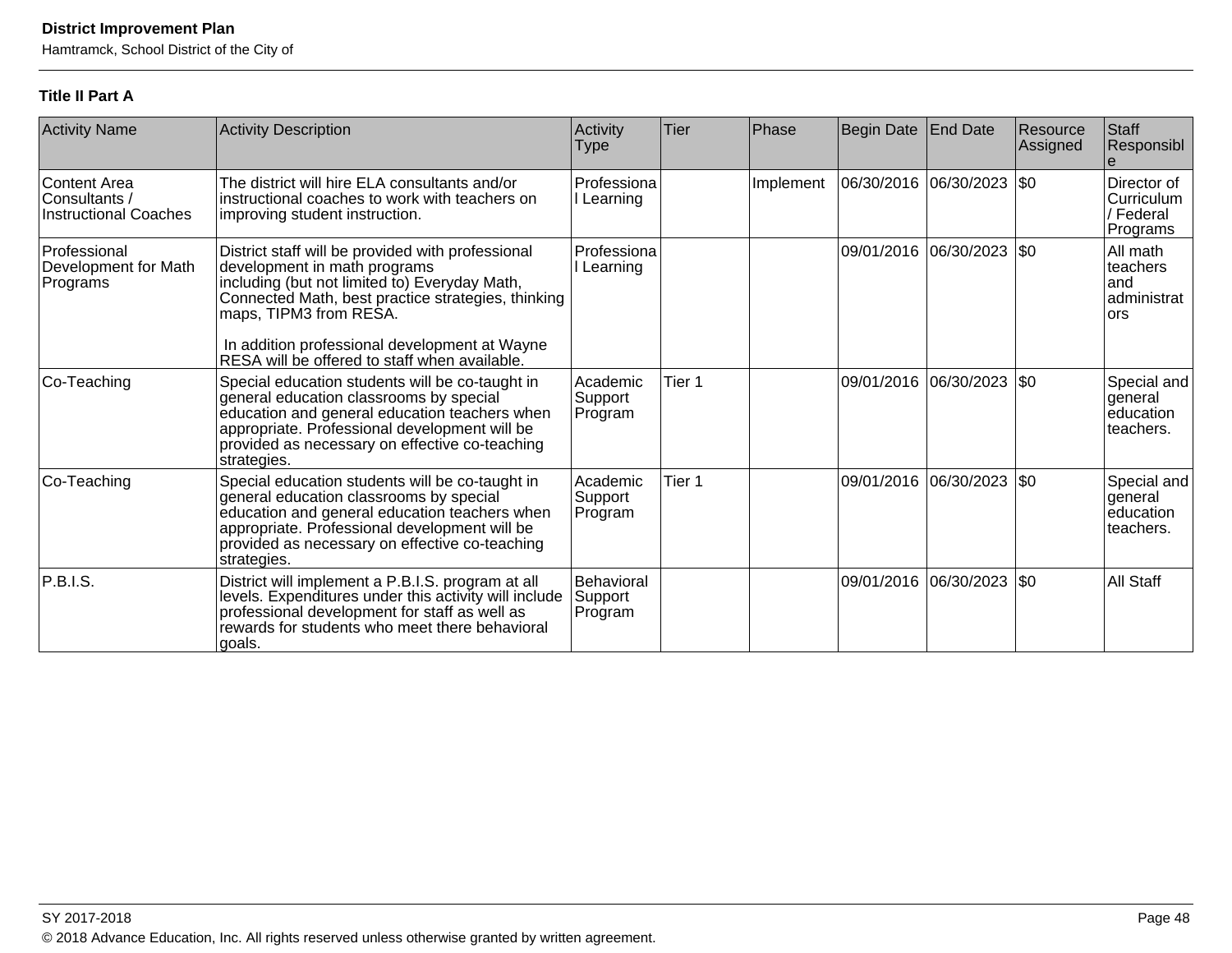### Title II Part A

| Activity Name | Activity Description | Activity Type | Tier | Phase | Begin Date | End Date | Resource Assigned | Staff Responsible |
|---|---|---|---|---|---|---|---|---|
| Content Area Consultants / Instructional Coaches | The district will hire ELA consultants and/or instructional coaches to work with teachers on improving student instruction. | Professional Learning | | Implement | 06/30/2016 | 06/30/2023 | $0 | Director of Curriculum / Federal Programs |
| Professional Development for Math Programs | District staff will be provided with professional development in math programs including (but not limited to) Everyday Math, Connected Math, best practice strategies, thinking maps, TIPM3 from RESA.<br><br>In addition professional development at Wayne RESA will be offered to staff when available. | Professional Learning | | | 09/01/2016 | 06/30/2023 | $0 | All math teachers and administrators |
| Co-Teaching | Special education students will be co-taught in general education classrooms by special education and general education teachers when appropriate. Professional development will be provided as necessary on effective co-teaching strategies. | Academic Support Program | Tier 1 | | 09/01/2016 | 06/30/2023 | $0 | Special and general education teachers. |
| Co-Teaching | Special education students will be co-taught in general education classrooms by special education and general education teachers when appropriate. Professional development will be provided as necessary on effective co-teaching strategies. | Academic Support Program | Tier 1 | | 09/01/2016 | 06/30/2023 | $0 | Special and general education teachers. |
| P.B.I.S. | District will implement a P.B.I.S. program at all levels. Expenditures under this activity will include professional development for staff as well as rewards for students who meet there behavioral goals. | Behavioral Support Program | | | 09/01/2016 | 06/30/2023 | $0 | All Staff |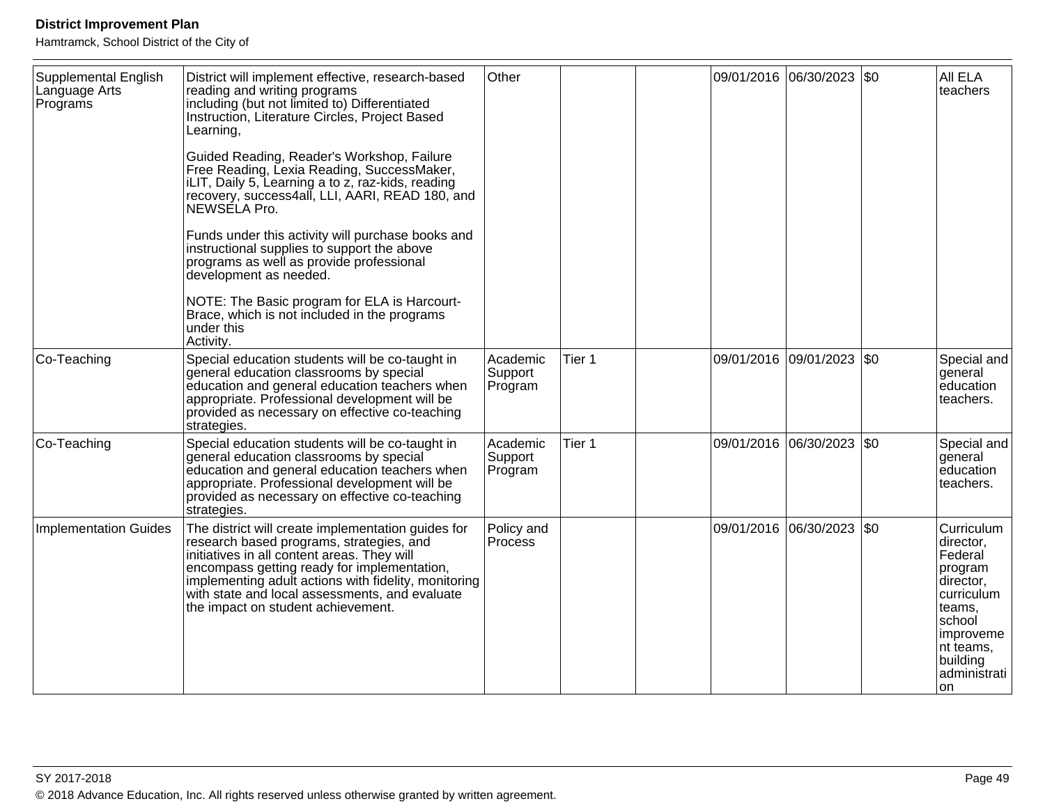| | | | | | | | | |
|---|---|---|---|---|---|---|---|---|
| Supplemental English Language Arts Programs | District will implement effective, research-based reading and writing programs including (but not limited to) Differentiated Instruction, Literature Circles, Project Based Learning,<br><br>Guided Reading, Reader's Workshop, Failure Free Reading, Lexia Reading, SuccessMaker, iLIT, Daily 5, Learning a to z, raz-kids, reading recovery, success4all, LLI, AARI, READ 180, and NEWSELA Pro.<br><br>Funds under this activity will purchase books and instructional supplies to support the above programs as well as provide professional development as needed.<br><br>NOTE: The Basic program for ELA is Harcourt-Brace, which is not included in the programs under this Activity. | Other | | | 09/01/2016 | 06/30/2023 | $0 | All ELA teachers |
| Co-Teaching | Special education students will be co-taught in general education classrooms by special education and general education teachers when appropriate. Professional development will be provided as necessary on effective co-teaching strategies. | Academic Support Program | Tier 1 | | 09/01/2016 | 09/01/2023 | $0 | Special and general education teachers. |
| Co-Teaching | Special education students will be co-taught in general education classrooms by special education and general education teachers when appropriate. Professional development will be provided as necessary on effective co-teaching strategies. | Academic Support Program | Tier 1 | | 09/01/2016 | 06/30/2023 | $0 | Special and general education teachers. |
| Implementation Guides | The district will create implementation guides for research based programs, strategies, and initiatives in all content areas. They will encompass getting ready for implementation, implementing adult actions with fidelity, monitoring with state and local assessments, and evaluate the impact on student achievement. | Policy and Process | | | 09/01/2016 | 06/30/2023 | $0 | Curriculum director, Federal program director, curriculum teams, school improvement teams, building administration |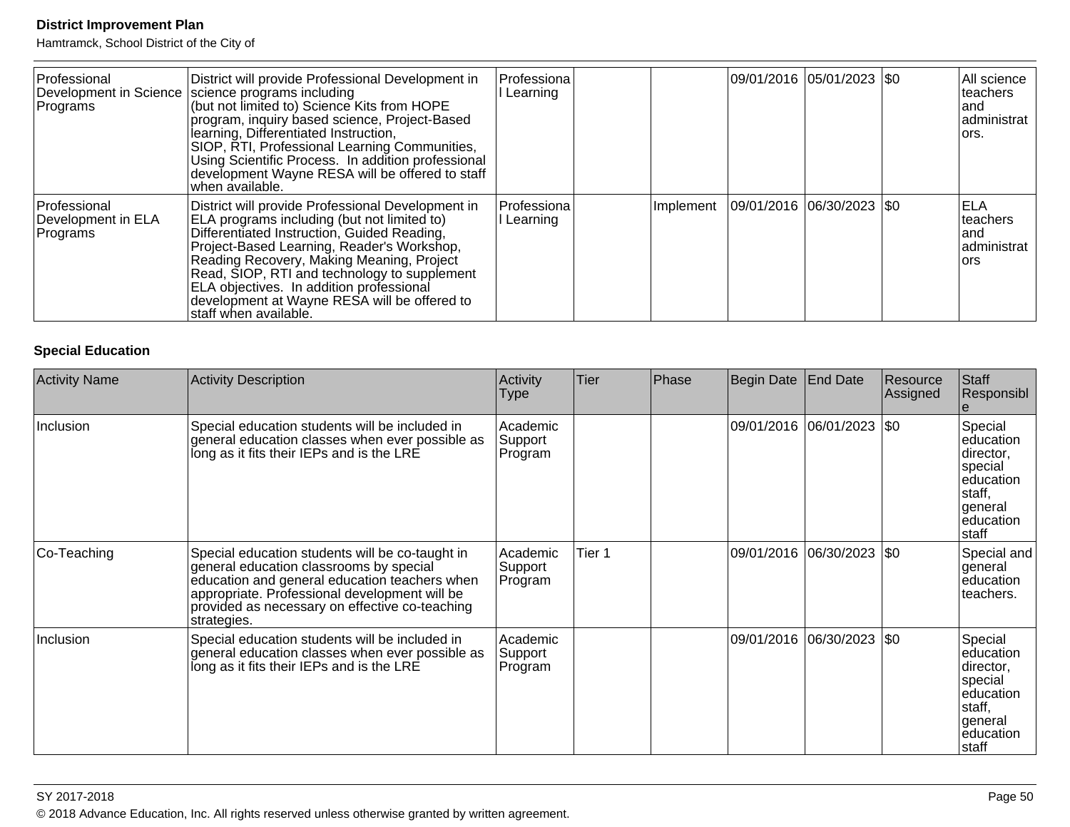| Professional Development in Science Programs | District will provide Professional Development in science programs including (but not limited to) Science Kits from HOPE program, inquiry based science, Project-Based learning, Differentiated Instruction, SIOP, RTI, Professional Learning Communities, Using Scientific Process. In addition professional development Wayne RESA will be offered to staff when available. | Professional Learning | | | 09/01/2016 | 05/01/2023 | $0 | All science teachers and administrators. |
|---|---|---|---|---|---|---|---|---|
| Professional Development in ELA Programs | District will provide Professional Development in ELA programs including (but not limited to) Differentiated Instruction, Guided Reading, Project-Based Learning, Reader's Workshop, Reading Recovery, Making Meaning, Project Read, SIOP, RTI and technology to supplement ELA objectives. In addition professional development at Wayne RESA will be offered to staff when available. | Professional Learning | | Implement | 09/01/2016 | 06/30/2023 | $0 | ELA teachers and administrators |

**Special Education**

| Activity Name | Activity Description | Activity Type | Tier | Phase | Begin Date | End Date | Resource Assigned | Staff Responsible |
|---|---|---|---|---|---|---|---|---|
| Inclusion | Special education students will be included in general education classes when ever possible as long as it fits their IEPs and is the LRE | Academic Support Program | | | 09/01/2016 | 06/01/2023 | $0 | Special education director, special education staff, general education staff |
| Co-Teaching | Special education students will be co-taught in general education classrooms by special education and general education teachers when appropriate. Professional development will be provided as necessary on effective co-teaching strategies. | Academic Support Program | Tier 1 | | 09/01/2016 | 06/30/2023 | $0 | Special and general education teachers. |
| Inclusion | Special education students will be included in general education classes when ever possible as long as it fits their IEPs and is the LRE | Academic Support Program | | | 09/01/2016 | 06/30/2023 | $0 | Special education director, special education staff, general education staff |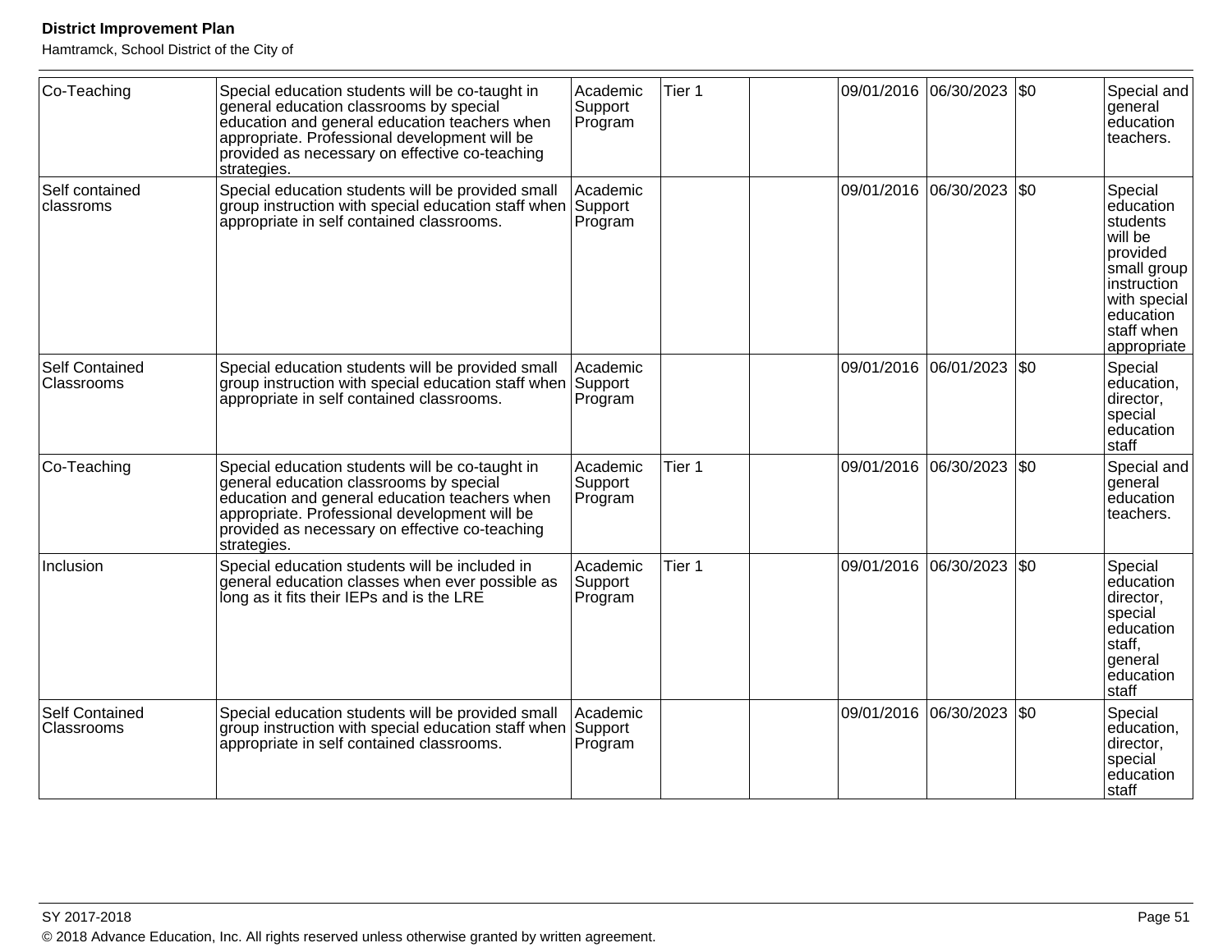| | | | | | | | | |
|---|---|---|---|---|---|---|---|---|
| Co-Teaching | Special education students will be co-taught in general education classrooms by special education and general education teachers when appropriate. Professional development will be provided as necessary on effective co-teaching strategies. | Academic Support Program | Tier 1 | | 09/01/2016 | 06/30/2023 | $0 | Special and general education teachers. |
| Self contained classroms | Special education students will be provided small group instruction with special education staff when appropriate in self contained classrooms. | Academic Support Program | | | 09/01/2016 | 06/30/2023 | $0 | Special education students will be provided small group instruction with special education staff when appropriate |
| Self Contained Classrooms | Special education students will be provided small group instruction with special education staff when appropriate in self contained classrooms. | Academic Support Program | | | 09/01/2016 | 06/01/2023 | $0 | Special education, director, special education staff |
| Co-Teaching | Special education students will be co-taught in general education classrooms by special education and general education teachers when appropriate. Professional development will be provided as necessary on effective co-teaching strategies. | Academic Support Program | Tier 1 | | 09/01/2016 | 06/30/2023 | $0 | Special and general education teachers. |
| Inclusion | Special education students will be included in general education classes when ever possible as long as it fits their IEPs and is the LRE | Academic Support Program | Tier 1 | | 09/01/2016 | 06/30/2023 | $0 | Special education director, special education staff, general education staff |
| Self Contained Classrooms | Special education students will be provided small group instruction with special education staff when appropriate in self contained classrooms. | Academic Support Program | | | 09/01/2016 | 06/30/2023 | $0 | Special education, director, special education staff |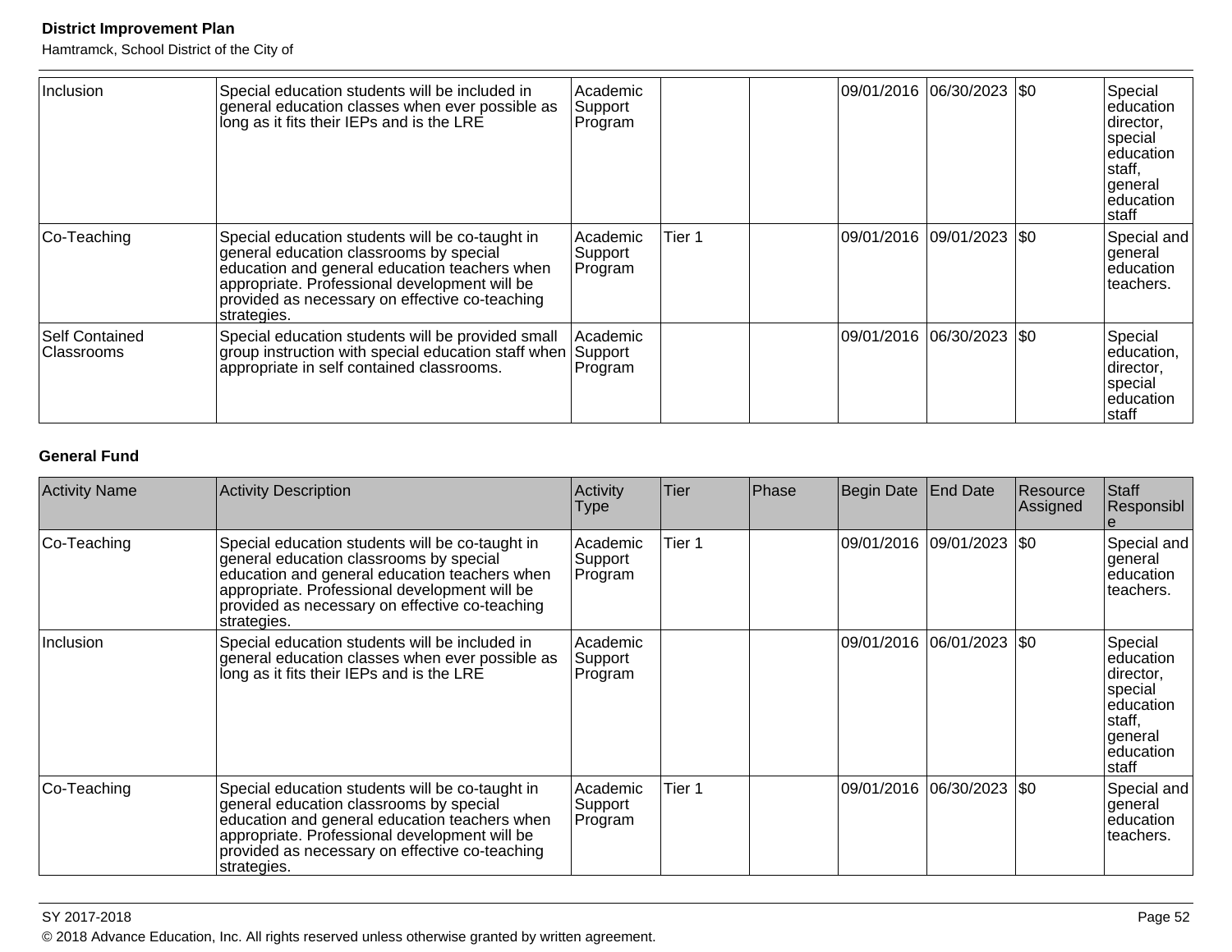| Activity Name | Activity Description | Activity Type | Tier | Phase | Begin Date | End Date | Resource Assigned | Staff Responsible |
|---|---|---|---|---|---|---|---|---|
| Inclusion | Special education students will be included in general education classes when ever possible as long as it fits their IEPs and is the LRE | Academic Support Program | | | 09/01/2016 | 06/30/2023 | $0 | Special education director, special education staff, general education staff |
| Co-Teaching | Special education students will be co-taught in general education classrooms by special education and general education teachers when appropriate. Professional development will be provided as necessary on effective co-teaching strategies. | Academic Support Program | Tier 1 | | 09/01/2016 | 09/01/2023 | $0 | Special and general education teachers. |
| Self Contained Classrooms | Special education students will be provided small group instruction with special education staff when appropriate in self contained classrooms. | Academic Support Program | | | 09/01/2016 | 06/30/2023 | $0 | Special education, director, special education staff |

**General Fund**

| Activity Name | Activity Description | Activity Type | Tier | Phase | Begin Date | End Date | Resource Assigned | Staff Responsible |
|---|---|---|---|---|---|---|---|---|
| Co-Teaching | Special education students will be co-taught in general education classrooms by special education and general education teachers when appropriate. Professional development will be provided as necessary on effective co-teaching strategies. | Academic Support Program | Tier 1 | | 09/01/2016 | 09/01/2023 | $0 | Special and general education teachers. |
| Inclusion | Special education students will be included in general education classes when ever possible as long as it fits their IEPs and is the LRE | Academic Support Program | | | 09/01/2016 | 06/01/2023 | $0 | Special education director, special education staff, general education staff |
| Co-Teaching | Special education students will be co-taught in general education classrooms by special education and general education teachers when appropriate. Professional development will be provided as necessary on effective co-teaching strategies. | Academic Support Program | Tier 1 | | 09/01/2016 | 06/30/2023 | $0 | Special and general education teachers. |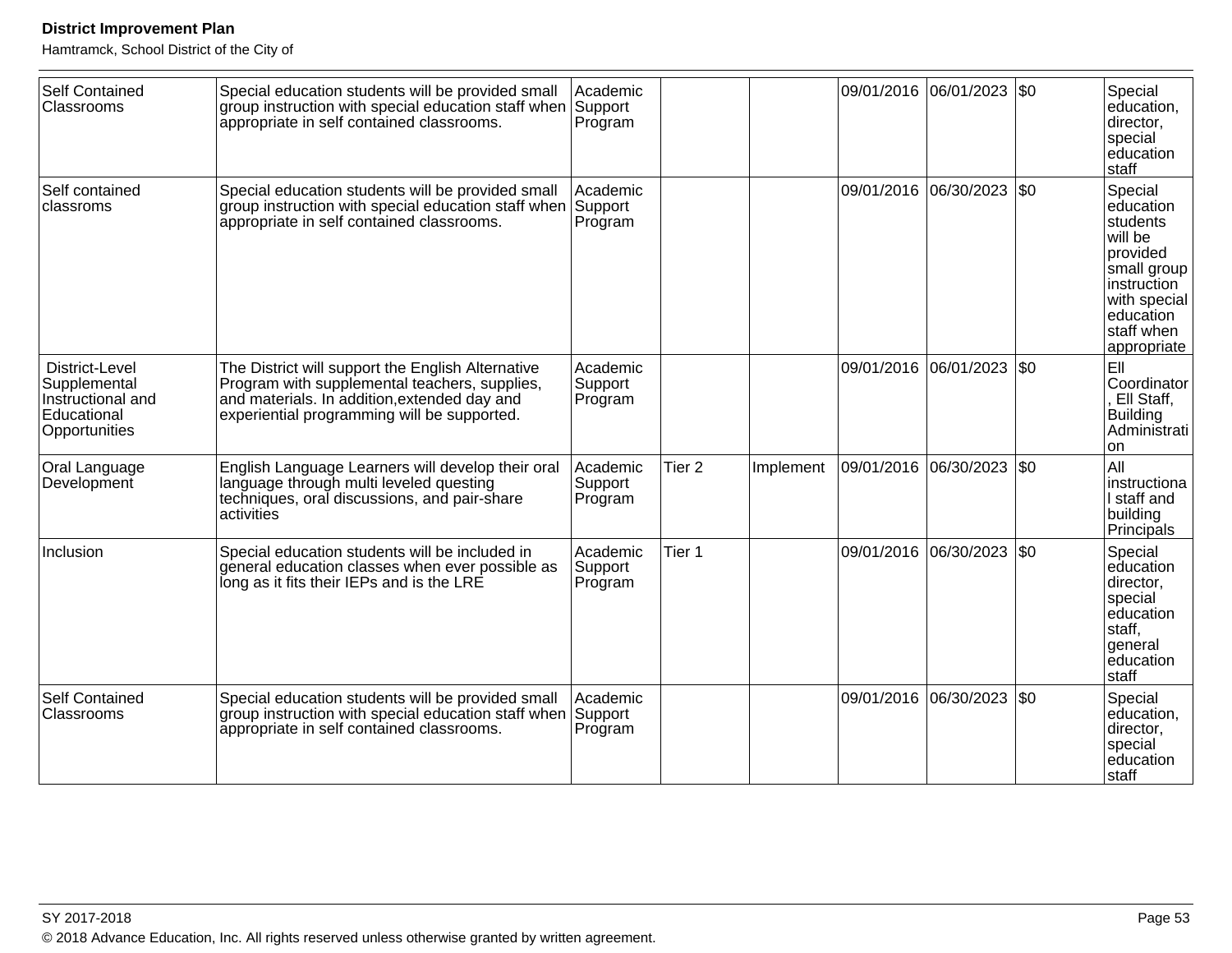| Self Contained Classrooms | Special education students will be provided small group instruction with special education staff when appropriate in self contained classrooms. | Academic Support Program | | | 09/01/2016 | 06/01/2023 | $0 | Special education, director, special education staff |
|---|---|---|---|---|---|---|---|---|
| Self contained classroms | Special education students will be provided small group instruction with special education staff when appropriate in self contained classrooms. | Academic Support Program | | | 09/01/2016 | 06/30/2023 | $0 | Special education students will be provided small group instruction with special education staff when appropriate |
| District-Level Supplemental Instructional and Educational Opportunities | The District will support the English Alternative Program with supplemental teachers, supplies, and materials. In addition,extended day and experiential programming will be supported. | Academic Support Program | | | 09/01/2016 | 06/01/2023 | $0 | Ell Coordinator, Ell Staff, Building Administration |
| Oral Language Development | English Language Learners will develop their oral language through multi leveled questing techniques, oral discussions, and pair-share activities | Academic Support Program | Tier 2 | Implement | 09/01/2016 | 06/30/2023 | $0 | All instructional staff and building Principals |
| Inclusion | Special education students will be included in general education classes when ever possible as long as it fits their IEPs and is the LRE | Academic Support Program | Tier 1 | | 09/01/2016 | 06/30/2023 | $0 | Special education director, special education staff, general education staff |
| Self Contained Classrooms | Special education students will be provided small group instruction with special education staff when appropriate in self contained classrooms. | Academic Support Program | | | 09/01/2016 | 06/30/2023 | $0 | Special education, director, special education staff |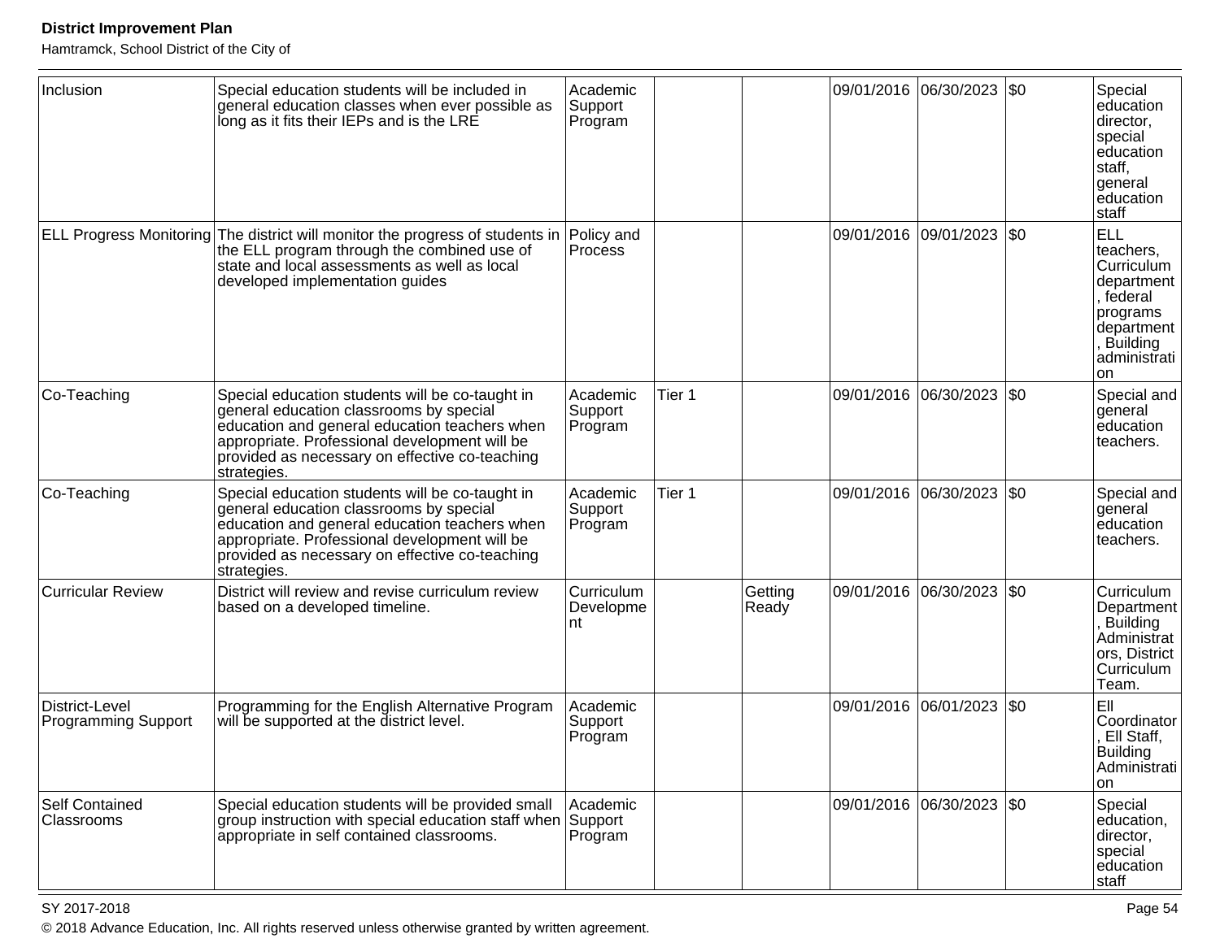| Inclusion | Special education students will be included in general education classes when ever possible as long as it fits their IEPs and is the LRE | Academic Support Program | | | 09/01/2016 | 06/30/2023 | $0 | Special education director, special education staff, general education staff |
|---|---|---|---|---|---|---|---|---|
| ELL Progress Monitoring | The district will monitor the progress of students in the ELL program through the combined use of state and local assessments as well as local developed implementation guides | Policy and Process | | | 09/01/2016 | 09/01/2023 | $0 | ELL teachers, Curriculum department, federal programs department, Building administration |
| Co-Teaching | Special education students will be co-taught in general education classrooms by special education and general education teachers when appropriate. Professional development will be provided as necessary on effective co-teaching strategies. | Academic Support Program | Tier 1 | | 09/01/2016 | 06/30/2023 | $0 | Special and general education teachers. |
| Co-Teaching | Special education students will be co-taught in general education classrooms by special education and general education teachers when appropriate. Professional development will be provided as necessary on effective co-teaching strategies. | Academic Support Program | Tier 1 | | 09/01/2016 | 06/30/2023 | $0 | Special and general education teachers. |
| Curricular Review | District will review and revise curriculum review based on a developed timeline. | Curriculum Development | | Getting Ready | 09/01/2016 | 06/30/2023 | $0 | Curriculum Department, Building Administrators, District Curriculum Team. |
| District-Level Programming Support | Programming for the English Alternative Program will be supported at the district level. | Academic Support Program | | | 09/01/2016 | 06/01/2023 | $0 | Ell Coordinator, Ell Staff, Building Administration |
| Self Contained Classrooms | Special education students will be provided small group instruction with special education staff when appropriate in self contained classrooms. | Academic Support Program | | | 09/01/2016 | 06/30/2023 | $0 | Special education, director, special education staff |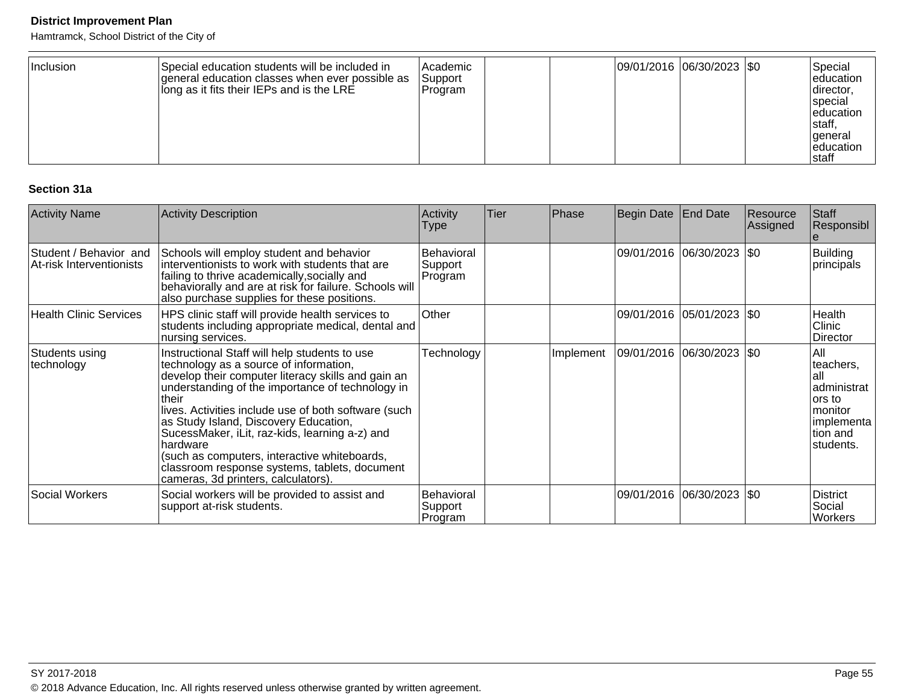| Inclusion | Special education students will be included in general education classes when ever possible as long as it fits their IEPs and is the LRE | Academic Support Program | | | 09/01/2016 | 06/30/2023 | $0 | Special education director, special education staff, general education staff |
|---|---|---|---|---|---|---|---|---|

### Section 31a

| Activity Name | Activity Description | Activity Type | Tier | Phase | Begin Date | End Date | Resource Assigned | Staff Responsible |
|---|---|---|---|---|---|---|---|---|
| Student / Behavior and At-risk Interventionists | Schools will employ student and behavior interventionists to work with students that are failing to thrive academically,socially and behaviorally and are at risk for failure. Schools will also purchase supplies for these positions. | Behavioral Support Program | | | 09/01/2016 | 06/30/2023 | $0 | Building principals |
| Health Clinic Services | HPS clinic staff will provide health services to students including appropriate medical, dental and nursing services. | Other | | | 09/01/2016 | 05/01/2023 | $0 | Health Clinic Director |
| Students using technology | Instructional Staff will help students to use technology as a source of information, develop their computer literacy skills and gain an understanding of the importance of technology in their lives. Activities include use of both software (such as Study Island, Discovery Education, SucessMaker, iLit, raz-kids, learning a-z) and hardware (such as computers, interactive whiteboards, classroom response systems, tablets, document cameras, 3d printers, calculators). | Technology | | Implement | 09/01/2016 | 06/30/2023 | $0 | All teachers, all administrators to monitor implementation and students. |
| Social Workers | Social workers will be provided to assist and support at-risk students. | Behavioral Support Program | | | 09/01/2016 | 06/30/2023 | $0 | District Social Workers |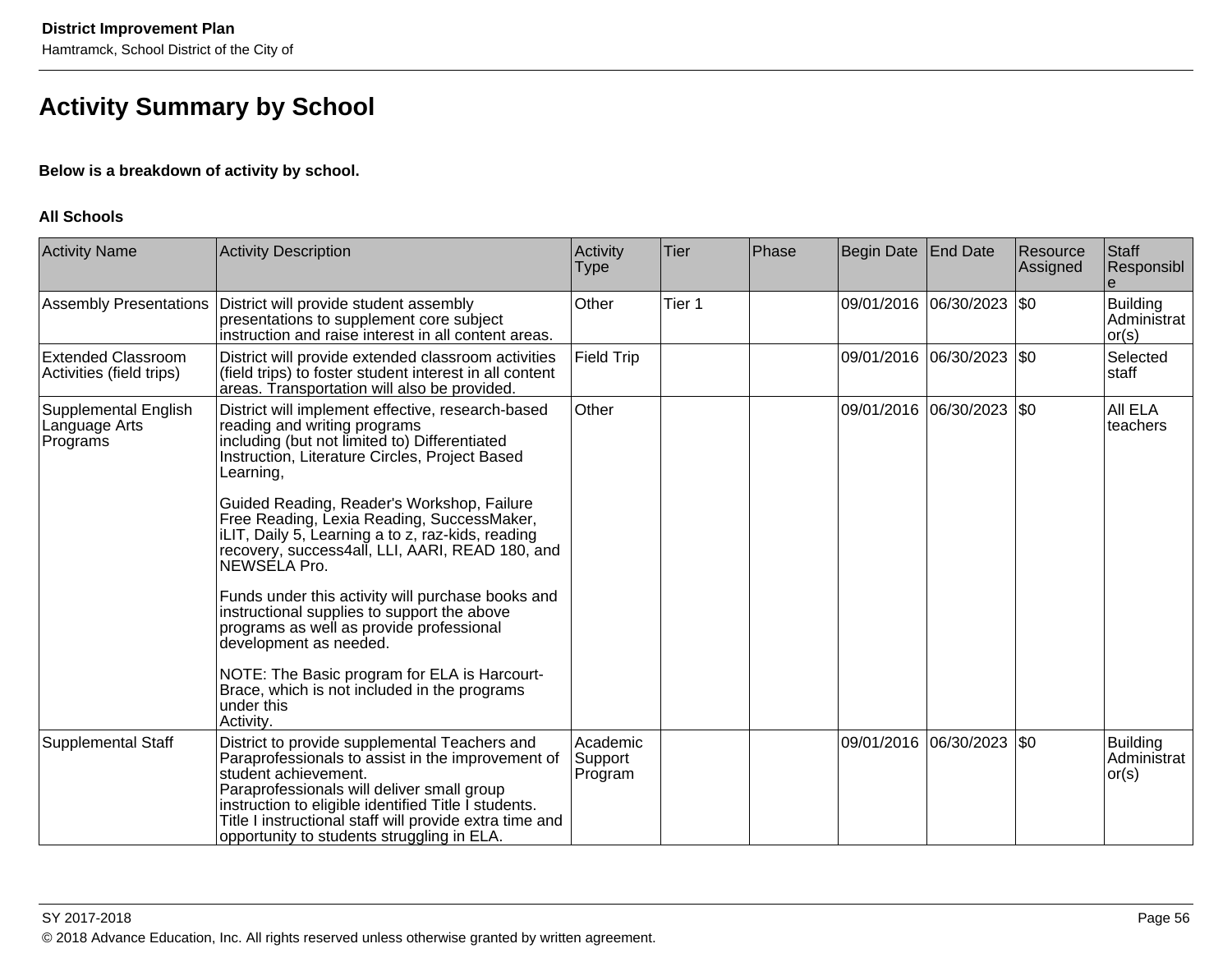# Activity Summary by School

**Below is a breakdown of activity by school.**

**All Schools**

| Activity Name | Activity Description | Activity Type | Tier | Phase | Begin Date | End Date | Resource Assigned | Staff Responsible |
|---|---|---|---|---|---|---|---|---|
| Assembly Presentations | District will provide student assembly presentations to supplement core subject instruction and raise interest in all content areas. | Other | Tier 1 | | 09/01/2016 | 06/30/2023 | $0 | Building Administrator(s) |
| Extended Classroom Activities (field trips) | District will provide extended classroom activities (field trips) to foster student interest in all content areas. Transportation will also be provided. | Field Trip | | | 09/01/2016 | 06/30/2023 | $0 | Selected staff |
| Supplemental English Language Arts Programs | District will implement effective, research-based reading and writing programs including (but not limited to) Differentiated Instruction, Literature Circles, Project Based Learning, Guided Reading, Reader's Workshop, Failure Free Reading, Lexia Reading, SuccessMaker, iLIT, Daily 5, Learning a to z, raz-kids, reading recovery, success4all, LLI, AARI, READ 180, and NEWSELA Pro. Funds under this activity will purchase books and instructional supplies to support the above programs as well as provide professional development as needed. NOTE: The Basic program for ELA is Harcourt-Brace, which is not included in the programs under this Activity. | Other | | | 09/01/2016 | 06/30/2023 | $0 | All ELA teachers |
| Supplemental Staff | District to provide supplemental Teachers and Paraprofessionals to assist in the improvement of student achievement. Paraprofessionals will deliver small group instruction to eligible identified Title I students. Title I instructional staff will provide extra time and opportunity to students struggling in ELA. | Academic Support Program | | | 09/01/2016 | 06/30/2023 | $0 | Building Administrator(s) |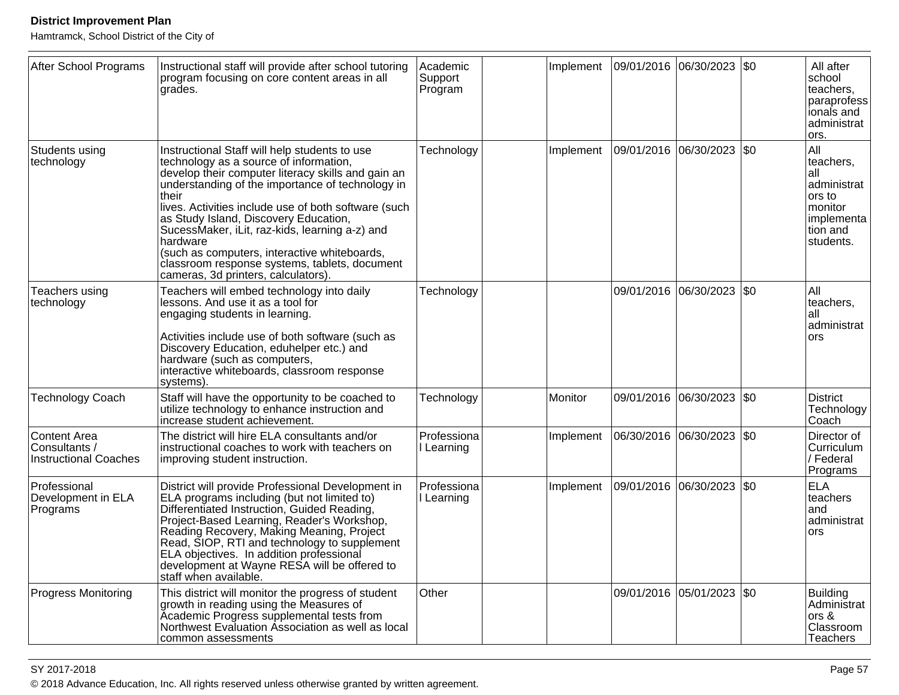| After School Programs | Instructional staff will provide after school tutoring program focusing on core content areas in all grades. | Academic Support Program | | Implement | 09/01/2016 | 06/30/2023 | $0 | All after school teachers, paraprofessionals and administrators. |
|---|---|---|---|---|---|---|---|---|
| Students using technology | Instructional Staff will help students to use technology as a source of information, develop their computer literacy skills and gain an understanding of the importance of technology in their lives. Activities include use of both software (such as Study Island, Discovery Education, SucessMaker, iLit, raz-kids, learning a-z) and hardware (such as computers, interactive whiteboards, classroom response systems, tablets, document cameras, 3d printers, calculators). | Technology | | Implement | 09/01/2016 | 06/30/2023 | $0 | All teachers, all administrators to monitor implementation and students. |
| Teachers using technology | Teachers will embed technology into daily lessons. And use it as a tool for engaging students in learning.<br><br>Activities include use of both software (such as Discovery Education, eduhelper etc.) and hardware (such as computers, interactive whiteboards, classroom response systems). | Technology | | | 09/01/2016 | 06/30/2023 | $0 | All teachers, all administrators |
| Technology Coach | Staff will have the opportunity to be coached to utilize technology to enhance instruction and increase student achievement. | Technology | | Monitor | 09/01/2016 | 06/30/2023 | $0 | District Technology Coach |
| Content Area Consultants / Instructional Coaches | The district will hire ELA consultants and/or instructional coaches to work with teachers on improving student instruction. | Professional Learning | | Implement | 06/30/2016 | 06/30/2023 | $0 | Director of Curriculum / Federal Programs |
| Professional Development in ELA Programs | District will provide Professional Development in ELA programs including (but not limited to) Differentiated Instruction, Guided Reading, Project-Based Learning, Reader's Workshop, Reading Recovery, Making Meaning, Project Read, SIOP, RTI and technology to supplement ELA objectives. In addition professional development at Wayne RESA will be offered to staff when available. | Professional Learning | | Implement | 09/01/2016 | 06/30/2023 | $0 | ELA teachers and administrators |
| Progress Monitoring | This district will monitor the progress of student growth in reading using the Measures of Academic Progress supplemental tests from Northwest Evaluation Association as well as local common assessments | Other | | | 09/01/2016 | 05/01/2023 | $0 | Building Administrators & Classroom Teachers |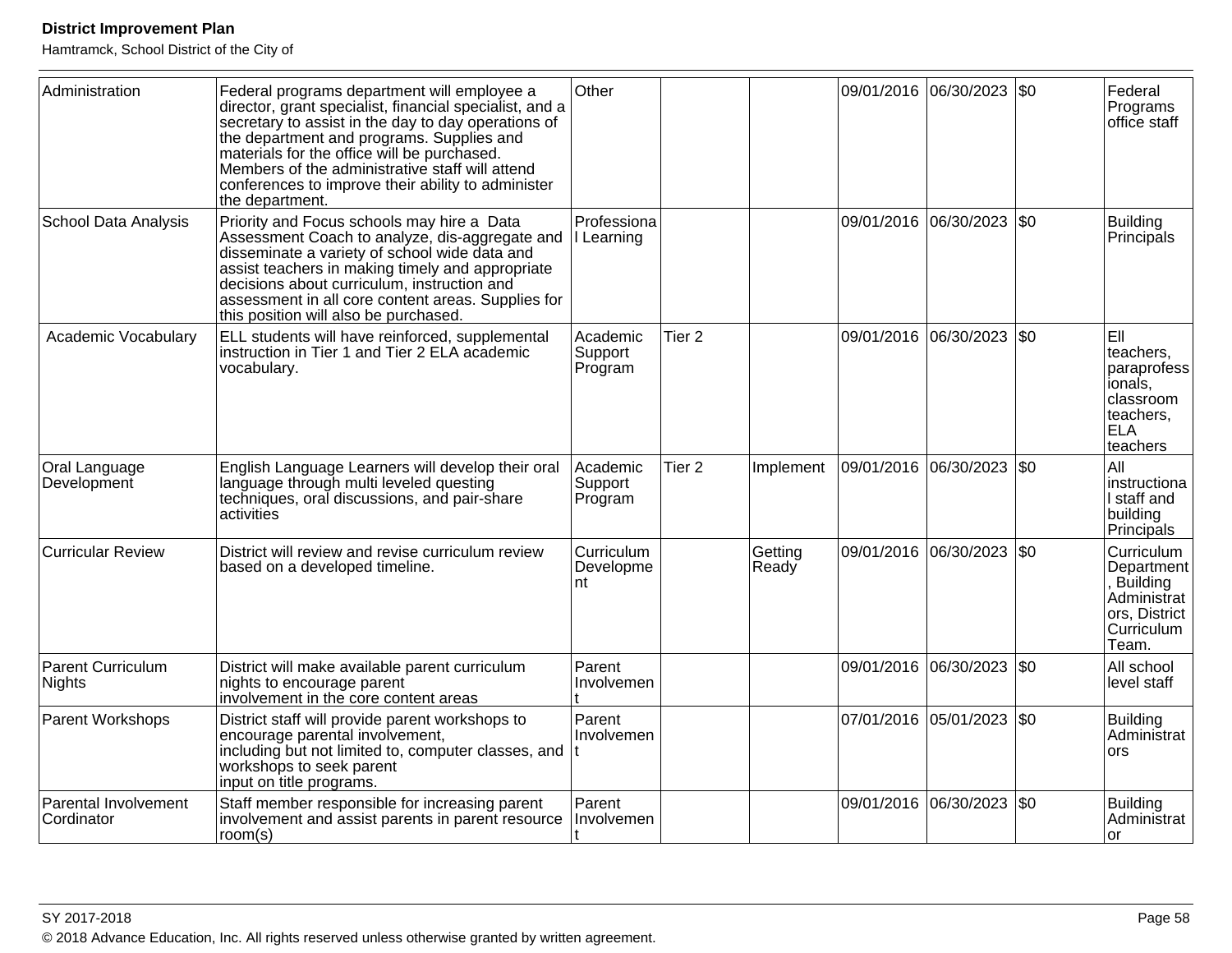| | | | | | | | | |
|---|---|---|---|---|---|---|---|---|
| Administration | Federal programs department will employee a director, grant specialist, financial specialist, and a secretary to assist in the day to day operations of the department and programs. Supplies and materials for the office will be purchased. Members of the administrative staff will attend conferences to improve their ability to administer the department. | Other | | | 09/01/2016 | 06/30/2023 | $0 | Federal Programs office staff |
| School Data Analysis | Priority and Focus schools may hire a Data Assessment Coach to analyze, dis-aggregate and disseminate a variety of school wide data and assist teachers in making timely and appropriate decisions about curriculum, instruction and assessment in all core content areas. Supplies for this position will also be purchased. | Professional Learning | | | 09/01/2016 | 06/30/2023 | $0 | Building Principals |
| Academic Vocabulary | ELL students will have reinforced, supplemental instruction in Tier 1 and Tier 2 ELA academic vocabulary. | Academic Support Program | Tier 2 | | 09/01/2016 | 06/30/2023 | $0 | Ell teachers, paraprofessionals, classroom teachers, ELA teachers |
| Oral Language Development | English Language Learners will develop their oral language through multi leveled questing techniques, oral discussions, and pair-share activities | Academic Support Program | Tier 2 | Implement | 09/01/2016 | 06/30/2023 | $0 | All instructional staff and building Principals |
| Curricular Review | District will review and revise curriculum review based on a developed timeline. | Curriculum Development | | Getting Ready | 09/01/2016 | 06/30/2023 | $0 | Curriculum Department, Building Administrators, District Curriculum Team. |
| Parent Curriculum Nights | District will make available parent curriculum nights to encourage parent involvement in the core content areas | Parent Involvement | | | 09/01/2016 | 06/30/2023 | $0 | All school level staff |
| Parent Workshops | District staff will provide parent workshops to encourage parental involvement, including but not limited to, computer classes, and workshops to seek parent input on title programs. | Parent Involvement | | | 07/01/2016 | 05/01/2023 | $0 | Building Administrators |
| Parental Involvement Cordinator | Staff member responsible for increasing parent involvement and assist parents in parent resource room(s) | Parent Involvement | | | 09/01/2016 | 06/30/2023 | $0 | Building Administrator |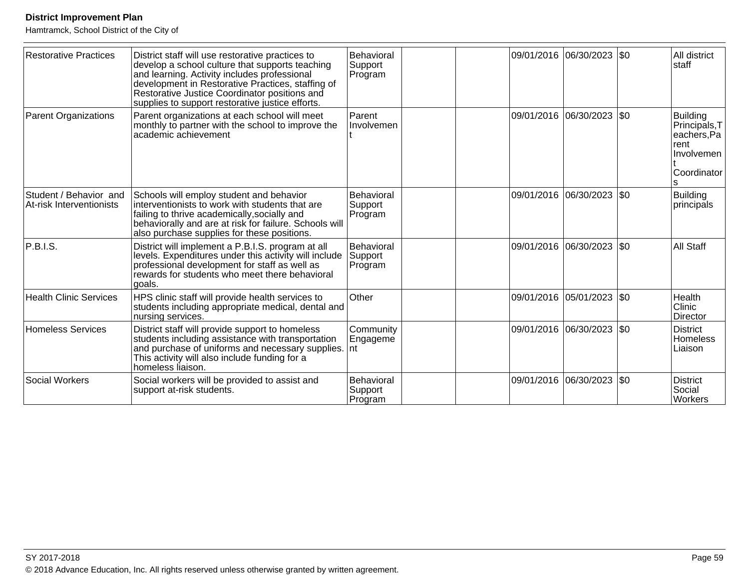| Restorative Practices | District staff will use restorative practices to develop a school culture that supports teaching and learning. Activity includes professional development in Restorative Practices, staffing of Restorative Justice Coordinator positions and supplies to support restorative justice efforts. | Behavioral Support Program | | | 09/01/2016 | 06/30/2023 | $0 | All district staff |
|---|---|---|---|---|---|---|---|---|
| Parent Organizations | Parent organizations at each school will meet monthly to partner with the school to improve the academic achievement | Parent Involvement | | | 09/01/2016 | 06/30/2023 | $0 | Building Principals,Teachers,Parent Involvement Coordinators |
| Student / Behavior and At-risk Interventionists | Schools will employ student and behavior interventionists to work with students that are failing to thrive academically,socially and behaviorally and are at risk for failure. Schools will also purchase supplies for these positions. | Behavioral Support Program | | | 09/01/2016 | 06/30/2023 | $0 | Building principals |
| P.B.I.S. | District will implement a P.B.I.S. program at all levels. Expenditures under this activity will include professional development for staff as well as rewards for students who meet there behavioral goals. | Behavioral Support Program | | | 09/01/2016 | 06/30/2023 | $0 | All Staff |
| Health Clinic Services | HPS clinic staff will provide health services to students including appropriate medical, dental and nursing services. | Other | | | 09/01/2016 | 05/01/2023 | $0 | Health Clinic Director |
| Homeless Services | District staff will provide support to homeless students including assistance with transportation and purchase of uniforms and necessary supplies. This activity will also include funding for a homeless liaison. | Community Engagement | | | 09/01/2016 | 06/30/2023 | $0 | District Homeless Liaison |
| Social Workers | Social workers will be provided to assist and support at-risk students. | Behavioral Support Program | | | 09/01/2016 | 06/30/2023 | $0 | District Social Workers |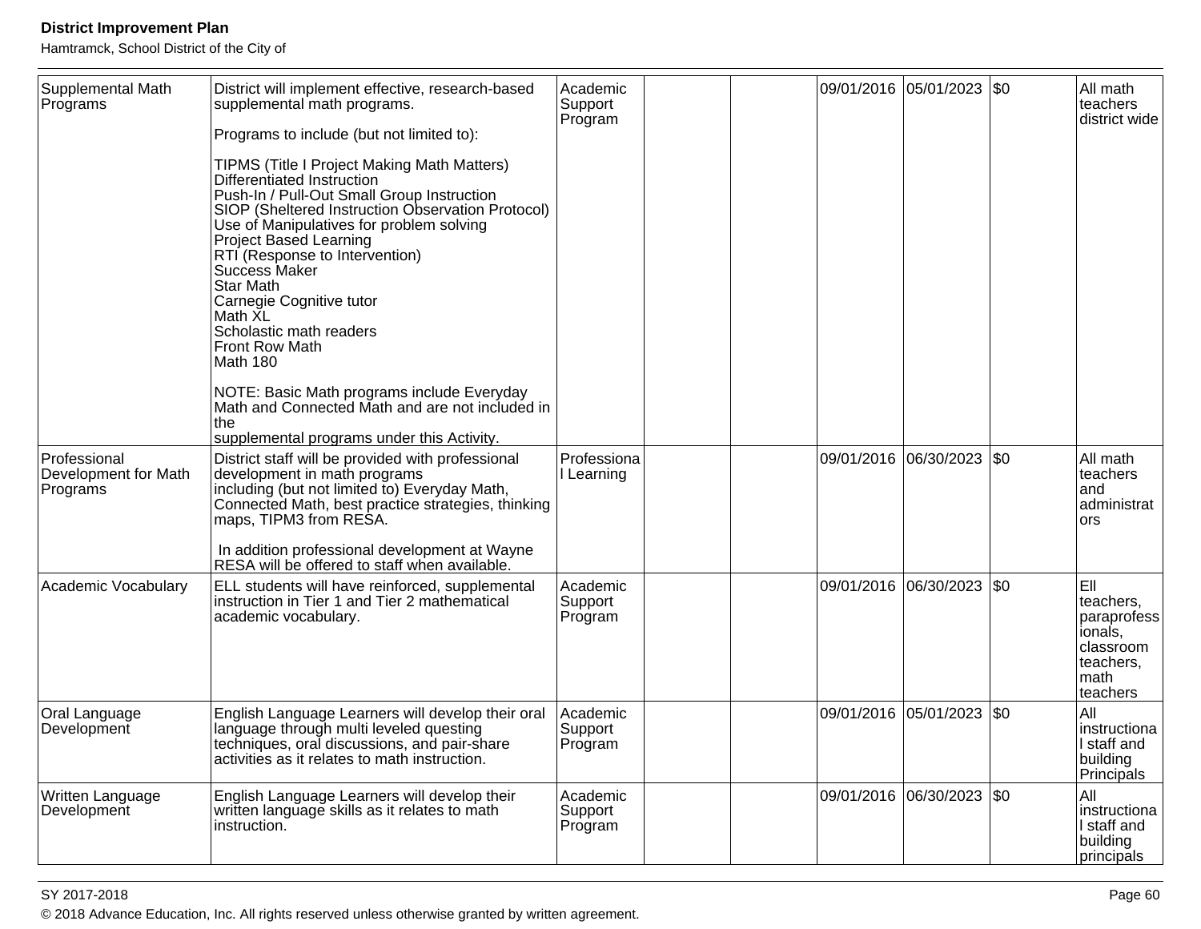| | | | | | | | | |
|---|---|---|---|---|---|---|---|---|
| Supplemental Math Programs | District will implement effective, research-based supplemental math programs.<br><br>Programs to include (but not limited to):<br><br>TIPMS (Title I Project Making Math Matters)<br>Differentiated Instruction<br>Push-In / Pull-Out Small Group Instruction<br>SIOP (Sheltered Instruction Observation Protocol)<br>Use of Manipulatives for problem solving<br>Project Based Learning<br>RTI (Response to Intervention)<br>Success Maker<br>Star Math<br>Carnegie Cognitive tutor<br>Math XL<br>Scholastic math readers<br>Front Row Math<br>Math 180<br><br>NOTE: Basic Math programs include Everyday Math and Connected Math and are not included in the<br>supplemental programs under this Activity. | Academic Support Program | | | 09/01/2016 | 05/01/2023 | $0 | All math teachers district wide |
| Professional Development for Math Programs | District staff will be provided with professional development in math programs<br>including (but not limited to) Everyday Math, Connected Math, best practice strategies, thinking maps, TIPM3 from RESA.<br><br>In addition professional development at Wayne RESA will be offered to staff when available. | Professional Learning | | | 09/01/2016 | 06/30/2023 | $0 | All math teachers and administrators |
| Academic Vocabulary | ELL students will have reinforced, supplemental instruction in Tier 1 and Tier 2 mathematical academic vocabulary. | Academic Support Program | | | 09/01/2016 | 06/30/2023 | $0 | Ell teachers, paraprofessionals, classroom teachers, math teachers |
| Oral Language Development | English Language Learners will develop their oral language through multi leveled questing techniques, oral discussions, and pair-share activities as it relates to math instruction. | Academic Support Program | | | 09/01/2016 | 05/01/2023 | $0 | All instructional staff and building Principals |
| Written Language Development | English Language Learners will develop their written language skills as it relates to math instruction. | Academic Support Program | | | 09/01/2016 | 06/30/2023 | $0 | All instructional staff and building principals |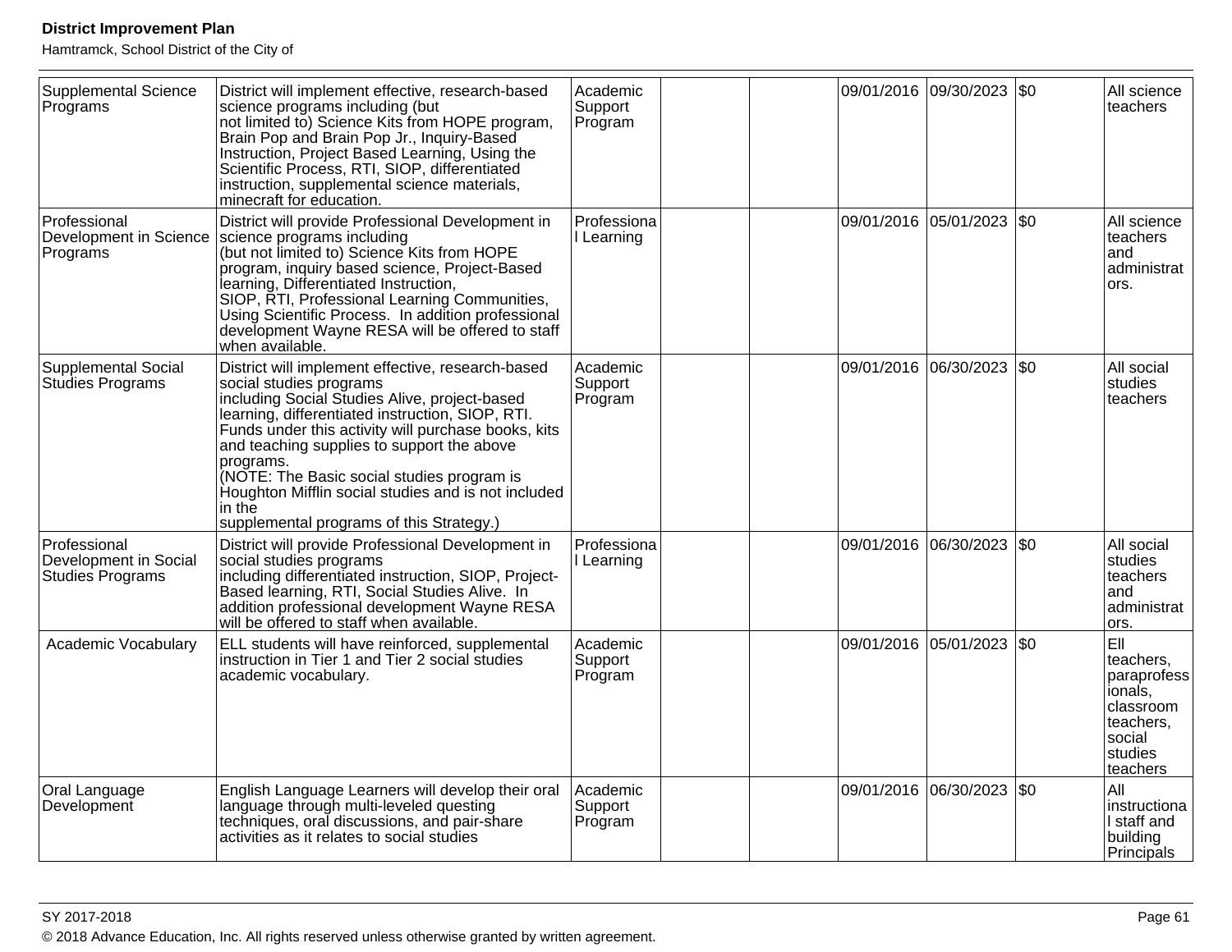| | | | | | | | | |
|---|---|---|---|---|---|---|---|---|
| Supplemental Science Programs | District will implement effective, research-based science programs including (but not limited to) Science Kits from HOPE program, Brain Pop and Brain Pop Jr., Inquiry-Based Instruction, Project Based Learning, Using the Scientific Process, RTI, SIOP, differentiated instruction, supplemental science materials, minecraft for education. | Academic Support Program | | | 09/01/2016 | 09/30/2023 | $0 | All science teachers |
| Professional Development in Science Programs | District will provide Professional Development in science programs including (but not limited to) Science Kits from HOPE program, inquiry based science, Project-Based learning, Differentiated Instruction, SIOP, RTI, Professional Learning Communities, Using Scientific Process. In addition professional development Wayne RESA will be offered to staff when available. | Professional Learning | | | 09/01/2016 | 05/01/2023 | $0 | All science teachers and administrators. |
| Supplemental Social Studies Programs | District will implement effective, research-based social studies programs including Social Studies Alive, project-based learning, differentiated instruction, SIOP, RTI. Funds under this activity will purchase books, kits and teaching supplies to support the above programs. (NOTE: The Basic social studies program is Houghton Mifflin social studies and is not included in the supplemental programs of this Strategy.) | Academic Support Program | | | 09/01/2016 | 06/30/2023 | $0 | All social studies teachers |
| Professional Development in Social Studies Programs | District will provide Professional Development in social studies programs including differentiated instruction, SIOP, Project-Based learning, RTI, Social Studies Alive. In addition professional development Wayne RESA will be offered to staff when available. | Professional Learning | | | 09/01/2016 | 06/30/2023 | $0 | All social studies teachers and administrators. |
| Academic Vocabulary | ELL students will have reinforced, supplemental instruction in Tier 1 and Tier 2 social studies academic vocabulary. | Academic Support Program | | | 09/01/2016 | 05/01/2023 | $0 | Ell teachers, paraprofessionals, classroom teachers, social studies teachers |
| Oral Language Development | English Language Learners will develop their oral language through multi-leveled questing techniques, oral discussions, and pair-share activities as it relates to social studies | Academic Support Program | | | 09/01/2016 | 06/30/2023 | $0 | All instructional staff and building Principals |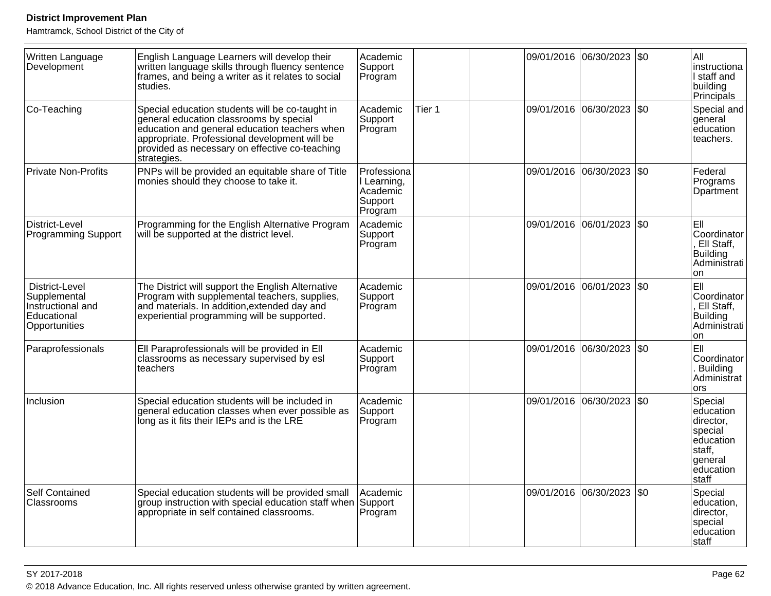| | | | | | | | | |
|---|---|---|---|---|---|---|---|---|
| Written Language Development | English Language Learners will develop their written language skills through fluency sentence frames, and being a writer as it relates to social studies. | Academic Support Program | | | 09/01/2016 | 06/30/2023 | $0 | All instructional staff and building Principals |
| Co-Teaching | Special education students will be co-taught in general education classrooms by special education and general education teachers when appropriate. Professional development will be provided as necessary on effective co-teaching strategies. | Academic Support Program | Tier 1 | | 09/01/2016 | 06/30/2023 | $0 | Special and general education teachers. |
| Private Non-Profits | PNPs will be provided an equitable share of Title monies should they choose to take it. | Professional Learning, Academic Support Program | | | 09/01/2016 | 06/30/2023 | $0 | Federal Programs Dpartment |
| District-Level Programming Support | Programming for the English Alternative Program will be supported at the district level. | Academic Support Program | | | 09/01/2016 | 06/01/2023 | $0 | Ell Coordinator, Ell Staff, Building Administration |
| District-Level Supplemental Instructional and Educational Opportunities | The District will support the English Alternative Program with supplemental teachers, supplies, and materials. In addition,extended day and experiential programming will be supported. | Academic Support Program | | | 09/01/2016 | 06/01/2023 | $0 | Ell Coordinator, Ell Staff, Building Administration |
| Paraprofessionals | Ell Paraprofessionals will be provided in Ell classrooms as necessary supervised by esl teachers | Academic Support Program | | | 09/01/2016 | 06/30/2023 | $0 | Ell Coordinator. Building Administrators |
| Inclusion | Special education students will be included in general education classes when ever possible as long as it fits their IEPs and is the LRE | Academic Support Program | | | 09/01/2016 | 06/30/2023 | $0 | Special education director, special education staff, general education staff |
| Self Contained Classrooms | Special education students will be provided small group instruction with special education staff when appropriate in self contained classrooms. | Academic Support Program | | | 09/01/2016 | 06/30/2023 | $0 | Special education, director, special education staff |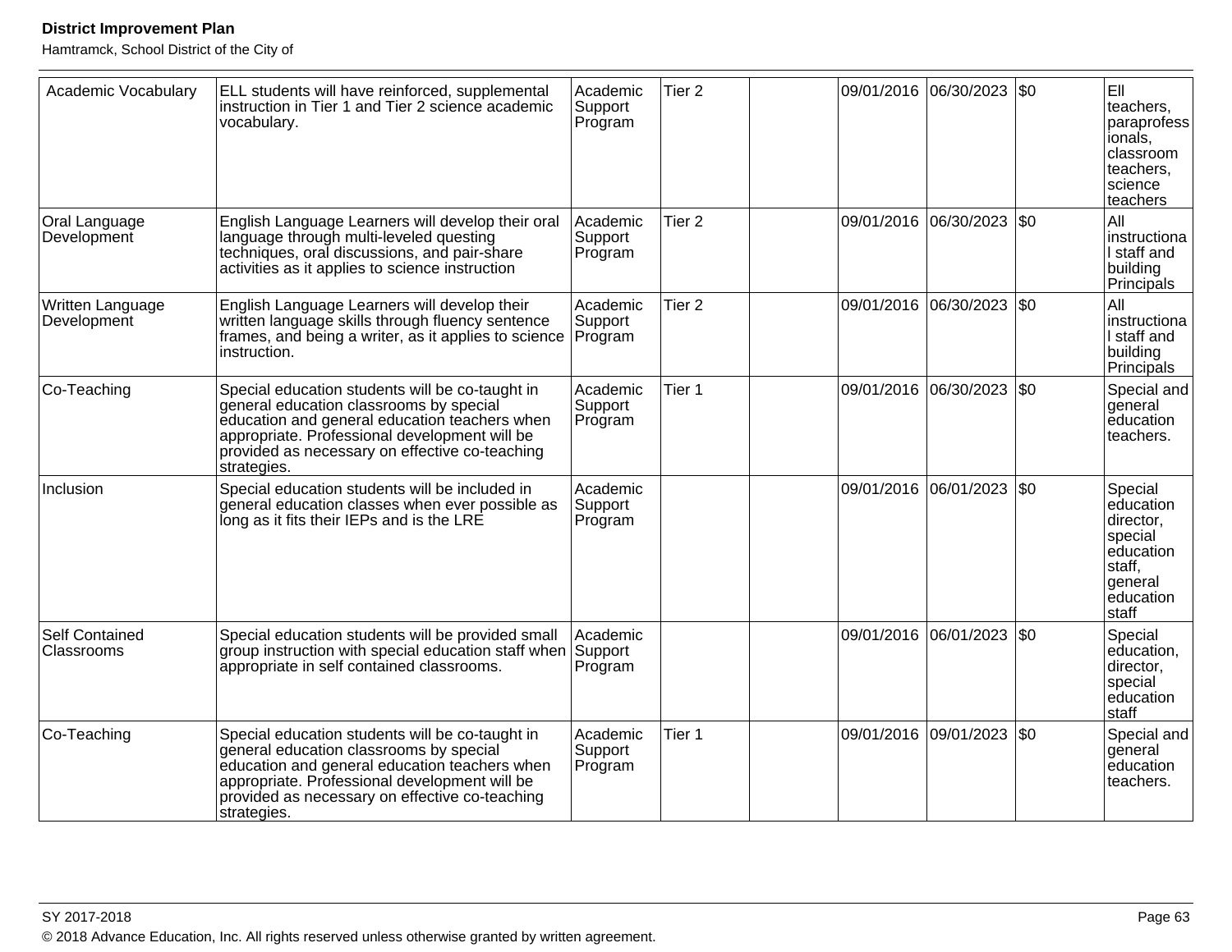| | | | | | | | | |
|---|---|---|---|---|---|---|---|---|
| Academic Vocabulary | ELL students will have reinforced, supplemental instruction in Tier 1 and Tier 2 science academic vocabulary. | Academic Support Program | Tier 2 | | 09/01/2016 | 06/30/2023 | $0 | Ell teachers, paraprofessionals, classroom teachers, science teachers |
| Oral Language Development | English Language Learners will develop their oral language through multi-leveled questing techniques, oral discussions, and pair-share activities as it applies to science instruction | Academic Support Program | Tier 2 | | 09/01/2016 | 06/30/2023 | $0 | All instructional staff and building Principals |
| Written Language Development | English Language Learners will develop their written language skills through fluency sentence frames, and being a writer, as it applies to science instruction. | Academic Support Program | Tier 2 | | 09/01/2016 | 06/30/2023 | $0 | All instructional staff and building Principals |
| Co-Teaching | Special education students will be co-taught in general education classrooms by special education and general education teachers when appropriate. Professional development will be provided as necessary on effective co-teaching strategies. | Academic Support Program | Tier 1 | | 09/01/2016 | 06/30/2023 | $0 | Special and general education teachers. |
| Inclusion | Special education students will be included in general education classes when ever possible as long as it fits their IEPs and is the LRE | Academic Support Program | | | 09/01/2016 | 06/01/2023 | $0 | Special education director, special education staff, general education staff |
| Self Contained Classrooms | Special education students will be provided small group instruction with special education staff when appropriate in self contained classrooms. | Academic Support Program | | | 09/01/2016 | 06/01/2023 | $0 | Special education, director, special education staff |
| Co-Teaching | Special education students will be co-taught in general education classrooms by special education and general education teachers when appropriate. Professional development will be provided as necessary on effective co-teaching strategies. | Academic Support Program | Tier 1 | | 09/01/2016 | 09/01/2023 | $0 | Special and general education teachers. |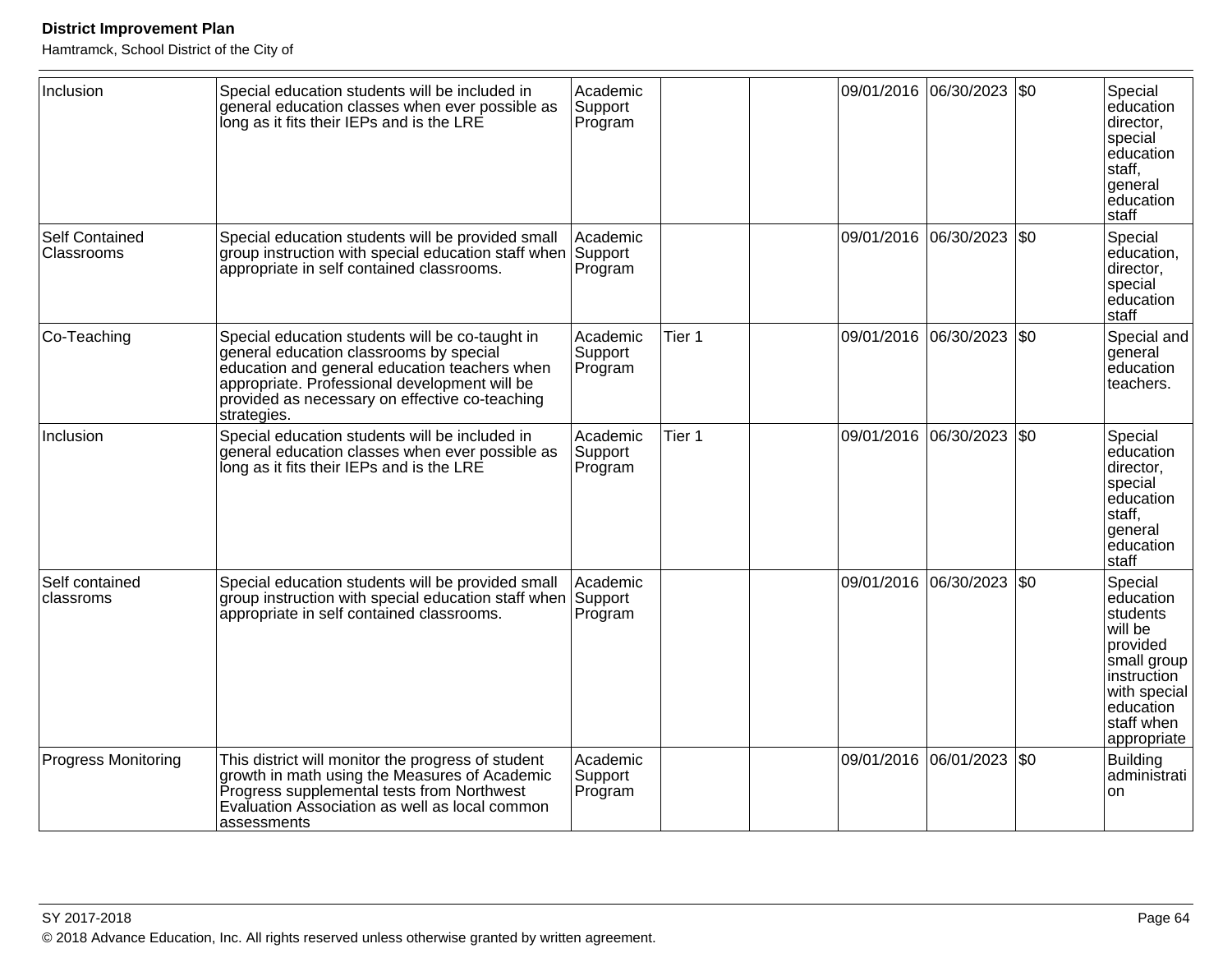| Inclusion | Special education students will be included in general education classes when ever possible as long as it fits their IEPs and is the LRE | Academic Support Program | | | 09/01/2016 | 06/30/2023 | $0 | Special education director, special education staff, general education staff |
|---|---|---|---|---|---|---|---|---|
| Self Contained Classrooms | Special education students will be provided small group instruction with special education staff when appropriate in self contained classrooms. | Academic Support Program | | | 09/01/2016 | 06/30/2023 | $0 | Special education, director, special education staff |
| Co-Teaching | Special education students will be co-taught in general education classrooms by special education and general education teachers when appropriate. Professional development will be provided as necessary on effective co-teaching strategies. | Academic Support Program | Tier 1 | | 09/01/2016 | 06/30/2023 | $0 | Special and general education teachers. |
| Inclusion | Special education students will be included in general education classes when ever possible as long as it fits their IEPs and is the LRE | Academic Support Program | Tier 1 | | 09/01/2016 | 06/30/2023 | $0 | Special education director, special education staff, general education staff |
| Self contained classroms | Special education students will be provided small group instruction with special education staff when appropriate in self contained classrooms. | Academic Support Program | | | 09/01/2016 | 06/30/2023 | $0 | Special education students will be provided small group instruction with special education staff when appropriate |
| Progress Monitoring | This district will monitor the progress of student growth in math using the Measures of Academic Progress supplemental tests from Northwest Evaluation Association as well as local common assessments | Academic Support Program | | | 09/01/2016 | 06/01/2023 | $0 | Building administration |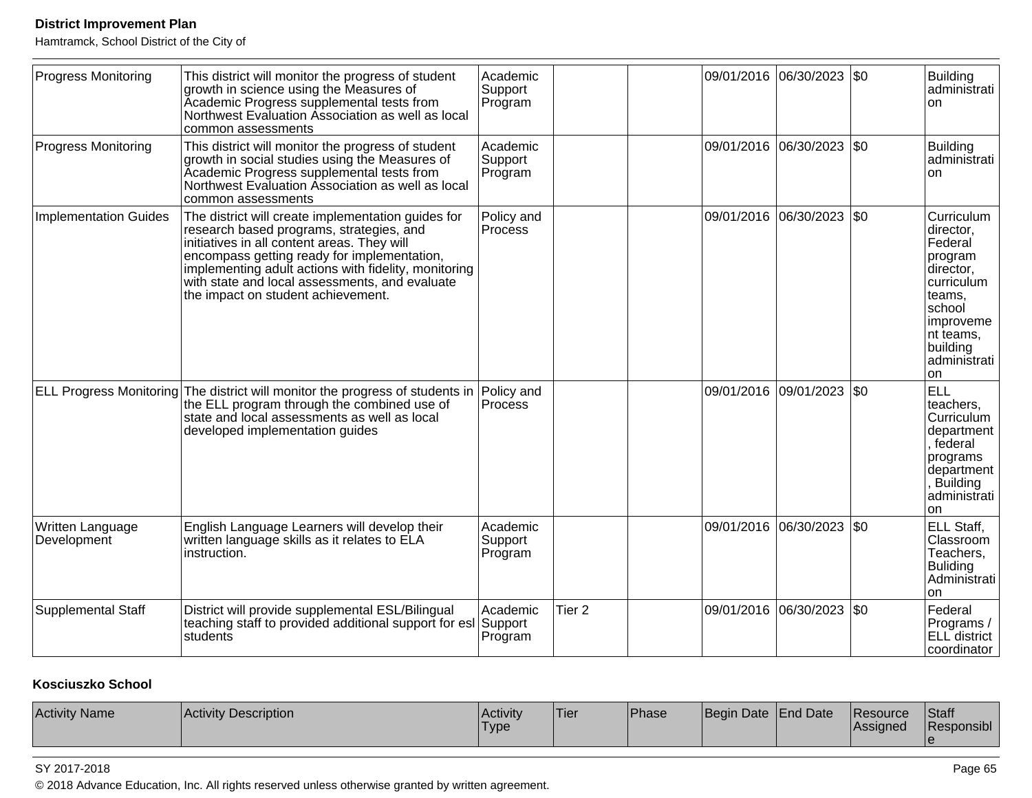| Progress Monitoring | This district will monitor the progress of student growth in science using the Measures of Academic Progress supplemental tests from Northwest Evaluation Association as well as local common assessments | Academic Support Program | | | 09/01/2016 | 06/30/2023 | $0 | Building administration |
|---|---|---|---|---|---|---|---|---|
| Progress Monitoring | This district will monitor the progress of student growth in social studies using the Measures of Academic Progress supplemental tests from Northwest Evaluation Association as well as local common assessments | Academic Support Program | | | 09/01/2016 | 06/30/2023 | $0 | Building administration |
| Implementation Guides | The district will create implementation guides for research based programs, strategies, and initiatives in all content areas. They will encompass getting ready for implementation, implementing adult actions with fidelity, monitoring with state and local assessments, and evaluate the impact on student achievement. | Policy and Process | | | 09/01/2016 | 06/30/2023 | $0 | Curriculum director, Federal program director, curriculum teams, school improvement teams, building administration |
| ELL Progress Monitoring | The district will monitor the progress of students in the ELL program through the combined use of state and local assessments as well as local developed implementation guides | Policy and Process | | | 09/01/2016 | 09/01/2023 | $0 | ELL teachers, Curriculum department, federal programs department, Building administration |
| Written Language Development | English Language Learners will develop their written language skills as it relates to ELA instruction. | Academic Support Program | | | 09/01/2016 | 06/30/2023 | $0 | ELL Staff, Classroom Teachers, Buliding Administration |
| Supplemental Staff | District will provide supplemental ESL/Bilingual teaching staff to provided additional support for esl students | Academic Support Program | Tier 2 | | 09/01/2016 | 06/30/2023 | $0 | Federal Programs / ELL district coordinator |

**Kosciuszko School**

| Activity Name | Activity Description | Activity Type | Tier | Phase | Begin Date | End Date | Resource Assigned | Staff Responsible |
|---|---|---|---|---|---|---|---|---|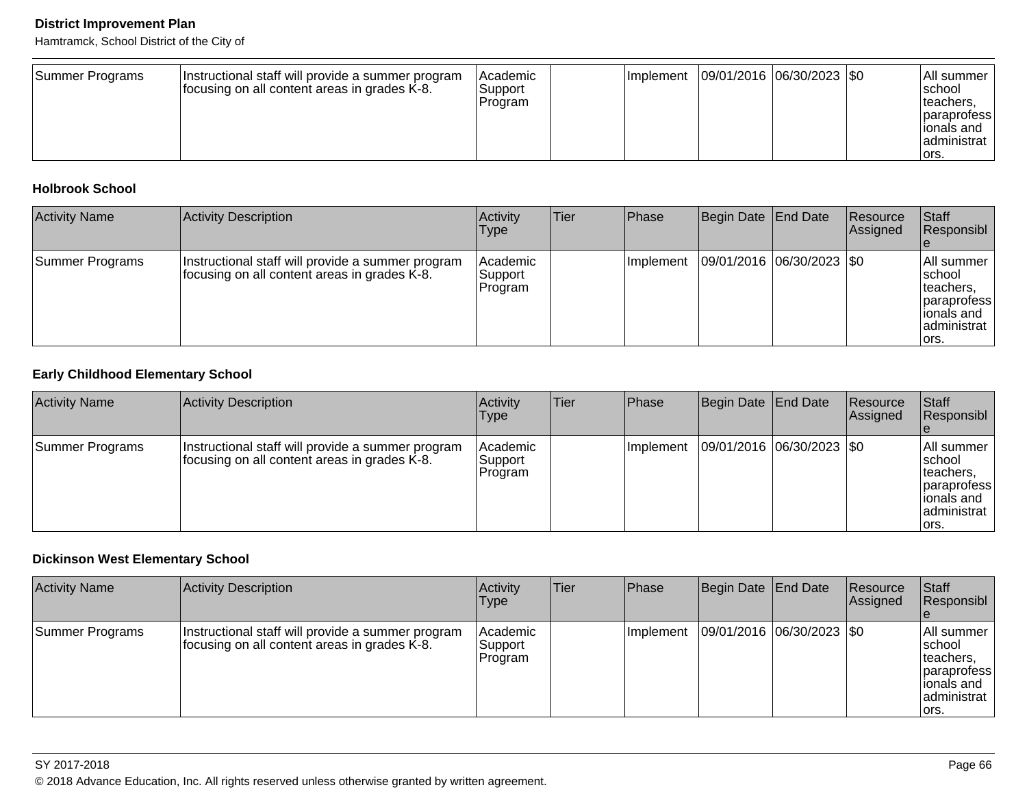| Summer Programs | Instructional staff will provide a summer program focusing on all content areas in grades K-8. | Academic Support Program | | Implement | 09/01/2016 | 06/30/2023 | $0 | All summer school teachers, paraprofessionals and administrators. |
|---|---|---|---|---|---|---|---|---|

### Holbrook School

| Activity Name | Activity Description | Activity Type | Tier | Phase | Begin Date | End Date | Resource Assigned | Staff Responsible |
|---|---|---|---|---|---|---|---|---|
| Summer Programs | Instructional staff will provide a summer program focusing on all content areas in grades K-8. | Academic Support Program | | Implement | 09/01/2016 | 06/30/2023 | $0 | All summer school teachers, paraprofessionals and administrators. |

### Early Childhood Elementary School

| Activity Name | Activity Description | Activity Type | Tier | Phase | Begin Date | End Date | Resource Assigned | Staff Responsible |
|---|---|---|---|---|---|---|---|---|
| Summer Programs | Instructional staff will provide a summer program focusing on all content areas in grades K-8. | Academic Support Program | | Implement | 09/01/2016 | 06/30/2023 | $0 | All summer school teachers, paraprofessionals and administrators. |

### Dickinson West Elementary School

| Activity Name | Activity Description | Activity Type | Tier | Phase | Begin Date | End Date | Resource Assigned | Staff Responsible |
|---|---|---|---|---|---|---|---|---|
| Summer Programs | Instructional staff will provide a summer program focusing on all content areas in grades K-8. | Academic Support Program | | Implement | 09/01/2016 | 06/30/2023 | $0 | All summer school teachers, paraprofessionals and administrators. |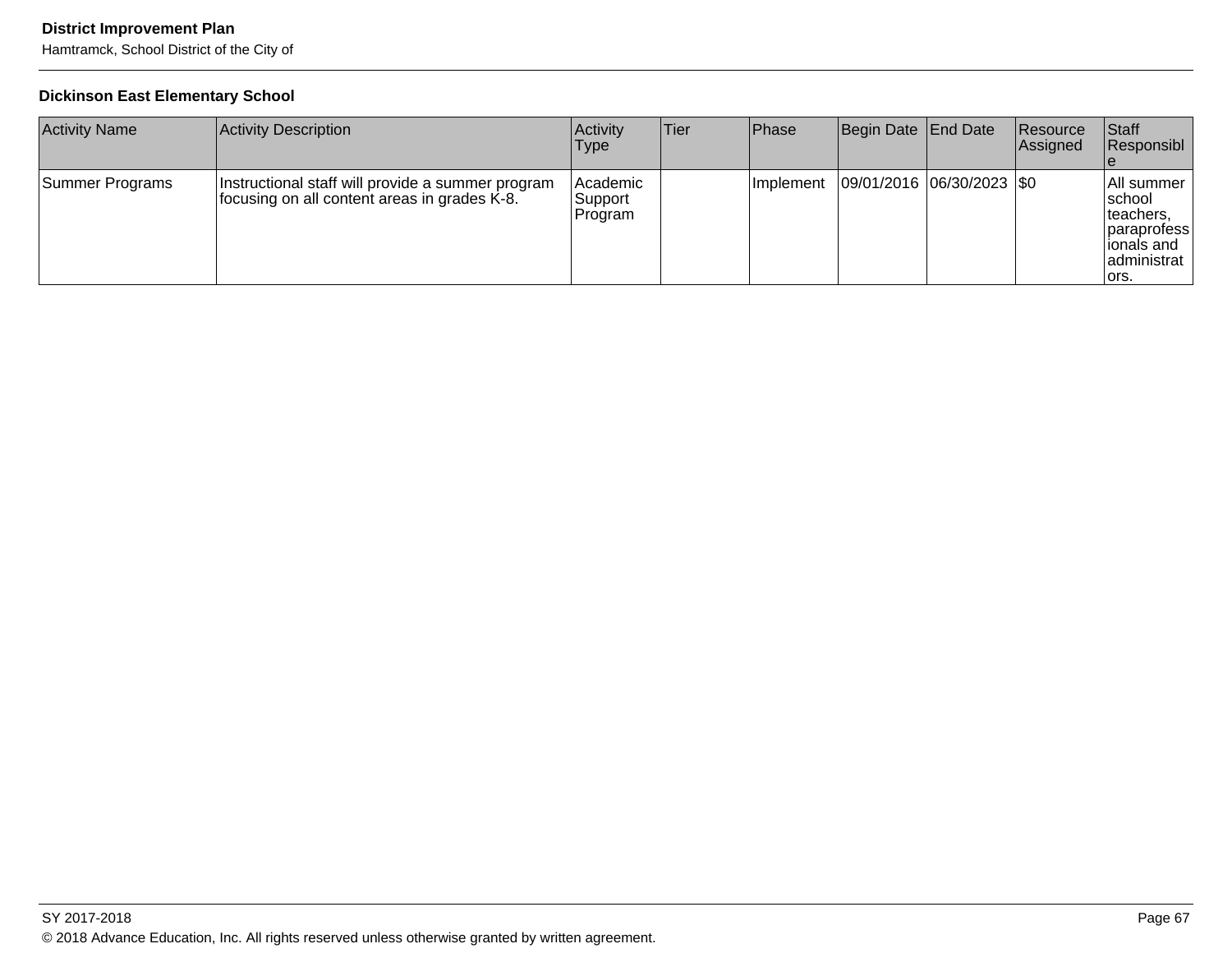**Dickinson East Elementary School**

| Activity Name | Activity Description | Activity Type | Tier | Phase | Begin Date | End Date | Resource Assigned | Staff Responsible |
|---|---|---|---|---|---|---|---|---|
| Summer Programs | Instructional staff will provide a summer program focusing on all content areas in grades K-8. | Academic Support Program | | Implement | 09/01/2016 | 06/30/2023 | $0 | All summer school teachers, paraprofessionals and administrators. |